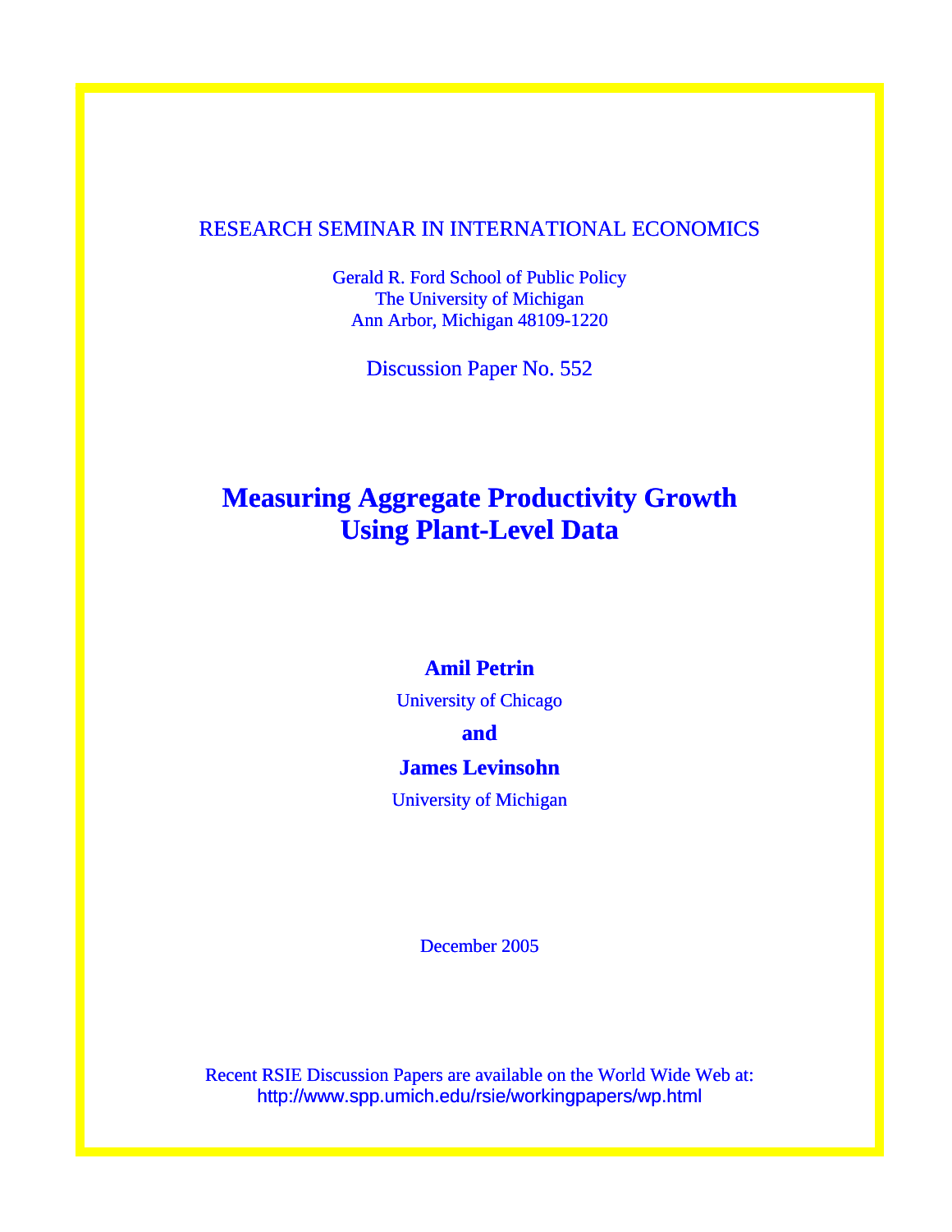RESEARCH SEMINAR IN INTERNATIONAL ECONOMICS

Gerald R. Ford School of Public Policy
The University of Michigan
Ann Arbor, Michigan 48109-1220

Discussion Paper No. 552

# Measuring Aggregate Productivity Growth Using Plant-Level Data

**Amil Petrin**

University of Chicago

**and**

**James Levinsohn**

University of Michigan

December 2005

Recent RSIE Discussion Papers are available on the World Wide Web at:
http://www.spp.umich.edu/rsie/workingpapers/wp.html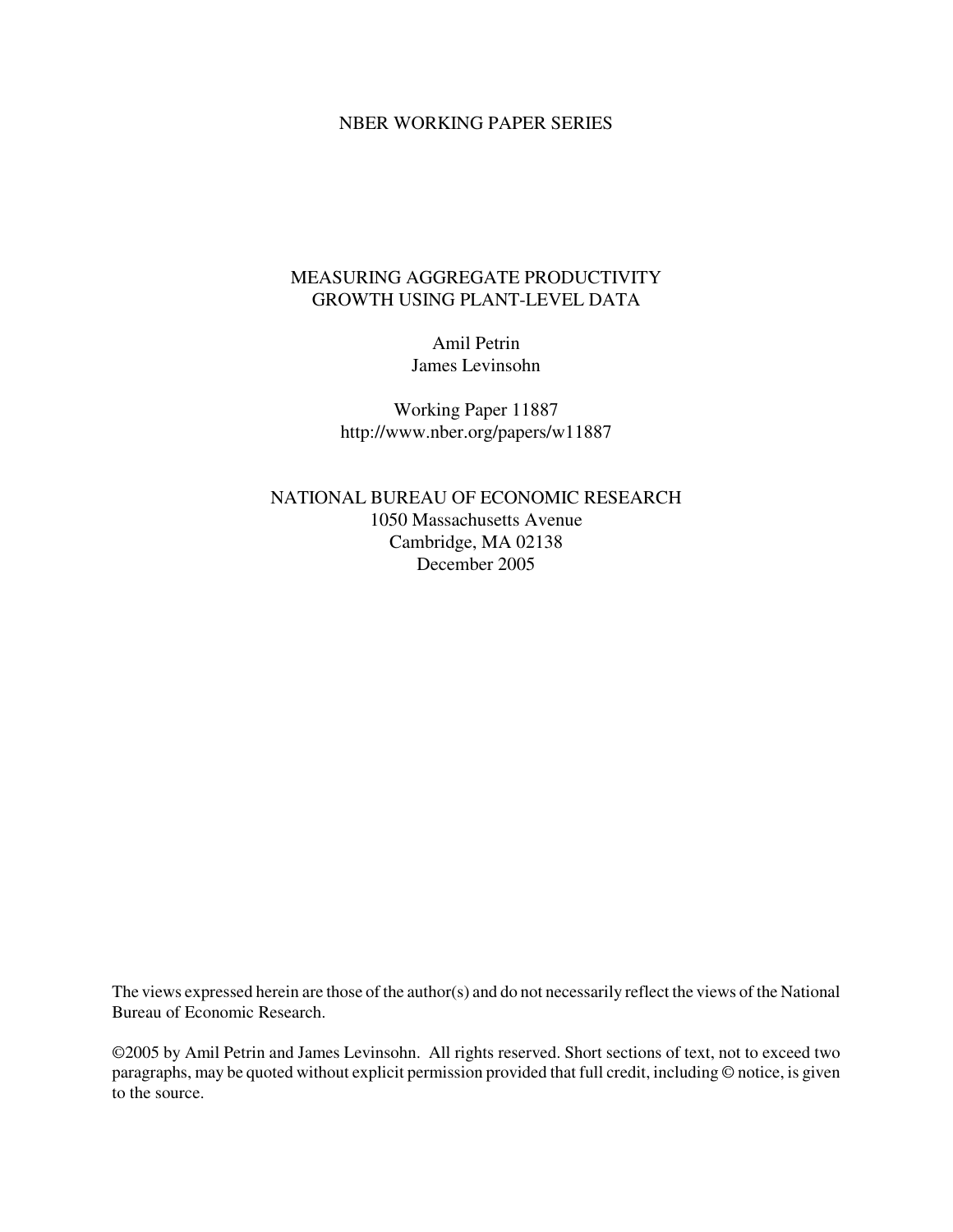NBER WORKING PAPER SERIES

MEASURING AGGREGATE PRODUCTIVITY
GROWTH USING PLANT-LEVEL DATA

Amil Petrin
James Levinsohn

Working Paper 11887
http://www.nber.org/papers/w11887

NATIONAL BUREAU OF ECONOMIC RESEARCH
1050 Massachusetts Avenue
Cambridge, MA 02138
December 2005

The views expressed herein are those of the author(s) and do not necessarily reflect the views of the National Bureau of Economic Research.

©2005 by Amil Petrin and James Levinsohn. All rights reserved. Short sections of text, not to exceed two paragraphs, may be quoted without explicit permission provided that full credit, including © notice, is given to the source.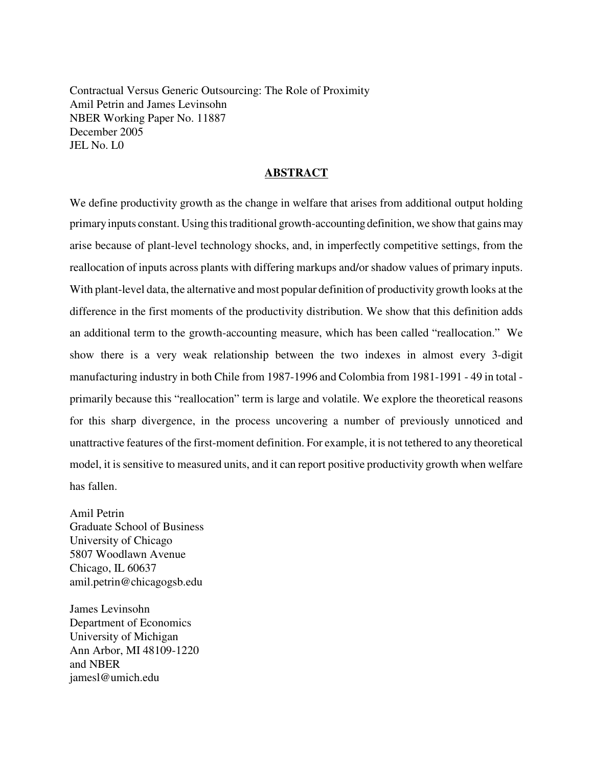Contractual Versus Generic Outsourcing: The Role of Proximity
Amil Petrin and James Levinsohn
NBER Working Paper No. 11887
December 2005
JEL No. L0

## ABSTRACT

We define productivity growth as the change in welfare that arises from additional output holding primary inputs constant. Using this traditional growth-accounting definition, we show that gains may arise because of plant-level technology shocks, and, in imperfectly competitive settings, from the reallocation of inputs across plants with differing markups and/or shadow values of primary inputs. With plant-level data, the alternative and most popular definition of productivity growth looks at the difference in the first moments of the productivity distribution. We show that this definition adds an additional term to the growth-accounting measure, which has been called "reallocation." We show there is a very weak relationship between the two indexes in almost every 3-digit manufacturing industry in both Chile from 1987-1996 and Colombia from 1981-1991 - 49 in total - primarily because this "reallocation" term is large and volatile. We explore the theoretical reasons for this sharp divergence, in the process uncovering a number of previously unnoticed and unattractive features of the first-moment definition. For example, it is not tethered to any theoretical model, it is sensitive to measured units, and it can report positive productivity growth when welfare has fallen.

Amil Petrin
Graduate School of Business
University of Chicago
5807 Woodlawn Avenue
Chicago, IL 60637
amil.petrin@chicagogsb.edu

James Levinsohn
Department of Economics
University of Michigan
Ann Arbor, MI 48109-1220
and NBER
jamesl@umich.edu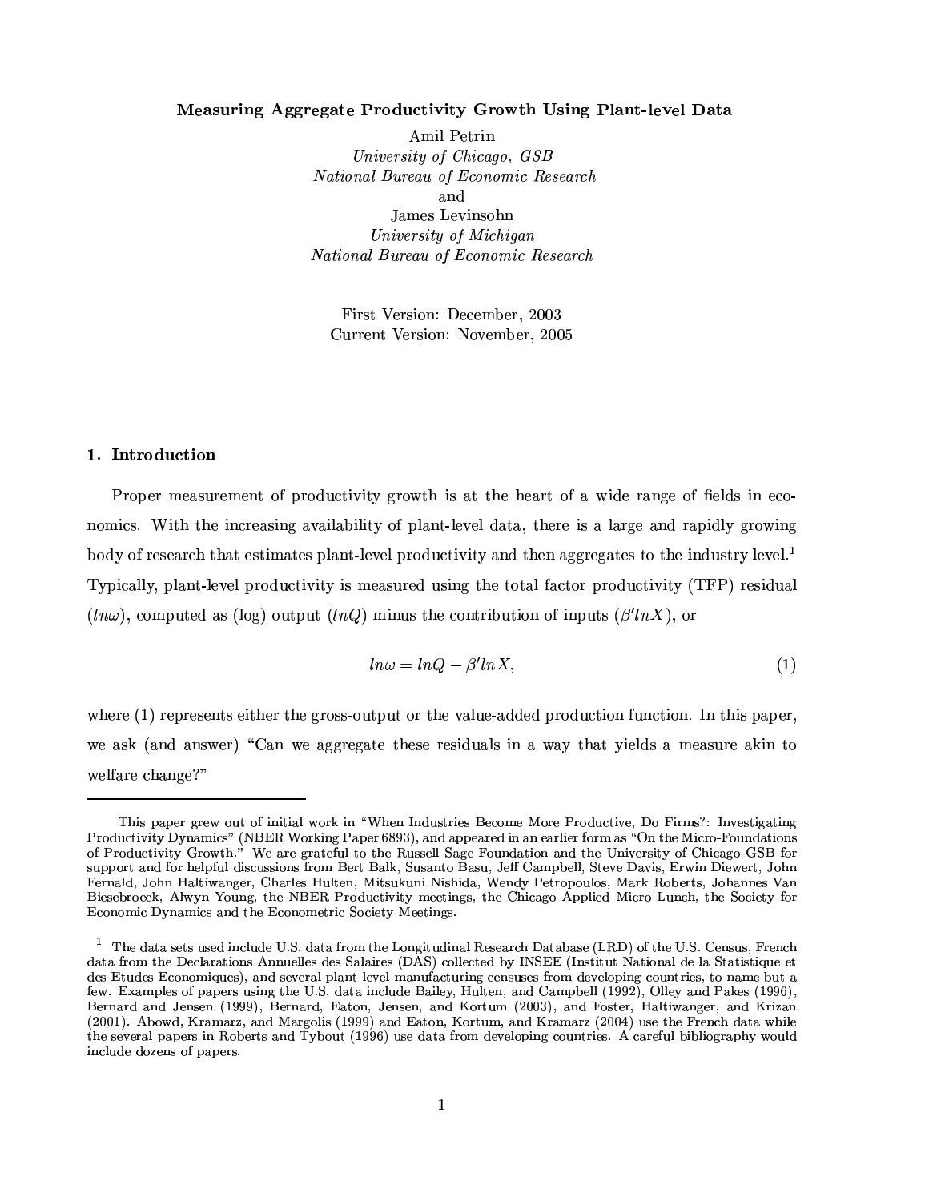# Measuring Aggregate Productivity Growth Using Plant-level Data

Amil Petrin
*University of Chicago, GSB*
*National Bureau of Economic Research*
and
James Levinsohn
*University of Michigan*
*National Bureau of Economic Research*

First Version: December, 2003
Current Version: November, 2005

## 1. Introduction

Proper measurement of productivity growth is at the heart of a wide range of fields in economics. With the increasing availability of plant-level data, there is a large and rapidly growing body of research that estimates plant-level productivity and then aggregates to the industry level.[1] Typically, plant-level productivity is measured using the total factor productivity (TFP) residual ($ln\omega$), computed as (log) output ($lnQ$) minus the contribution of inputs ($\beta' lnX$), or

$$ln\omega = lnQ - \beta' lnX, \tag{1}$$

where (1) represents either the gross-output or the value-added production function. In this paper, we ask (and answer) "Can we aggregate these residuals in a way that yields a measure akin to welfare change?"

---

This paper grew out of initial work in "When Industries Become More Productive, Do Firms?: Investigating Productivity Dynamics" (NBER Working Paper 6893), and appeared in an earlier form as "On the Micro-Foundations of Productivity Growth." We are grateful to the Russell Sage Foundation and the University of Chicago GSB for support and for helpful discussions from Bert Balk, Susanto Basu, Jeff Campbell, Steve Davis, Erwin Diewert, John Fernald, John Haltiwanger, Charles Hulten, Mitsukuni Nishida, Wendy Petropoulos, Mark Roberts, Johannes Van Biesebroeck, Alwyn Young, the NBER Productivity meetings, the Chicago Applied Micro Lunch, the Society for Economic Dynamics and the Econometric Society Meetings.

[1] The data sets used include U.S. data from the Longitudinal Research Database (LRD) of the U.S. Census, French data from the Declarations Annuelles des Salaires (DAS) collected by INSEE (Institut National de la Statistique et des Etudes Economiques), and several plant-level manufacturing censuses from developing countries, to name but a few. Examples of papers using the U.S. data include Bailey, Hulten, and Campbell (1992), Olley and Pakes (1996), Bernard and Jensen (1999), Bernard, Eaton, Jensen, and Kortum (2003), and Foster, Haltiwanger, and Krizan (2001). Abowd, Kramarz, and Margolis (1999) and Eaton, Kortum, and Kramarz (2004) use the French data while the several papers in Roberts and Tybout (1996) use data from developing countries. A careful bibliography would include dozens of papers.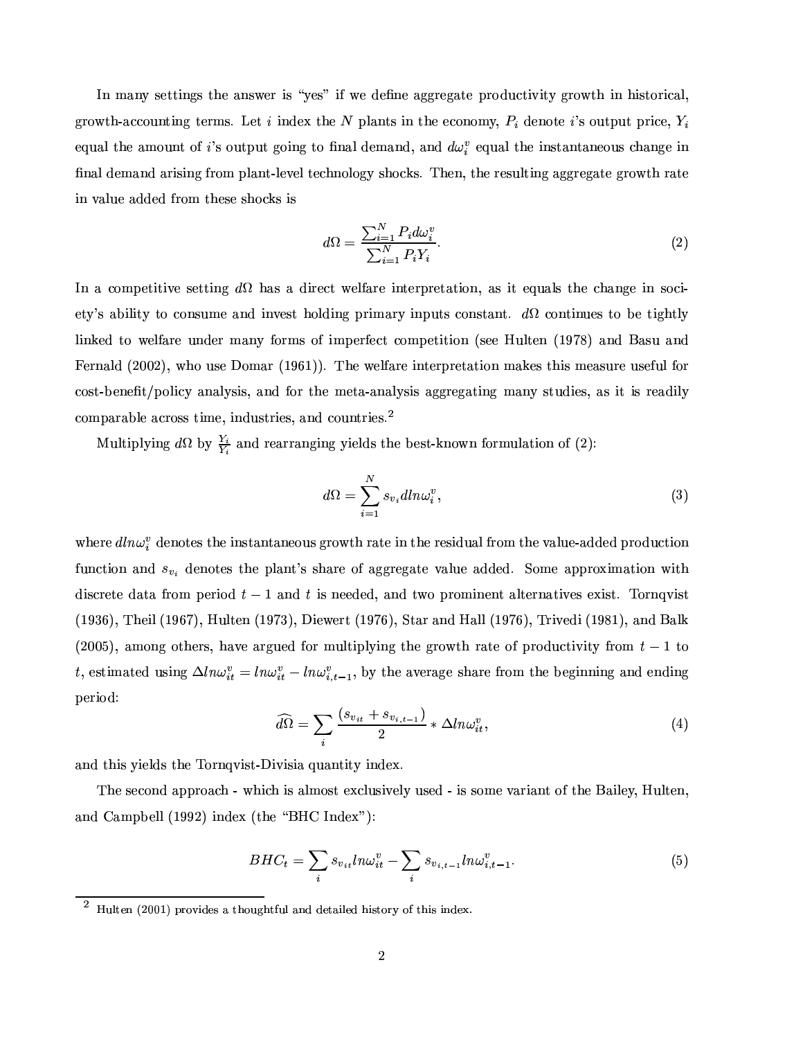In many settings the answer is "yes" if we define aggregate productivity growth in historical, growth-accounting terms. Let $i$ index the $N$ plants in the economy, $P_i$ denote $i$'s output price, $Y_i$ equal the amount of $i$'s output going to final demand, and $d\omega_i^v$ equal the instantaneous change in final demand arising from plant-level technology shocks. Then, the resulting aggregate growth rate in value added from these shocks is

$$d\Omega = \frac{\sum_{i=1}^{N} P_i d\omega_i^v}{\sum_{i=1}^{N} P_i Y_i}. \tag{2}$$

In a competitive setting $d\Omega$ has a direct welfare interpretation, as it equals the change in society's ability to consume and invest holding primary inputs constant. $d\Omega$ continues to be tightly linked to welfare under many forms of imperfect competition (see Hulten (1978) and Basu and Fernald (2002), who use Domar (1961)). The welfare interpretation makes this measure useful for cost-benefit/policy analysis, and for the meta-analysis aggregating many studies, as it is readily comparable across time, industries, and countries.[2]

Multiplying $d\Omega$ by $\frac{Y_i}{Y_i}$ and rearranging yields the best-known formulation of (2):

$$d\Omega = \sum_{i=1}^{N} s_{v_i} dln\omega_i^v, \tag{3}$$

where $dln\omega_i^v$ denotes the instantaneous growth rate in the residual from the value-added production function and $s_{v_i}$ denotes the plant's share of aggregate value added. Some approximation with discrete data from period $t-1$ and $t$ is needed, and two prominent alternatives exist. Tornqvist (1936), Theil (1967), Hulten (1973), Diewert (1976), Star and Hall (1976), Trivedi (1981), and Balk (2005), among others, have argued for multiplying the growth rate of productivity from $t-1$ to $t$, estimated using $\Delta ln\omega_{it}^v = ln\omega_{it}^v - ln\omega_{i,t-1}^v$, by the average share from the beginning and ending period:

$$\widehat{d\Omega} = \sum_i \frac{(s_{v_{it}} + s_{v_{i,t-1}})}{2} * \Delta ln\omega_{it}^v, \tag{4}$$

and this yields the Tornqvist-Divisia quantity index.

The second approach - which is almost exclusively used - is some variant of the Bailey, Hulten, and Campbell (1992) index (the "BHC Index"):

$$BHC_t = \sum_i s_{v_{it}} ln\omega_{it}^v - \sum_i s_{v_{i,t-1}} ln\omega_{i,t-1}^v. \tag{5}$$

[2] Hulten (2001) provides a thoughtful and detailed history of this index.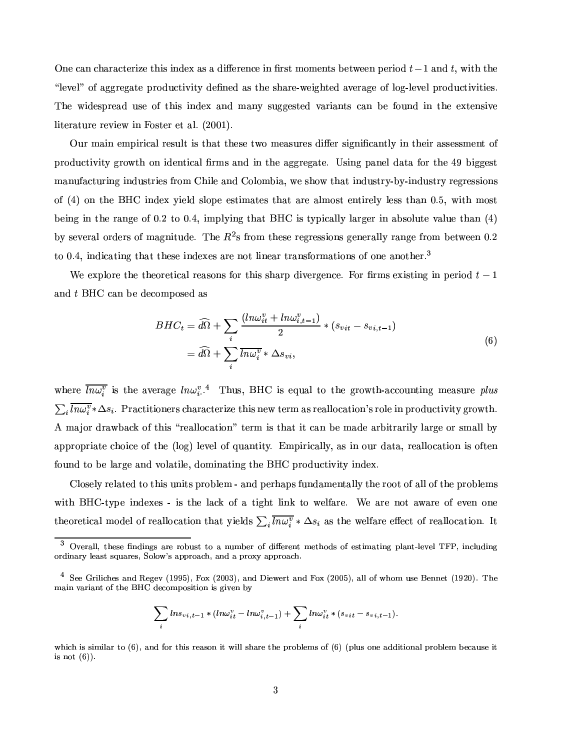One can characterize this index as a difference in first moments between period $t-1$ and $t$, with the "level" of aggregate productivity defined as the share-weighted average of log-level productivities. The widespread use of this index and many suggested variants can be found in the extensive literature review in Foster et al. (2001).

Our main empirical result is that these two measures differ significantly in their assessment of productivity growth on identical firms and in the aggregate. Using panel data for the 49 biggest manufacturing industries from Chile and Colombia, we show that industry-by-industry regressions of (4) on the BHC index yield slope estimates that are almost entirely less than 0.5, with most being in the range of 0.2 to 0.4, implying that BHC is typically larger in absolute value than (4) by several orders of magnitude. The $R^2$s from these regressions generally range from between 0.2 to 0.4, indicating that these indexes are not linear transformations of one another.[3]

We explore the theoretical reasons for this sharp divergence. For firms existing in period $t-1$ and $t$ BHC can be decomposed as

$$
\begin{aligned}
BHC_t &= \widehat{d\Omega} + \sum_i \frac{(ln\omega_{it}^v + ln\omega_{i,t-1}^v)}{2} * (s_{vit} - s_{vi,t-1}) \\
&= \widehat{d\Omega} + \sum_i \overline{ln\omega_i^v} * \Delta s_{vi},
\end{aligned}
\tag{6}
$$

where $\overline{ln\omega_i^v}$ is the average $ln\omega_{i.}^v$.[4] Thus, BHC is equal to the growth-accounting measure *plus* $\sum_i \overline{ln\omega_i^v} * \Delta s_i$. Practitioners characterize this new term as reallocation's role in productivity growth. A major drawback of this "reallocation" term is that it can be made arbitrarily large or small by appropriate choice of the (log) level of quantity. Empirically, as in our data, reallocation is often found to be large and volatile, dominating the BHC productivity index.

Closely related to this units problem - and perhaps fundamentally the root of all of the problems with BHC-type indexes - is the lack of a tight link to welfare. We are not aware of even one theoretical model of reallocation that yields $\sum_i \overline{ln\omega_i^v} * \Delta s_i$ as the welfare effect of reallocation. It

---

[3] Overall, these findings are robust to a number of different methods of estimating plant-level TFP, including ordinary least squares, Solow's approach, and a proxy approach.

[4] See Griliches and Regev (1995), Fox (2003), and Diewert and Fox (2005), all of whom use Bennet (1920). The main variant of the BHC decomposition is given by

$$
\sum_i lns_{vi,t-1} * (ln\omega_{it}^v - ln\omega_{i,t-1}^v) + \sum_i ln\omega_{it}^v * (s_{vit} - s_{vi,t-1}).
$$

which is similar to (6), and for this reason it will share the problems of (6) (plus one additional problem because it is not (6)).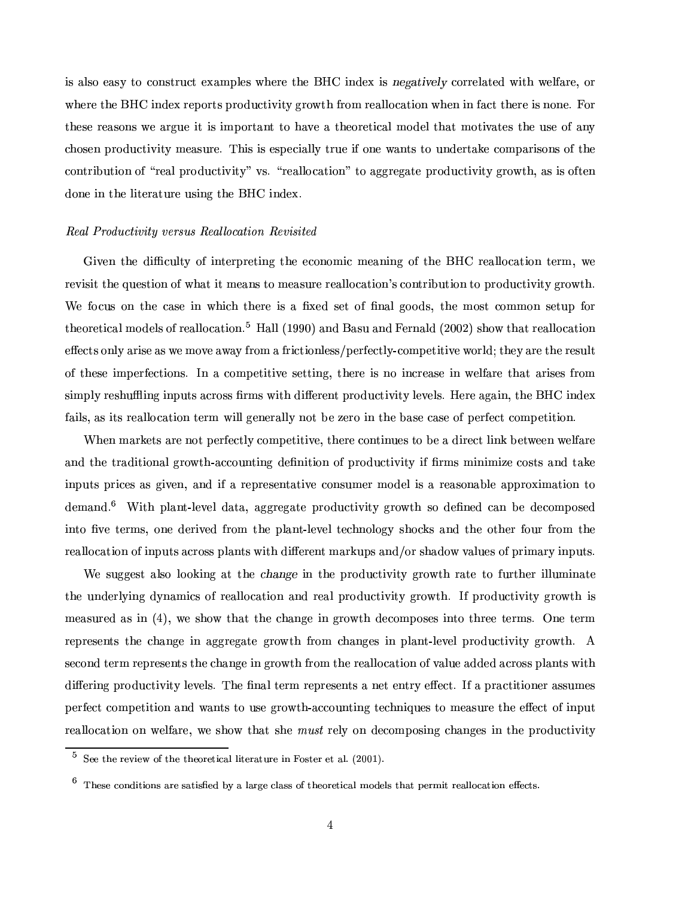is also easy to construct examples where the BHC index is *negatively* correlated with welfare, or where the BHC index reports productivity growth from reallocation when in fact there is none. For these reasons we argue it is important to have a theoretical model that motivates the use of any chosen productivity measure. This is especially true if one wants to undertake comparisons of the contribution of "real productivity" vs. "reallocation" to aggregate productivity growth, as is often done in the literature using the BHC index.

*Real Productivity versus Reallocation Revisited*

Given the difficulty of interpreting the economic meaning of the BHC reallocation term, we revisit the question of what it means to measure reallocation's contribution to productivity growth. We focus on the case in which there is a fixed set of final goods, the most common setup for theoretical models of reallocation.[5] Hall (1990) and Basu and Fernald (2002) show that reallocation effects only arise as we move away from a frictionless/perfectly-competitive world; they are the result of these imperfections. In a competitive setting, there is no increase in welfare that arises from simply reshuffling inputs across firms with different productivity levels. Here again, the BHC index fails, as its reallocation term will generally not be zero in the base case of perfect competition.

When markets are not perfectly competitive, there continues to be a direct link between welfare and the traditional growth-accounting definition of productivity if firms minimize costs and take inputs prices as given, and if a representative consumer model is a reasonable approximation to demand.[6] With plant-level data, aggregate productivity growth so defined can be decomposed into five terms, one derived from the plant-level technology shocks and the other four from the reallocation of inputs across plants with different markups and/or shadow values of primary inputs.

We suggest also looking at the *change* in the productivity growth rate to further illuminate the underlying dynamics of reallocation and real productivity growth. If productivity growth is measured as in (4), we show that the change in growth decomposes into three terms. One term represents the change in aggregate growth from changes in plant-level productivity growth. A second term represents the change in growth from the reallocation of value added across plants with differing productivity levels. The final term represents a net entry effect. If a practitioner assumes perfect competition and wants to use growth-accounting techniques to measure the effect of input reallocation on welfare, we show that she *must* rely on decomposing changes in the productivity

[5] See the review of the theoretical literature in Foster et al. (2001).

[6] These conditions are satisfied by a large class of theoretical models that permit reallocation effects.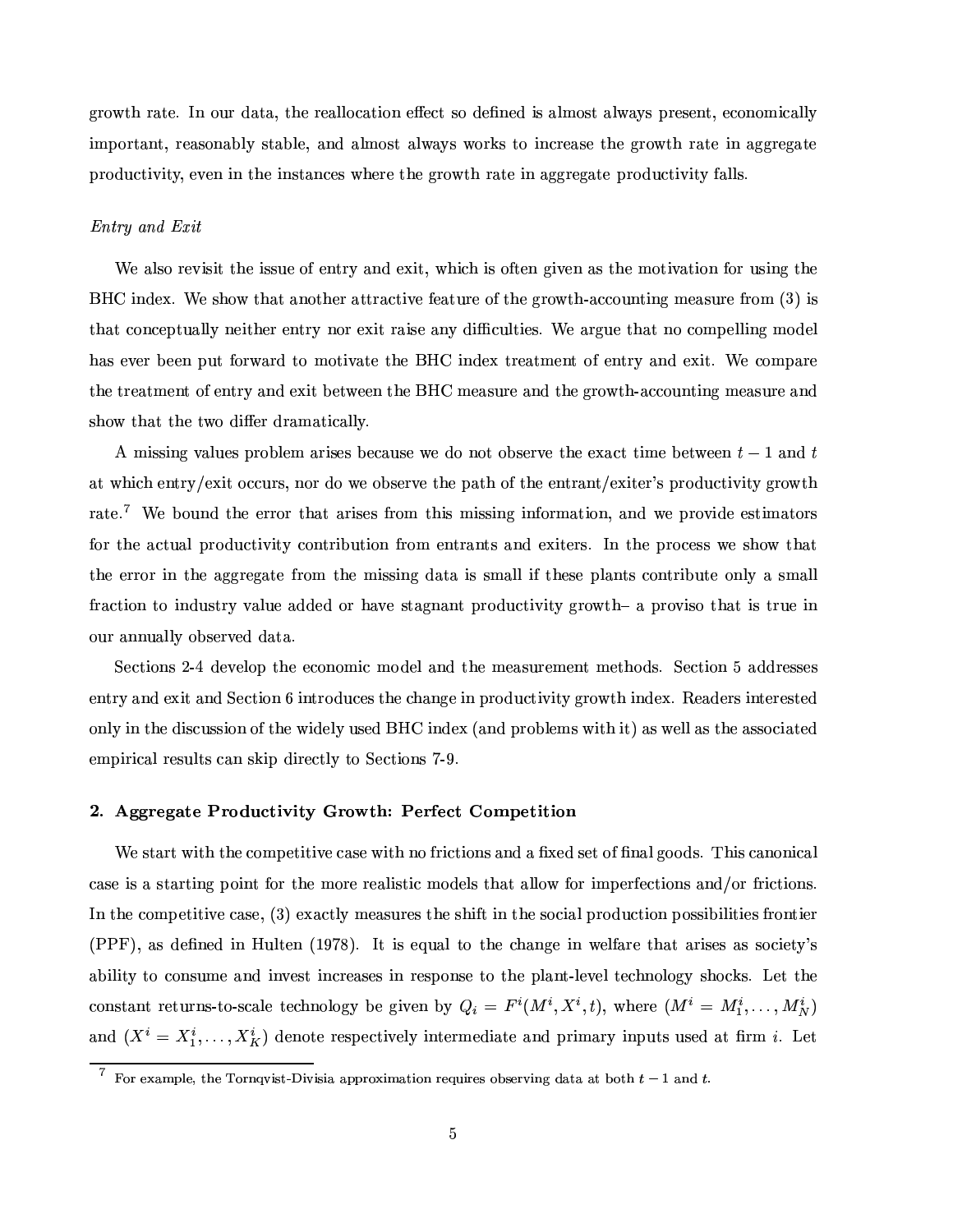growth rate. In our data, the reallocation effect so defined is almost always present, economically important, reasonably stable, and almost always works to increase the growth rate in aggregate productivity, even in the instances where the growth rate in aggregate productivity falls.

*Entry and Exit*

We also revisit the issue of entry and exit, which is often given as the motivation for using the BHC index. We show that another attractive feature of the growth-accounting measure from (3) is that conceptually neither entry nor exit raise any difficulties. We argue that no compelling model has ever been put forward to motivate the BHC index treatment of entry and exit. We compare the treatment of entry and exit between the BHC measure and the growth-accounting measure and show that the two differ dramatically.

A missing values problem arises because we do not observe the exact time between $t-1$ and $t$ at which entry/exit occurs, nor do we observe the path of the entrant/exiter's productivity growth rate.[7] We bound the error that arises from this missing information, and we provide estimators for the actual productivity contribution from entrants and exiters. In the process we show that the error in the aggregate from the missing data is small if these plants contribute only a small fraction to industry value added or have stagnant productivity growth– a proviso that is true in our annually observed data.

Sections 2-4 develop the economic model and the measurement methods. Section 5 addresses entry and exit and Section 6 introduces the change in productivity growth index. Readers interested only in the discussion of the widely used BHC index (and problems with it) as well as the associated empirical results can skip directly to Sections 7-9.

## 2. Aggregate Productivity Growth: Perfect Competition

We start with the competitive case with no frictions and a fixed set of final goods. This canonical case is a starting point for the more realistic models that allow for imperfections and/or frictions. In the competitive case, (3) exactly measures the shift in the social production possibilities frontier (PPF), as defined in Hulten (1978). It is equal to the change in welfare that arises as society's ability to consume and invest increases in response to the plant-level technology shocks. Let the constant returns-to-scale technology be given by $Q_i = F^i(M^i, X^i, t)$, where $(M^i = M_1^i, \ldots, M_N^i)$ and $(X^i = X_1^i, \ldots, X_K^i)$ denote respectively intermediate and primary inputs used at firm $i$. Let

[7] For example, the Tornqvist-Divisia approximation requires observing data at both $t-1$ and $t$.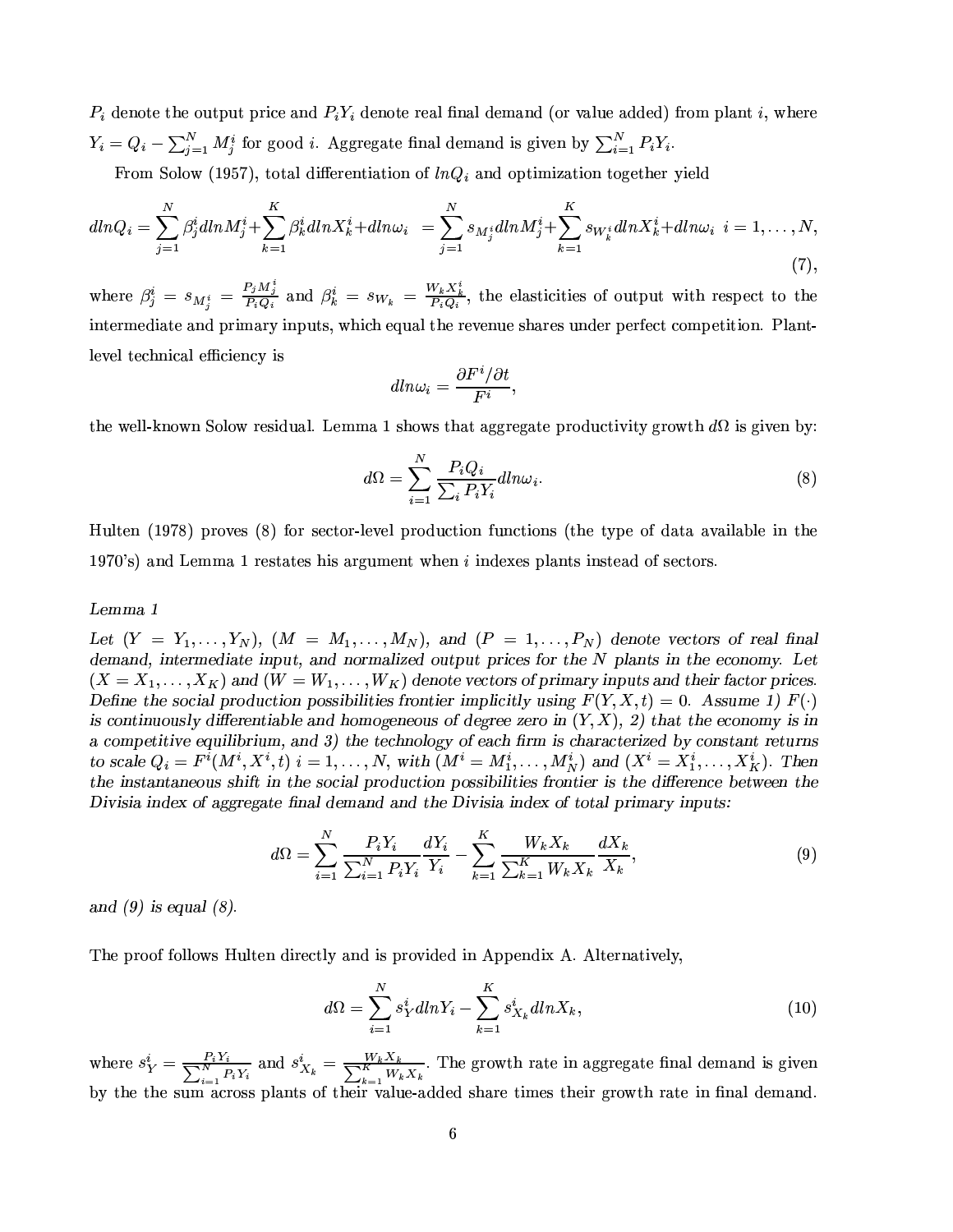$P_i$ denote the output price and $P_iY_i$ denote real final demand (or value added) from plant $i$, where $Y_i = Q_i - \sum_{j=1}^{N} M_j^i$ for good $i$. Aggregate final demand is given by $\sum_{i=1}^{N} P_iY_i$.

From Solow (1957), total differentiation of $lnQ_i$ and optimization together yield

$$dlnQ_i = \sum_{j=1}^{N} \beta_j^i dlnM_j^i + \sum_{k=1}^{K} \beta_k^i dlnX_k^i + dln\omega_i \;\; = \sum_{j=1}^{N} s_{M_j^i} dlnM_j^i + \sum_{k=1}^{K} s_{W_k^i} dlnX_k^i + dln\omega_i \;\; i = 1, \ldots, N, \tag{7}$$

where $\beta_j^i = s_{M_j^i} = \frac{P_j M_j^i}{P_i Q_i}$ and $\beta_k^i = s_{W_k} = \frac{W_k X_k^i}{P_i Q_i}$, the elasticities of output with respect to the intermediate and primary inputs, which equal the revenue shares under perfect competition. Plant-level technical efficiency is

$$dln\omega_i = \frac{\partial F^i / \partial t}{F^i},$$

the well-known Solow residual. Lemma 1 shows that aggregate productivity growth $d\Omega$ is given by:

$$d\Omega = \sum_{i=1}^{N} \frac{P_i Q_i}{\sum_i P_i Y_i} dln\omega_i. \tag{8}$$

Hulten (1978) proves (8) for sector-level production functions (the type of data available in the 1970's) and Lemma 1 restates his argument when $i$ indexes plants instead of sectors.

*Lemma 1*

*Let $(Y = Y_1, \ldots, Y_N)$, $(M = M_1, \ldots, M_N)$, and $(P = 1, \ldots, P_N)$ denote vectors of real final demand, intermediate input, and normalized output prices for the $N$ plants in the economy. Let $(X = X_1, \ldots, X_K)$ and $(W = W_1, \ldots, W_K)$ denote vectors of primary inputs and their factor prices. Define the social production possibilities frontier implicitly using $F(Y, X, t) = 0$. Assume 1) $F(\cdot)$ is continuously differentiable and homogeneous of degree zero in $(Y, X)$, 2) that the economy is in a competitive equilibrium, and 3) the technology of each firm is characterized by constant returns to scale $Q_i = F^i(M^i, X^i, t)$ $i = 1, \ldots, N$, with $(M^i = M_1^i, \ldots, M_N^i)$ and $(X^i = X_1^i, \ldots, X_K^i)$. Then the instantaneous shift in the social production possibilities frontier is the difference between the Divisia index of aggregate final demand and the Divisia index of total primary inputs:*

$$d\Omega = \sum_{i=1}^{N} \frac{P_i Y_i}{\sum_{i=1}^{N} P_i Y_i} \frac{dY_i}{Y_i} - \sum_{k=1}^{K} \frac{W_k X_k}{\sum_{k=1}^{K} W_k X_k} \frac{dX_k}{X_k}, \tag{9}$$

*and (9) is equal (8).*

The proof follows Hulten directly and is provided in Appendix A. Alternatively,

$$d\Omega = \sum_{i=1}^{N} s_Y^i dlnY_i - \sum_{k=1}^{K} s_{X_k}^i dlnX_k, \tag{10}$$

where $s_Y^i = \frac{P_i Y_i}{\sum_{i=1}^{N} P_i Y_i}$ and $s_{X_k}^i = \frac{W_k X_k}{\sum_{k=1}^{K} W_k X_k}$. The growth rate in aggregate final demand is given by the the sum across plants of their value-added share times their growth rate in final demand.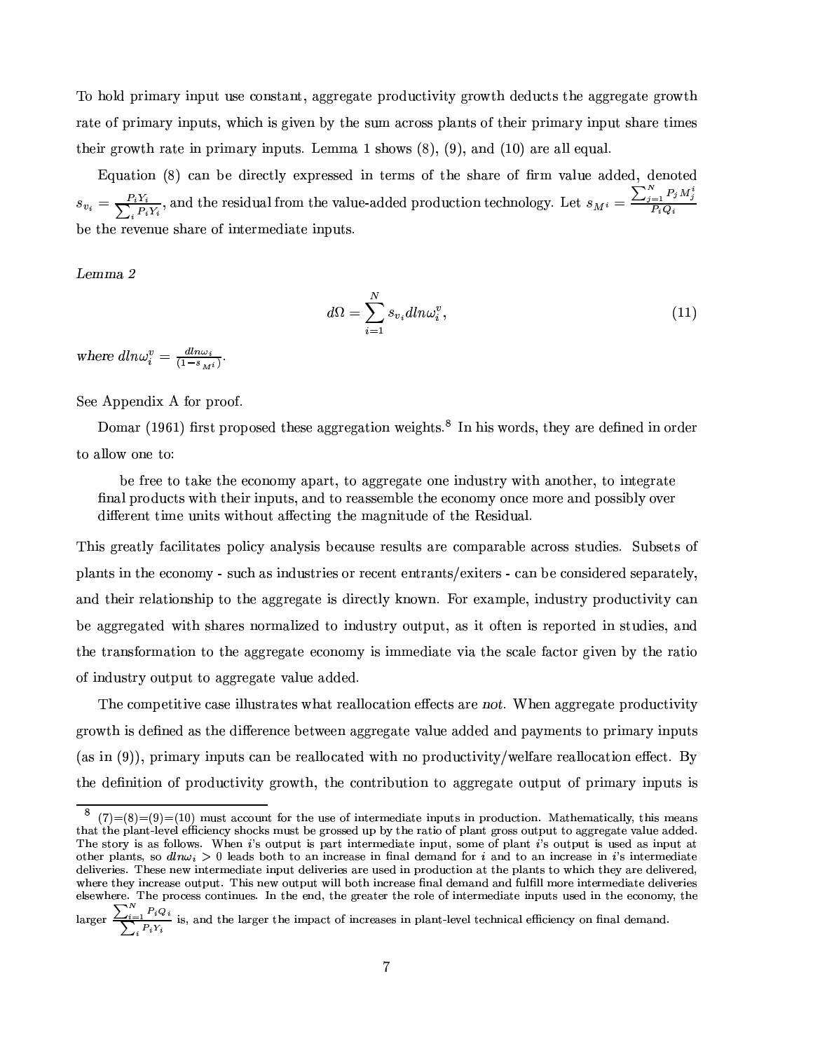To hold primary input use constant, aggregate productivity growth deducts the aggregate growth rate of primary inputs, which is given by the sum across plants of their primary input share times their growth rate in primary inputs. Lemma 1 shows (8), (9), and (10) are all equal.

Equation (8) can be directly expressed in terms of the share of firm value added, denoted $s_{v_i} = \frac{P_i Y_i}{\sum_i P_i Y_i}$, and the residual from the value-added production technology. Let $s_{M^i} = \frac{\sum_{j=1}^{N} P_j M_j^i}{P_i Q_i}$ be the revenue share of intermediate inputs.

*Lemma 2*

$$d\Omega = \sum_{i=1}^{N} s_{v_i} dln\omega_i^v, \tag{11}$$

*where* $dln\omega_i^v = \frac{dln\omega_i}{(1-s_{M^i})}$.

See Appendix A for proof.

Domar (1961) first proposed these aggregation weights.[8] In his words, they are defined in order to allow one to:

> be free to take the economy apart, to aggregate one industry with another, to integrate final products with their inputs, and to reassemble the economy once more and possibly over different time units without affecting the magnitude of the Residual.

This greatly facilitates policy analysis because results are comparable across studies. Subsets of plants in the economy - such as industries or recent entrants/exiters - can be considered separately, and their relationship to the aggregate is directly known. For example, industry productivity can be aggregated with shares normalized to industry output, as it often is reported in studies, and the transformation to the aggregate economy is immediate via the scale factor given by the ratio of industry output to aggregate value added.

The competitive case illustrates what reallocation effects are *not*. When aggregate productivity growth is defined as the difference between aggregate value added and payments to primary inputs (as in (9)), primary inputs can be reallocated with no productivity/welfare reallocation effect. By the definition of productivity growth, the contribution to aggregate output of primary inputs is

---

[8] (7)=(8)=(9)=(10) must account for the use of intermediate inputs in production. Mathematically, this means that the plant-level efficiency shocks must be grossed up by the ratio of plant gross output to aggregate value added. The story is as follows. When $i$'s output is part intermediate input, some of plant $i$'s output is used as input at other plants, so $dln\omega_i > 0$ leads both to an increase in final demand for $i$ and to an increase in $i$'s intermediate deliveries. These new intermediate input deliveries are used in production at the plants to which they are delivered, where they increase output. This new output will both increase final demand and fulfill more intermediate deliveries elsewhere. The process continues. In the end, the greater the role of intermediate inputs used in the economy, the larger $\frac{\sum_{i=1}^{N} P_i Q_i}{\sum_i P_i Y_i}$ is, and the larger the impact of increases in plant-level technical efficiency on final demand.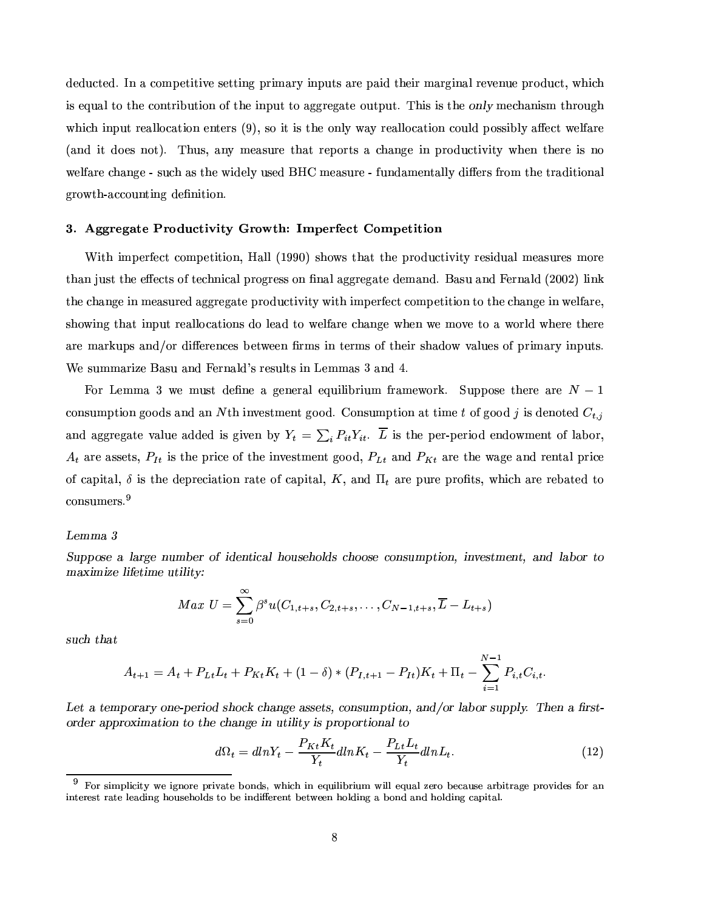deducted. In a competitive setting primary inputs are paid their marginal revenue product, which is equal to the contribution of the input to aggregate output. This is the *only* mechanism through which input reallocation enters (9), so it is the only way reallocation could possibly affect welfare (and it does not). Thus, any measure that reports a change in productivity when there is no welfare change - such as the widely used BHC measure - fundamentally differs from the traditional growth-accounting definition.

### 3. Aggregate Productivity Growth: Imperfect Competition

With imperfect competition, Hall (1990) shows that the productivity residual measures more than just the effects of technical progress on final aggregate demand. Basu and Fernald (2002) link the change in measured aggregate productivity with imperfect competition to the change in welfare, showing that input reallocations do lead to welfare change when we move to a world where there are markups and/or differences between firms in terms of their shadow values of primary inputs. We summarize Basu and Fernald's results in Lemmas 3 and 4.

For Lemma 3 we must define a general equilibrium framework. Suppose there are $N-1$ consumption goods and an $N$th investment good. Consumption at time $t$ of good $j$ is denoted $C_{t,j}$ and aggregate value added is given by $Y_t = \sum_i P_{it} Y_{it}$. $\overline{L}$ is the per-period endowment of labor, $A_t$ are assets, $P_{It}$ is the price of the investment good, $P_{Lt}$ and $P_{Kt}$ are the wage and rental price of capital, $\delta$ is the depreciation rate of capital, $K$, and $\Pi_t$ are pure profits, which are rebated to consumers.[9]

*Lemma 3*

*Suppose a large number of identical households choose consumption, investment, and labor to maximize lifetime utility:*

$$Max\ U = \sum_{s=0}^{\infty} \beta^s u(C_{1,t+s}, C_{2,t+s}, \ldots, C_{N-1,t+s}, \overline{L} - L_{t+s})$$

*such that*

$$A_{t+1} = A_t + P_{Lt}L_t + P_{Kt}K_t + (1-\delta) * (P_{I,t+1} - P_{It})K_t + \Pi_t - \sum_{i=1}^{N-1} P_{i,t}C_{i,t}.$$

*Let a temporary one-period shock change assets, consumption, and/or labor supply. Then a first-order approximation to the change in utility is proportional to*

$$d\Omega_t = dlnY_t - \frac{P_{Kt}K_t}{Y_t} dlnK_t - \frac{P_{Lt}L_t}{Y_t} dlnL_t. \tag{12}$$

[9] For simplicity we ignore private bonds, which in equilibrium will equal zero because arbitrage provides for an interest rate leading households to be indifferent between holding a bond and holding capital.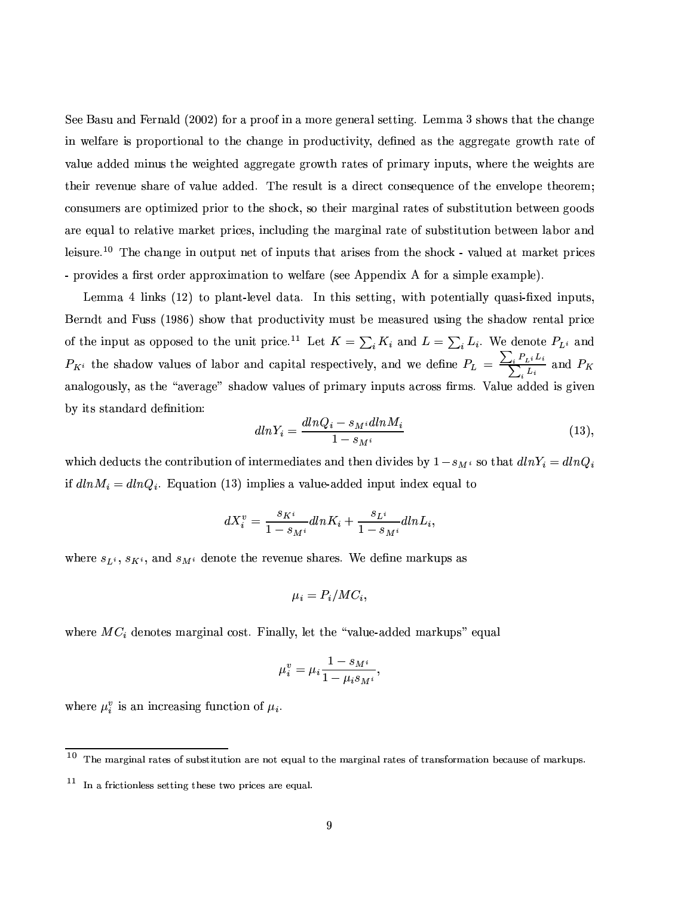See Basu and Fernald (2002) for a proof in a more general setting. Lemma 3 shows that the change in welfare is proportional to the change in productivity, defined as the aggregate growth rate of value added minus the weighted aggregate growth rates of primary inputs, where the weights are their revenue share of value added. The result is a direct consequence of the envelope theorem; consumers are optimized prior to the shock, so their marginal rates of substitution between goods are equal to relative market prices, including the marginal rate of substitution between labor and leisure.[10] The change in output net of inputs that arises from the shock - valued at market prices - provides a first order approximation to welfare (see Appendix A for a simple example).

Lemma 4 links (12) to plant-level data. In this setting, with potentially quasi-fixed inputs, Berndt and Fuss (1986) show that productivity must be measured using the shadow rental price of the input as opposed to the unit price.[11] Let $K = \sum_i K_i$ and $L = \sum_i L_i$. We denote $P_{L^i}$ and $P_{K^i}$ the shadow values of labor and capital respectively, and we define $P_L = \frac{\sum_i P_{L^i} L_i}{\sum_i L_i}$ and $P_K$ analogously, as the "average" shadow values of primary inputs across firms. Value added is given by its standard definition:

$$dlnY_i = \frac{dlnQ_i - s_{M^i} dlnM_i}{1 - s_{M^i}} \tag{13}$$

which deducts the contribution of intermediates and then divides by $1 - s_{M^i}$ so that $dlnY_i = dlnQ_i$ if $dlnM_i = dlnQ_i$. Equation (13) implies a value-added input index equal to

$$dX_i^v = \frac{s_{K^i}}{1 - s_{M^i}} dlnK_i + \frac{s_{L^i}}{1 - s_{M^i}} dlnL_i,$$

where $s_{L^i}$, $s_{K^i}$, and $s_{M^i}$ denote the revenue shares. We define markups as

$$\mu_i = P_i / MC_i,$$

where $MC_i$ denotes marginal cost. Finally, let the "value-added markups" equal

$$\mu_i^v = \mu_i \frac{1 - s_{M^i}}{1 - \mu_i s_{M^i}},$$

where $\mu_i^v$ is an increasing function of $\mu_i$.

[10] The marginal rates of substitution are not equal to the marginal rates of transformation because of markups.

[11] In a frictionless setting these two prices are equal.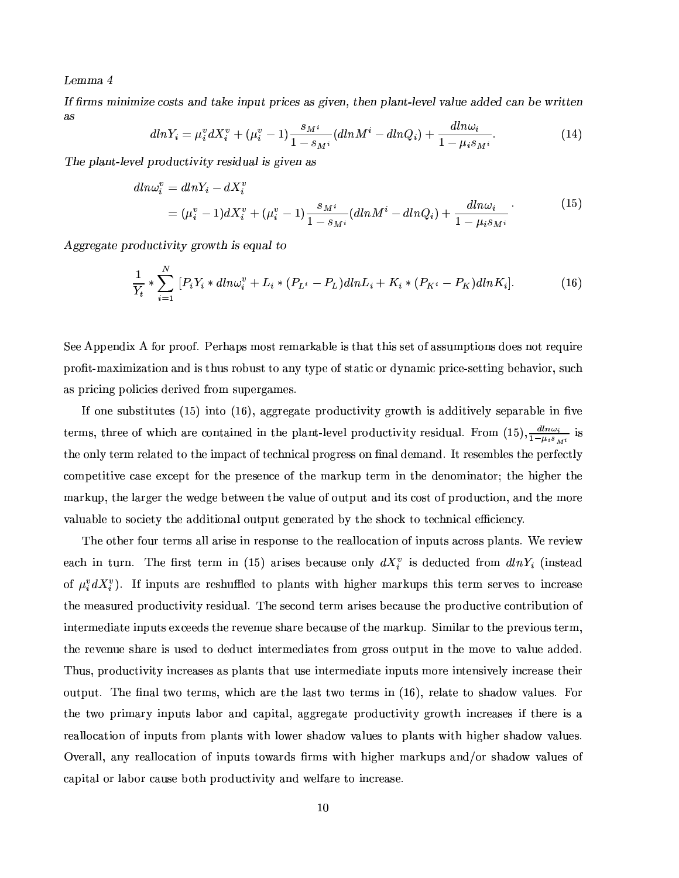*Lemma 4*

*If firms minimize costs and take input prices as given, then plant-level value added can be written as*

$$dlnY_i = \mu_i^v dX_i^v + (\mu_i^v - 1)\frac{s_{M^i}}{1 - s_{M^i}}(dlnM^i - dlnQ_i) + \frac{dln\omega_i}{1 - \mu_i s_{M^i}}. \tag{14}$$

*The plant-level productivity residual is given as*

$$\begin{aligned} dln\omega_i^v &= dlnY_i - dX_i^v \\ &= (\mu_i^v - 1)dX_i^v + (\mu_i^v - 1)\frac{s_{M^i}}{1 - s_{M^i}}(dlnM^i - dlnQ_i) + \frac{dln\omega_i}{1 - \mu_i s_{M^i}}. \end{aligned} \tag{15}$$

*Aggregate productivity growth is equal to*

$$\frac{1}{Y_t} * \sum_{i=1}^{N} [P_i Y_i * dln\omega_i^v + L_i * (P_{L^i} - P_L)dlnL_i + K_i * (P_{K^i} - P_K)dlnK_i]. \tag{16}$$

See Appendix A for proof. Perhaps most remarkable is that this set of assumptions does not require profit-maximization and is thus robust to any type of static or dynamic price-setting behavior, such as pricing policies derived from supergames.

If one substitutes (15) into (16), aggregate productivity growth is additively separable in five terms, three of which are contained in the plant-level productivity residual. From (15), $\frac{dln\omega_i}{1-\mu_i s_{M^i}}$ is the only term related to the impact of technical progress on final demand. It resembles the perfectly competitive case except for the presence of the markup term in the denominator; the higher the markup, the larger the wedge between the value of output and its cost of production, and the more valuable to society the additional output generated by the shock to technical efficiency.

The other four terms all arise in response to the reallocation of inputs across plants. We review each in turn. The first term in (15) arises because only $dX_i^v$ is deducted from $dlnY_i$ (instead of $\mu_i^v dX_i^v$). If inputs are reshuffled to plants with higher markups this term serves to increase the measured productivity residual. The second term arises because the productive contribution of intermediate inputs exceeds the revenue share because of the markup. Similar to the previous term, the revenue share is used to deduct intermediates from gross output in the move to value added. Thus, productivity increases as plants that use intermediate inputs more intensively increase their output. The final two terms, which are the last two terms in (16), relate to shadow values. For the two primary inputs labor and capital, aggregate productivity growth increases if there is a reallocation of inputs from plants with lower shadow values to plants with higher shadow values. Overall, any reallocation of inputs towards firms with higher markups and/or shadow values of capital or labor cause both productivity and welfare to increase.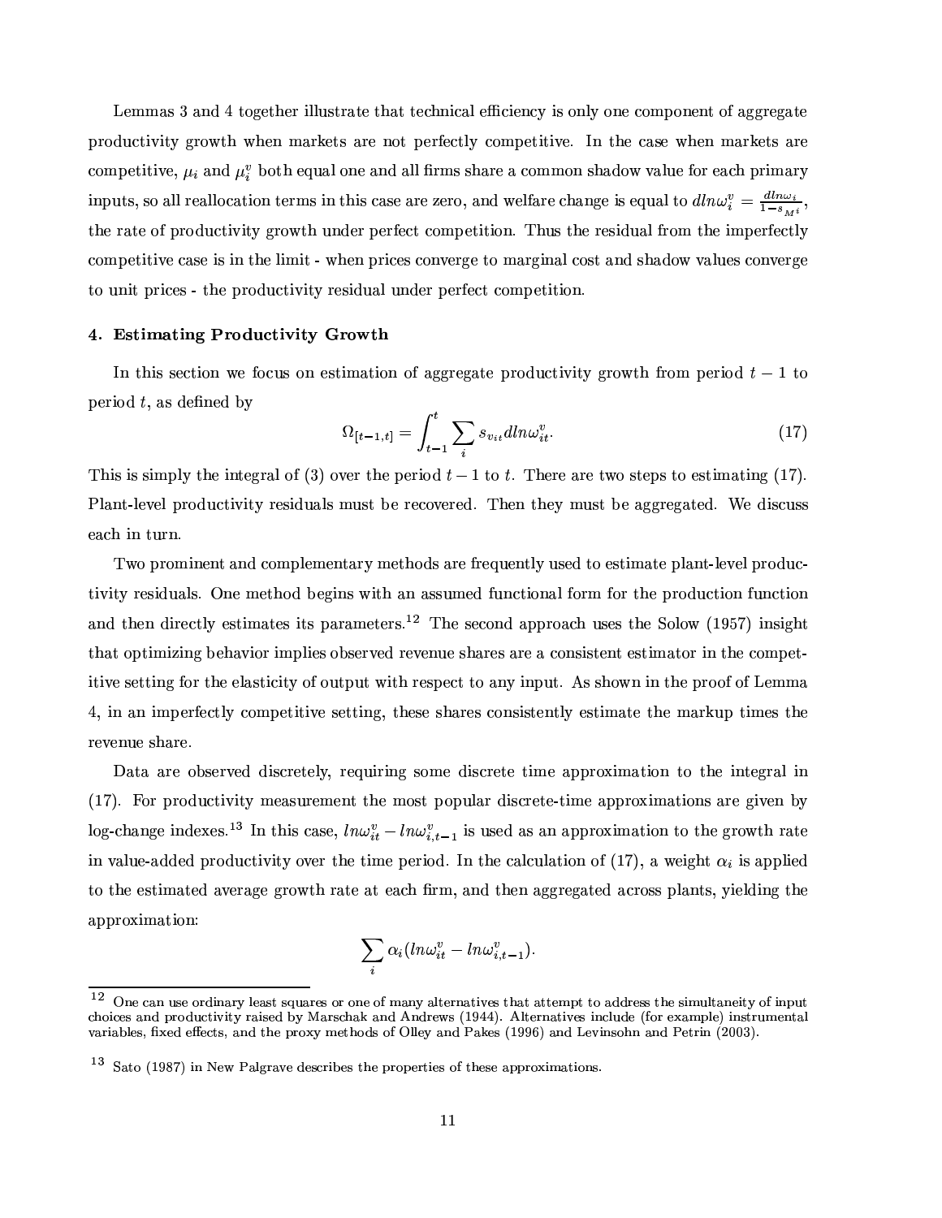Lemmas 3 and 4 together illustrate that technical efficiency is only one component of aggregate productivity growth when markets are not perfectly competitive. In the case when markets are competitive, $\mu_i$ and $\mu_i^v$ both equal one and all firms share a common shadow value for each primary inputs, so all reallocation terms in this case are zero, and welfare change is equal to $dln\omega_i^v = \frac{dln\omega_i}{1-s_{M^i}}$, the rate of productivity growth under perfect competition. Thus the residual from the imperfectly competitive case is in the limit - when prices converge to marginal cost and shadow values converge to unit prices - the productivity residual under perfect competition.

### 4. Estimating Productivity Growth

In this section we focus on estimation of aggregate productivity growth from period $t-1$ to period $t$, as defined by

$$\Omega_{[t-1,t]} = \int_{t-1}^{t} \sum_i s_{v_{it}} dln\omega_{it}^v. \tag{17}$$

This is simply the integral of (3) over the period $t-1$ to $t$. There are two steps to estimating (17). Plant-level productivity residuals must be recovered. Then they must be aggregated. We discuss each in turn.

Two prominent and complementary methods are frequently used to estimate plant-level productivity residuals. One method begins with an assumed functional form for the production function and then directly estimates its parameters.[12] The second approach uses the Solow (1957) insight that optimizing behavior implies observed revenue shares are a consistent estimator in the competitive setting for the elasticity of output with respect to any input. As shown in the proof of Lemma 4, in an imperfectly competitive setting, these shares consistently estimate the markup times the revenue share.

Data are observed discretely, requiring some discrete time approximation to the integral in (17). For productivity measurement the most popular discrete-time approximations are given by log-change indexes.[13] In this case, $ln\omega_{it}^v - ln\omega_{i,t-1}^v$ is used as an approximation to the growth rate in value-added productivity over the time period. In the calculation of (17), a weight $\alpha_i$ is applied to the estimated average growth rate at each firm, and then aggregated across plants, yielding the approximation:

$$\sum_i \alpha_i (ln\omega_{it}^v - ln\omega_{i,t-1}^v).$$

[12] One can use ordinary least squares or one of many alternatives that attempt to address the simultaneity of input choices and productivity raised by Marschak and Andrews (1944). Alternatives include (for example) instrumental variables, fixed effects, and the proxy methods of Olley and Pakes (1996) and Levinsohn and Petrin (2003).

[13] Sato (1987) in New Palgrave describes the properties of these approximations.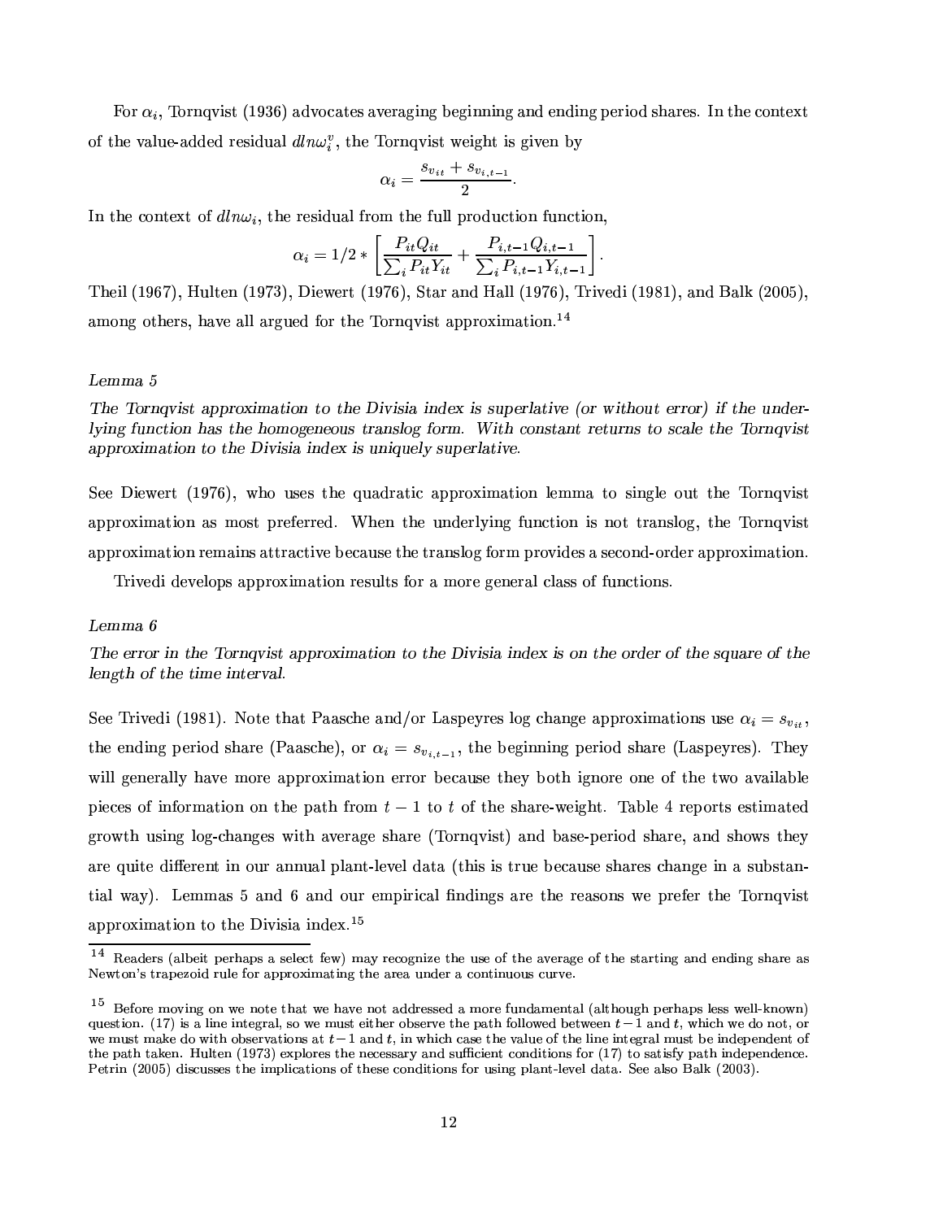For $\alpha_i$, Tornqvist (1936) advocates averaging beginning and ending period shares. In the context of the value-added residual $dln\omega_i^v$, the Tornqvist weight is given by

$$\alpha_i = \frac{s_{v_{it}} + s_{v_{i,t-1}}}{2}.$$

In the context of $dln\omega_i$, the residual from the full production function,

$$\alpha_i = 1/2 * \left[ \frac{P_{it}Q_{it}}{\sum_i P_{it}Y_{it}} + \frac{P_{i,t-1}Q_{i,t-1}}{\sum_i P_{i,t-1}Y_{i,t-1}} \right].$$

Theil (1967), Hulten (1973), Diewert (1976), Star and Hall (1976), Trivedi (1981), and Balk (2005), among others, have all argued for the Tornqvist approximation.[14]

*Lemma 5*

*The Tornqvist approximation to the Divisia index is superlative (or without error) if the underlying function has the homogeneous translog form. With constant returns to scale the Tornqvist approximation to the Divisia index is uniquely superlative.*

See Diewert (1976), who uses the quadratic approximation lemma to single out the Tornqvist approximation as most preferred. When the underlying function is not translog, the Tornqvist approximation remains attractive because the translog form provides a second-order approximation.

Trivedi develops approximation results for a more general class of functions.

*Lemma 6*

*The error in the Tornqvist approximation to the Divisia index is on the order of the square of the length of the time interval.*

See Trivedi (1981). Note that Paasche and/or Laspeyres log change approximations use $\alpha_i = s_{v_{it}}$, the ending period share (Paasche), or $\alpha_i = s_{v_{i,t-1}}$, the beginning period share (Laspeyres). They will generally have more approximation error because they both ignore one of the two available pieces of information on the path from $t-1$ to $t$ of the share-weight. Table 4 reports estimated growth using log-changes with average share (Tornqvist) and base-period share, and shows they are quite different in our annual plant-level data (this is true because shares change in a substantial way). Lemmas 5 and 6 and our empirical findings are the reasons we prefer the Tornqvist approximation to the Divisia index.[15]

[14] Readers (albeit perhaps a select few) may recognize the use of the average of the starting and ending share as Newton's trapezoid rule for approximating the area under a continuous curve.

[15] Before moving on we note that we have not addressed a more fundamental (although perhaps less well-known) question. (17) is a line integral, so we must either observe the path followed between $t-1$ and $t$, which we do not, or we must make do with observations at $t-1$ and $t$, in which case the value of the line integral must be independent of the path taken. Hulten (1973) explores the necessary and sufficient conditions for (17) to satisfy path independence. Petrin (2005) discusses the implications of these conditions for using plant-level data. See also Balk (2003).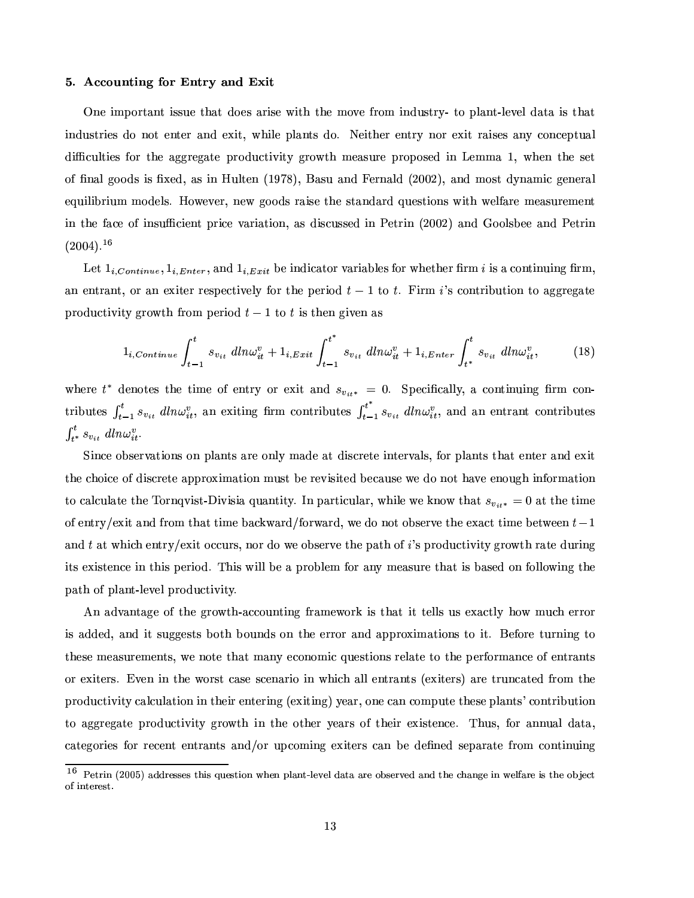### 5. Accounting for Entry and Exit

One important issue that does arise with the move from industry- to plant-level data is that industries do not enter and exit, while plants do. Neither entry nor exit raises any conceptual difficulties for the aggregate productivity growth measure proposed in Lemma 1, when the set of final goods is fixed, as in Hulten (1978), Basu and Fernald (2002), and most dynamic general equilibrium models. However, new goods raise the standard questions with welfare measurement in the face of insufficient price variation, as discussed in Petrin (2002) and Goolsbee and Petrin (2004).[16]

Let $1_{i,Continue}, 1_{i,Enter}$, and $1_{i,Exit}$ be indicator variables for whether firm $i$ is a continuing firm, an entrant, or an exiter respectively for the period $t-1$ to $t$. Firm $i$'s contribution to aggregate productivity growth from period $t-1$ to $t$ is then given as

$$1_{i,Continue} \int_{t-1}^{t} s_{v_{it}} \; dln\omega_{it}^{v} + 1_{i,Exit} \int_{t-1}^{t^*} s_{v_{it}} \; dln\omega_{it}^{v} + 1_{i,Enter} \int_{t^*}^{t} s_{v_{it}} \; dln\omega_{it}^{v}, \tag{18}$$

where $t^*$ denotes the time of entry or exit and $s_{v_{it^*}} = 0$. Specifically, a continuing firm contributes $\int_{t-1}^{t} s_{v_{it}} \; dln\omega_{it}^{v}$, an exiting firm contributes $\int_{t-1}^{t^*} s_{v_{it}} \; dln\omega_{it}^{v}$, and an entrant contributes $\int_{t^*}^{t} s_{v_{it}} \; dln\omega_{it}^{v}$.

Since observations on plants are only made at discrete intervals, for plants that enter and exit the choice of discrete approximation must be revisited because we do not have enough information to calculate the Tornqvist-Divisia quantity. In particular, while we know that $s_{v_{it^*}} = 0$ at the time of entry/exit and from that time backward/forward, we do not observe the exact time between $t-1$ and $t$ at which entry/exit occurs, nor do we observe the path of $i$'s productivity growth rate during its existence in this period. This will be a problem for any measure that is based on following the path of plant-level productivity.

An advantage of the growth-accounting framework is that it tells us exactly how much error is added, and it suggests both bounds on the error and approximations to it. Before turning to these measurements, we note that many economic questions relate to the performance of entrants or exiters. Even in the worst case scenario in which all entrants (exiters) are truncated from the productivity calculation in their entering (exiting) year, one can compute these plants' contribution to aggregate productivity growth in the other years of their existence. Thus, for annual data, categories for recent entrants and/or upcoming exiters can be defined separate from continuing

[16] Petrin (2005) addresses this question when plant-level data are observed and the change in welfare is the object of interest.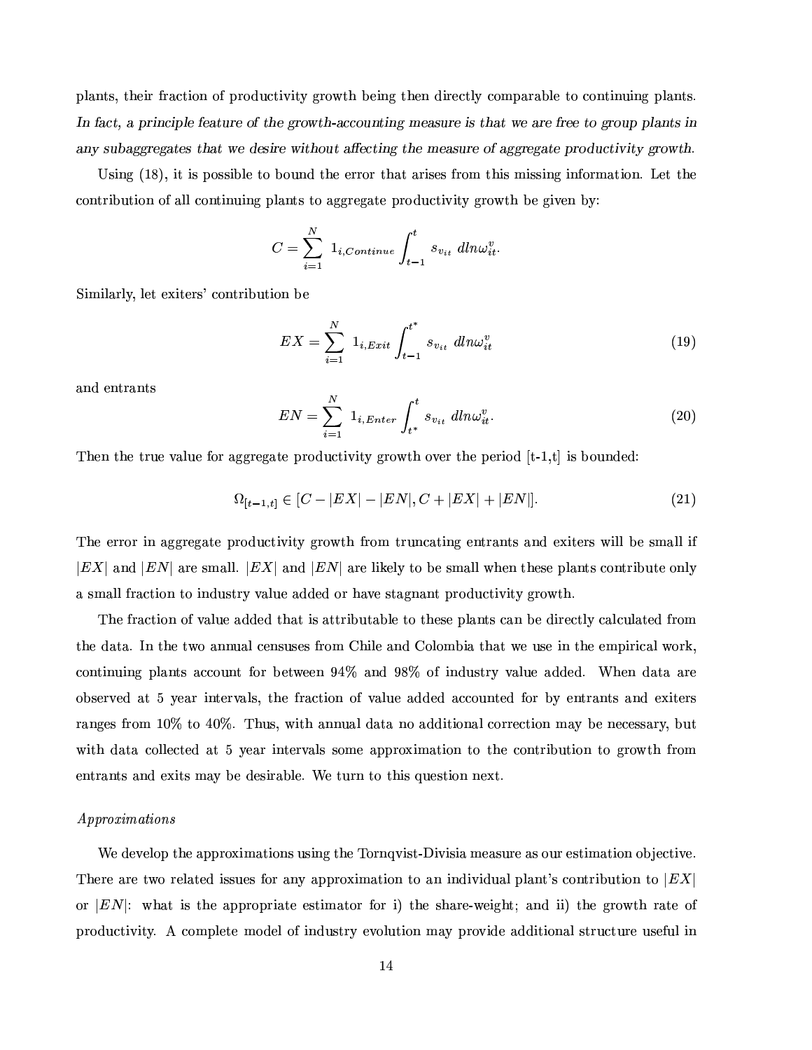plants, their fraction of productivity growth being then directly comparable to continuing plants. *In fact, a principle feature of the growth-accounting measure is that we are free to group plants in any subaggregates that we desire without affecting the measure of aggregate productivity growth.*

Using (18), it is possible to bound the error that arises from this missing information. Let the contribution of all continuing plants to aggregate productivity growth be given by:

$$C = \sum_{i=1}^{N} 1_{i,Continue} \int_{t-1}^{t} s_{v_{it}} \; dln\omega_{it}^{v}.$$

Similarly, let exiters' contribution be

$$EX = \sum_{i=1}^{N} 1_{i,Exit} \int_{t-1}^{t^*} s_{v_{it}} \; dln\omega_{it}^{v} \tag{19}$$

and entrants

$$EN = \sum_{i=1}^{N} 1_{i,Enter} \int_{t^*}^{t} s_{v_{it}} \; dln\omega_{it}^{v}. \tag{20}$$

Then the true value for aggregate productivity growth over the period [t-1,t] is bounded:

$$\Omega_{[t-1,t]} \in [C - |EX| - |EN|, C + |EX| + |EN|]. \tag{21}$$

The error in aggregate productivity growth from truncating entrants and exiters will be small if $|EX|$ and $|EN|$ are small. $|EX|$ and $|EN|$ are likely to be small when these plants contribute only a small fraction to industry value added or have stagnant productivity growth.

The fraction of value added that is attributable to these plants can be directly calculated from the data. In the two annual censuses from Chile and Colombia that we use in the empirical work, continuing plants account for between 94% and 98% of industry value added. When data are observed at 5 year intervals, the fraction of value added accounted for by entrants and exiters ranges from 10% to 40%. Thus, with annual data no additional correction may be necessary, but with data collected at 5 year intervals some approximation to the contribution to growth from entrants and exits may be desirable. We turn to this question next.

*Approximations*

We develop the approximations using the Tornqvist-Divisia measure as our estimation objective. There are two related issues for any approximation to an individual plant's contribution to $|EX|$ or $|EN|$: what is the appropriate estimator for i) the share-weight; and ii) the growth rate of productivity. A complete model of industry evolution may provide additional structure useful in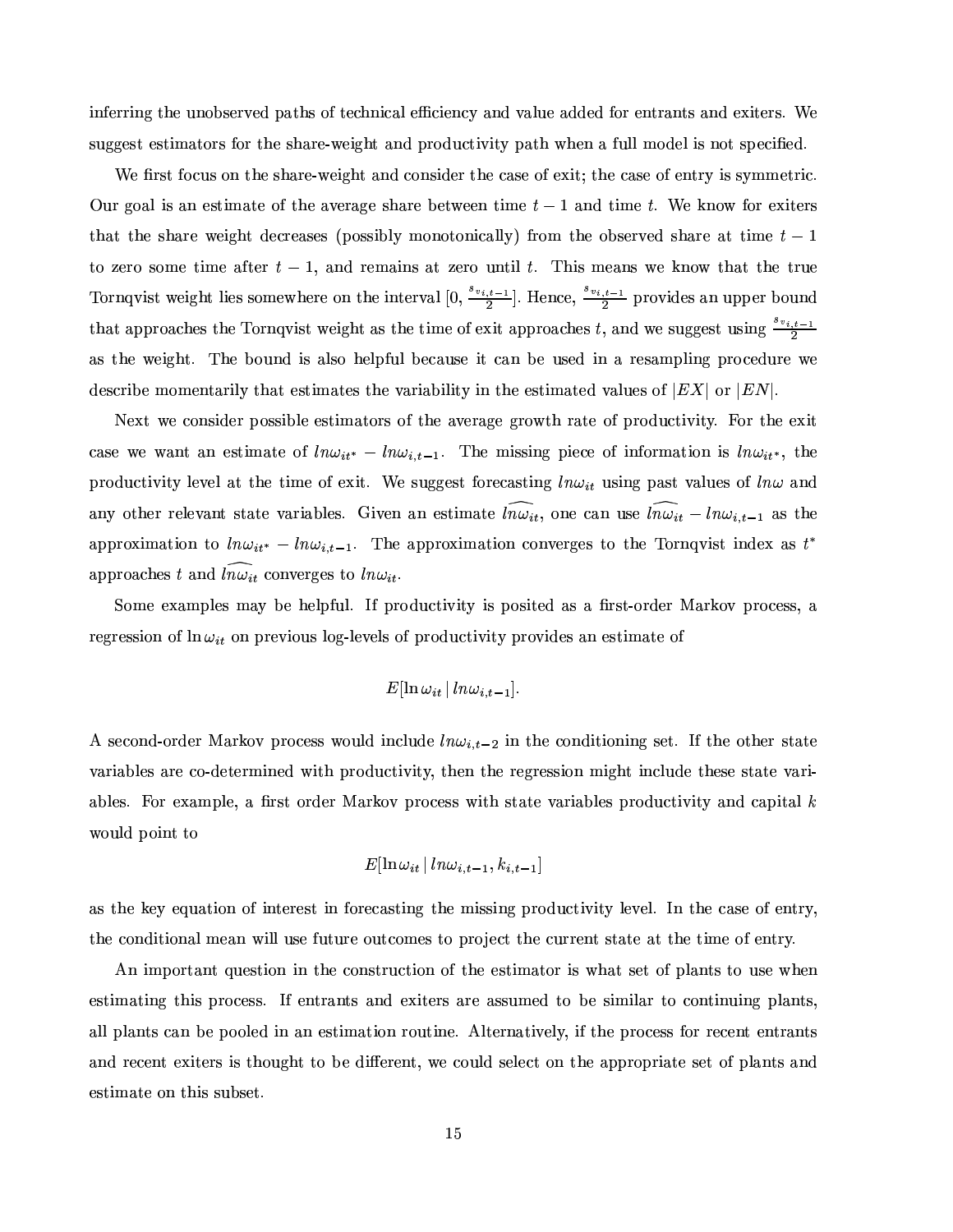inferring the unobserved paths of technical efficiency and value added for entrants and exiters. We suggest estimators for the share-weight and productivity path when a full model is not specified.

We first focus on the share-weight and consider the case of exit; the case of entry is symmetric. Our goal is an estimate of the average share between time $t-1$ and time $t$. We know for exiters that the share weight decreases (possibly monotonically) from the observed share at time $t-1$ to zero some time after $t-1$, and remains at zero until $t$. This means we know that the true Tornqvist weight lies somewhere on the interval $[0, \frac{s_{v_{i,t-1}}}{2}]$. Hence, $\frac{s_{v_{i,t-1}}}{2}$ provides an upper bound that approaches the Tornqvist weight as the time of exit approaches $t$, and we suggest using $\frac{s_{v_{i,t-1}}}{2}$ as the weight. The bound is also helpful because it can be used in a resampling procedure we describe momentarily that estimates the variability in the estimated values of $|EX|$ or $|EN|$.

Next we consider possible estimators of the average growth rate of productivity. For the exit case we want an estimate of $ln\omega_{it^*} - ln\omega_{i,t-1}$. The missing piece of information is $ln\omega_{it^*}$, the productivity level at the time of exit. We suggest forecasting $ln\omega_{it}$ using past values of $ln\omega$ and any other relevant state variables. Given an estimate $\widehat{ln\omega_{it}}$, one can use $\widehat{ln\omega_{it}} - ln\omega_{i,t-1}$ as the approximation to $ln\omega_{it^*} - ln\omega_{i,t-1}$. The approximation converges to the Tornqvist index as $t^*$ approaches $t$ and $\widehat{ln\omega_{it}}$ converges to $ln\omega_{it}$.

Some examples may be helpful. If productivity is posited as a first-order Markov process, a regression of $\ln \omega_{it}$ on previous log-levels of productivity provides an estimate of

$$E[\ln \omega_{it} \,|\, ln\omega_{i,t-1}].$$

A second-order Markov process would include $ln\omega_{i,t-2}$ in the conditioning set. If the other state variables are co-determined with productivity, then the regression might include these state variables. For example, a first order Markov process with state variables productivity and capital $k$ would point to

$$E[\ln \omega_{it} \,|\, ln\omega_{i,t-1}, k_{i,t-1}]$$

as the key equation of interest in forecasting the missing productivity level. In the case of entry, the conditional mean will use future outcomes to project the current state at the time of entry.

An important question in the construction of the estimator is what set of plants to use when estimating this process. If entrants and exiters are assumed to be similar to continuing plants, all plants can be pooled in an estimation routine. Alternatively, if the process for recent entrants and recent exiters is thought to be different, we could select on the appropriate set of plants and estimate on this subset.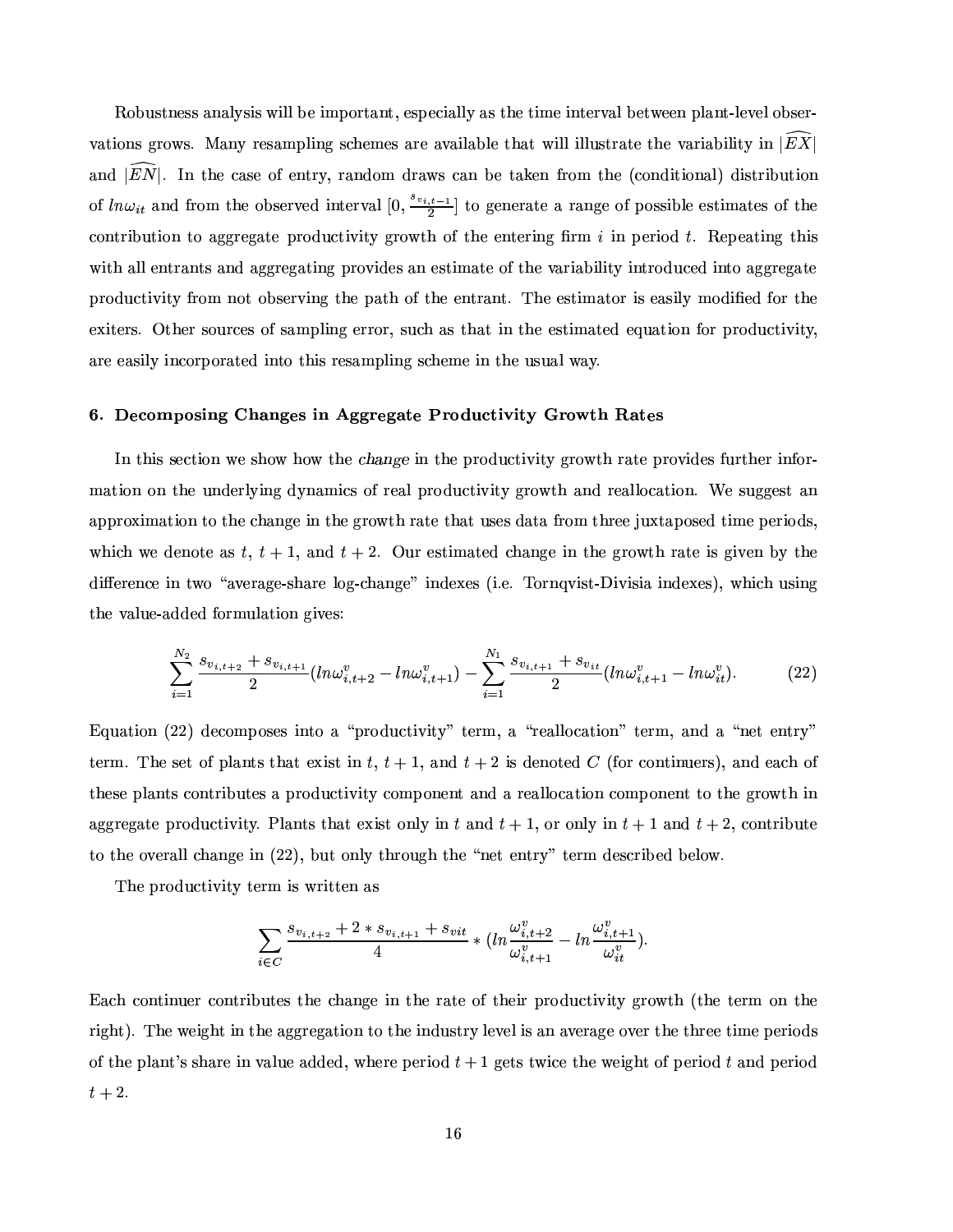Robustness analysis will be important, especially as the time interval between plant-level observations grows. Many resampling schemes are available that will illustrate the variability in $|\widehat{EX}|$ and $|\widehat{EN}|$. In the case of entry, random draws can be taken from the (conditional) distribution of $ln\omega_{it}$ and from the observed interval $[0, \frac{s_{v_{i,t-1}}}{2}]$ to generate a range of possible estimates of the contribution to aggregate productivity growth of the entering firm $i$ in period $t$. Repeating this with all entrants and aggregating provides an estimate of the variability introduced into aggregate productivity from not observing the path of the entrant. The estimator is easily modified for the exiters. Other sources of sampling error, such as that in the estimated equation for productivity, are easily incorporated into this resampling scheme in the usual way.

### 6. Decomposing Changes in Aggregate Productivity Growth Rates

In this section we show how the *change* in the productivity growth rate provides further information on the underlying dynamics of real productivity growth and reallocation. We suggest an approximation to the change in the growth rate that uses data from three juxtaposed time periods, which we denote as $t$, $t+1$, and $t+2$. Our estimated change in the growth rate is given by the difference in two "average-share log-change" indexes (i.e. Tornqvist-Divisia indexes), which using the value-added formulation gives:

$$\sum_{i=1}^{N_2} \frac{s_{v_{i,t+2}} + s_{v_{i,t+1}}}{2}(ln\omega^v_{i,t+2} - ln\omega^v_{i,t+1}) - \sum_{i=1}^{N_1} \frac{s_{v_{i,t+1}} + s_{v_{it}}}{2}(ln\omega^v_{i,t+1} - ln\omega^v_{it}). \tag{22}$$

Equation (22) decomposes into a "productivity" term, a "reallocation" term, and a "net entry" term. The set of plants that exist in $t$, $t+1$, and $t+2$ is denoted $C$ (for continuers), and each of these plants contributes a productivity component and a reallocation component to the growth in aggregate productivity. Plants that exist only in $t$ and $t+1$, or only in $t+1$ and $t+2$, contribute to the overall change in (22), but only through the "net entry" term described below.

The productivity term is written as

$$\sum_{i \in C} \frac{s_{v_{i,t+2}} + 2 * s_{v_{i,t+1}} + s_{vit}}{4} * (ln\frac{\omega^v_{i,t+2}}{\omega^v_{i,t+1}} - ln\frac{\omega^v_{i,t+1}}{\omega^v_{it}}).$$

Each continuer contributes the change in the rate of their productivity growth (the term on the right). The weight in the aggregation to the industry level is an average over the three time periods of the plant's share in value added, where period $t+1$ gets twice the weight of period $t$ and period $t+2$.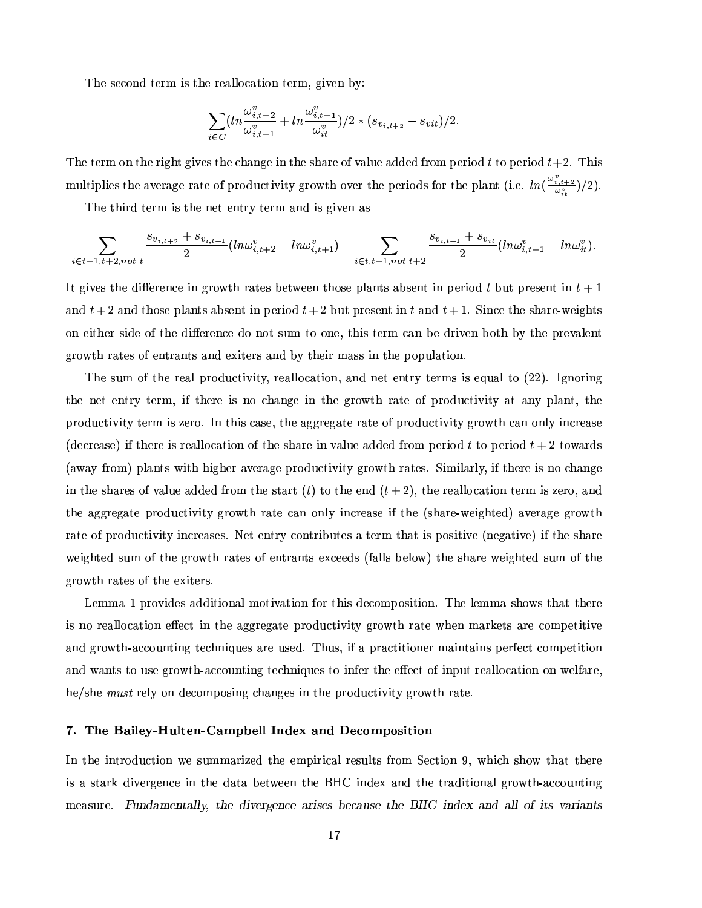The second term is the reallocation term, given by:

$$\sum_{i \in C} (ln\frac{\omega^v_{i,t+2}}{\omega^v_{i,t+1}} + ln\frac{\omega^v_{i,t+1}}{\omega^v_{it}})/2 * (s_{v_{i,t+2}} - s_{vit})/2.$$

The term on the right gives the change in the share of value added from period $t$ to period $t+2$. This multiplies the average rate of productivity growth over the periods for the plant (i.e. $ln(\frac{\omega^v_{i,t+2}}{\omega^v_{it}})/2$).

The third term is the net entry term and is given as

$$\sum_{i \in t+1, t+2, not\ t} \frac{s_{v_{i,t+2}} + s_{v_{i,t+1}}}{2}(ln\omega^v_{i,t+2} - ln\omega^v_{i,t+1}) - \sum_{i \in t, t+1, not\ t+2} \frac{s_{v_{i,t+1}} + s_{v_{it}}}{2}(ln\omega^v_{i,t+1} - ln\omega^v_{it}).$$

It gives the difference in growth rates between those plants absent in period $t$ but present in $t+1$ and $t+2$ and those plants absent in period $t+2$ but present in $t$ and $t+1$. Since the share-weights on either side of the difference do not sum to one, this term can be driven both by the prevalent growth rates of entrants and exiters and by their mass in the population.

The sum of the real productivity, reallocation, and net entry terms is equal to (22). Ignoring the net entry term, if there is no change in the growth rate of productivity at any plant, the productivity term is zero. In this case, the aggregate rate of productivity growth can only increase (decrease) if there is reallocation of the share in value added from period $t$ to period $t+2$ towards (away from) plants with higher average productivity growth rates. Similarly, if there is no change in the shares of value added from the start ($t$) to the end ($t+2$), the reallocation term is zero, and the aggregate productivity growth rate can only increase if the (share-weighted) average growth rate of productivity increases. Net entry contributes a term that is positive (negative) if the share weighted sum of the growth rates of entrants exceeds (falls below) the share weighted sum of the growth rates of the exiters.

Lemma 1 provides additional motivation for this decomposition. The lemma shows that there is no reallocation effect in the aggregate productivity growth rate when markets are competitive and growth-accounting techniques are used. Thus, if a practitioner maintains perfect competition and wants to use growth-accounting techniques to infer the effect of input reallocation on welfare, he/she *must* rely on decomposing changes in the productivity growth rate.

## 7. The Bailey-Hulten-Campbell Index and Decomposition

In the introduction we summarized the empirical results from Section 9, which show that there is a stark divergence in the data between the BHC index and the traditional growth-accounting measure. *Fundamentally, the divergence arises because the BHC index and all of its variants*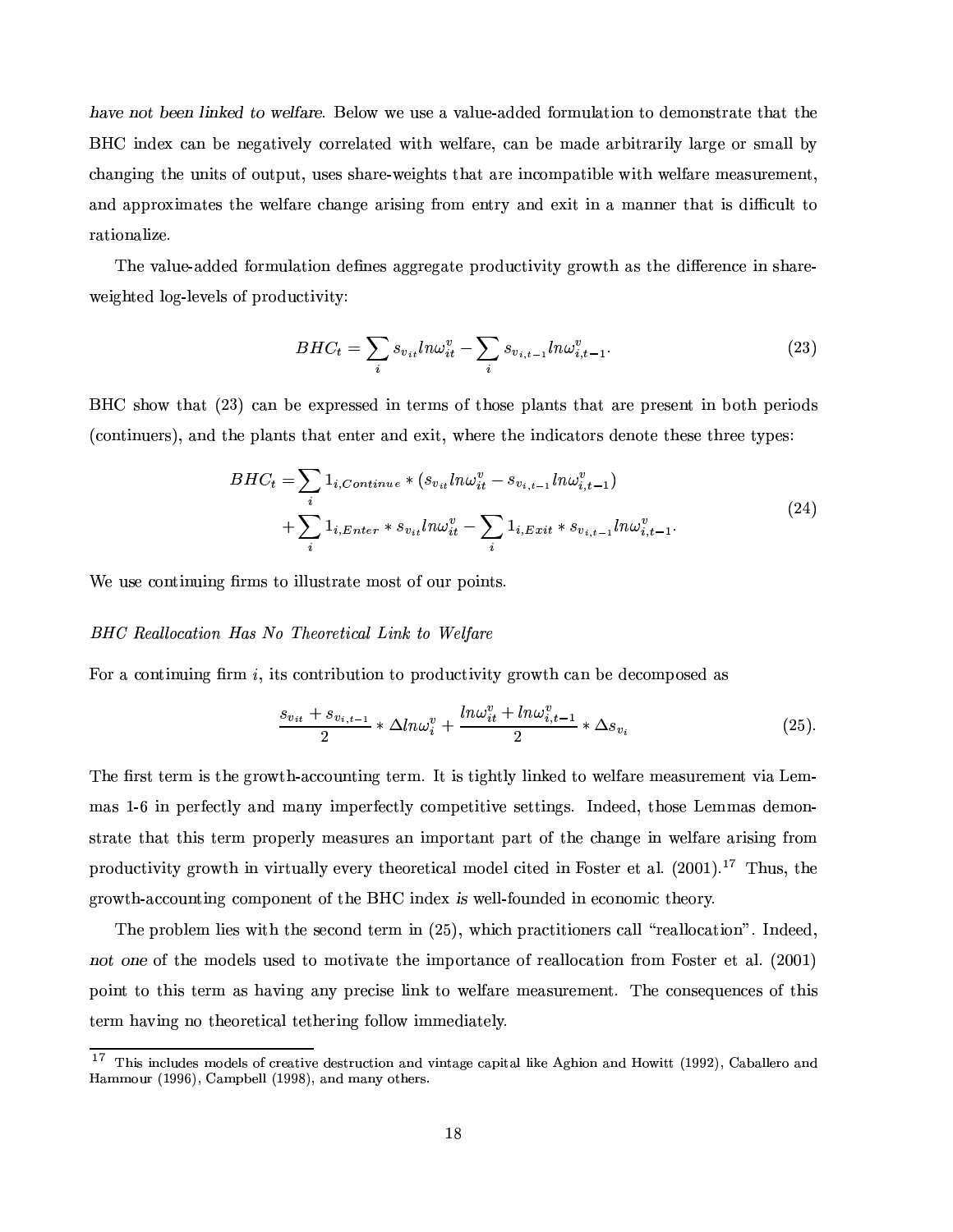*have not been linked to welfare*. Below we use a value-added formulation to demonstrate that the BHC index can be negatively correlated with welfare, can be made arbitrarily large or small by changing the units of output, uses share-weights that are incompatible with welfare measurement, and approximates the welfare change arising from entry and exit in a manner that is difficult to rationalize.

The value-added formulation defines aggregate productivity growth as the difference in share-weighted log-levels of productivity:

$$BHC_t = \sum_i s_{v_{it}} ln\omega_{it}^v - \sum_i s_{v_{i,t-1}} ln\omega_{i,t-1}^v. \tag{23}$$

BHC show that (23) can be expressed in terms of those plants that are present in both periods (continuers), and the plants that enter and exit, where the indicators denote these three types:

$$\begin{aligned} BHC_t = &\sum_i 1_{i,Continue} * (s_{v_{it}} ln\omega_{it}^v - s_{v_{i,t-1}} ln\omega_{i,t-1}^v) \\ &+ \sum_i 1_{i,Enter} * s_{v_{it}} ln\omega_{it}^v - \sum_i 1_{i,Exit} * s_{v_{i,t-1}} ln\omega_{i,t-1}^v. \end{aligned} \tag{24}$$

We use continuing firms to illustrate most of our points.

*BHC Reallocation Has No Theoretical Link to Welfare*

For a continuing firm $i$, its contribution to productivity growth can be decomposed as

$$\frac{s_{v_{it}} + s_{v_{i,t-1}}}{2} * \Delta ln\omega_i^v + \frac{ln\omega_{it}^v + ln\omega_{i,t-1}^v}{2} * \Delta s_{v_i} \tag{25}$$

The first term is the growth-accounting term. It is tightly linked to welfare measurement via Lemmas 1-6 in perfectly and many imperfectly competitive settings. Indeed, those Lemmas demonstrate that this term properly measures an important part of the change in welfare arising from productivity growth in virtually every theoretical model cited in Foster et al. (2001).[17] Thus, the growth-accounting component of the BHC index *is* well-founded in economic theory.

The problem lies with the second term in (25), which practitioners call "reallocation". Indeed, *not one* of the models used to motivate the importance of reallocation from Foster et al. (2001) point to this term as having any precise link to welfare measurement. The consequences of this term having no theoretical tethering follow immediately.

[17] This includes models of creative destruction and vintage capital like Aghion and Howitt (1992), Caballero and Hammour (1996), Campbell (1998), and many others.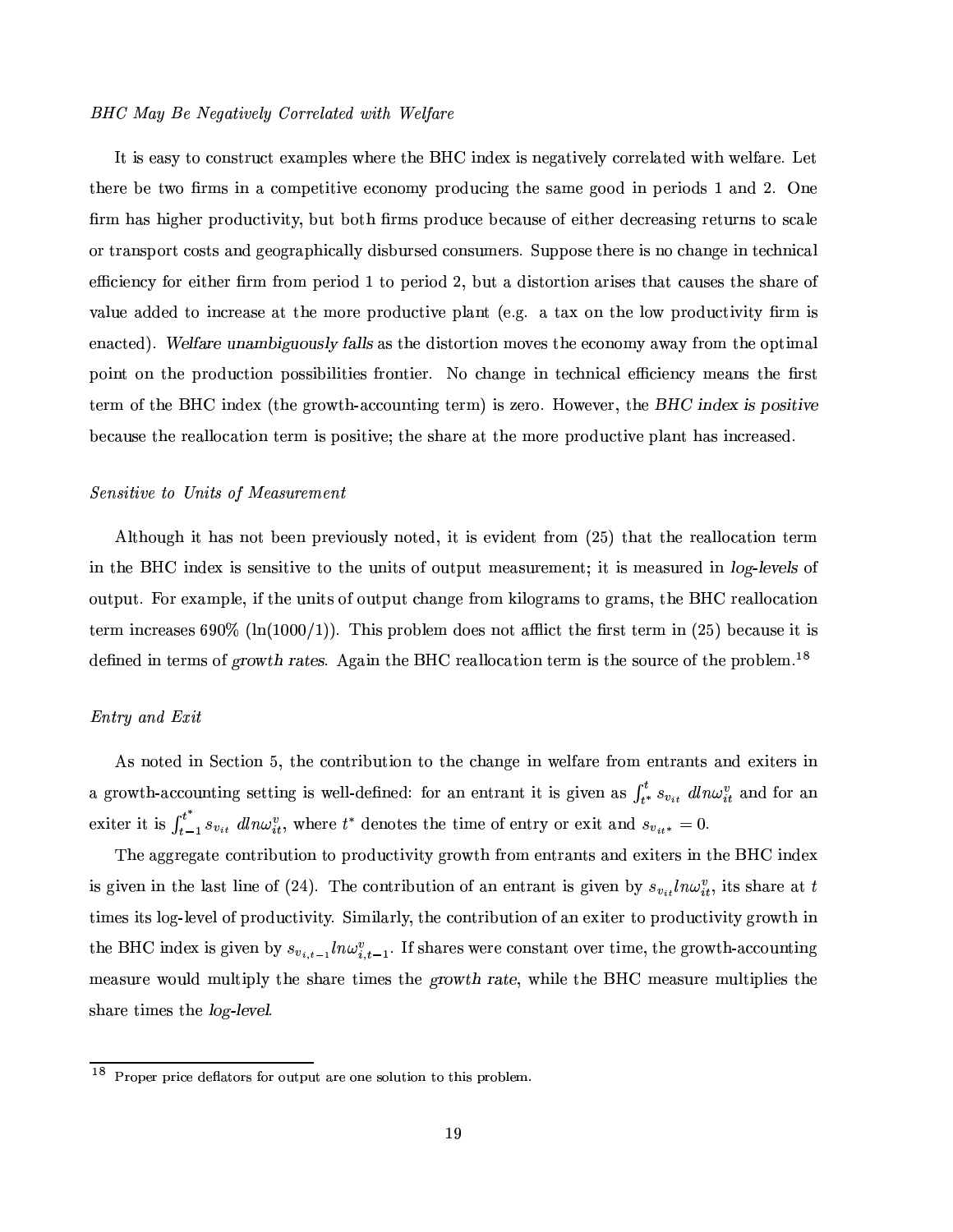*BHC May Be Negatively Correlated with Welfare*

It is easy to construct examples where the BHC index is negatively correlated with welfare. Let there be two firms in a competitive economy producing the same good in periods 1 and 2. One firm has higher productivity, but both firms produce because of either decreasing returns to scale or transport costs and geographically disbursed consumers. Suppose there is no change in technical efficiency for either firm from period 1 to period 2, but a distortion arises that causes the share of value added to increase at the more productive plant (e.g. a tax on the low productivity firm is enacted). *Welfare unambiguously falls* as the distortion moves the economy away from the optimal point on the production possibilities frontier. No change in technical efficiency means the first term of the BHC index (the growth-accounting term) is zero. However, the *BHC index is positive* because the reallocation term is positive; the share at the more productive plant has increased.

*Sensitive to Units of Measurement*

Although it has not been previously noted, it is evident from (25) that the reallocation term in the BHC index is sensitive to the units of output measurement; it is measured in *log-levels* of output. For example, if the units of output change from kilograms to grams, the BHC reallocation term increases 690% (ln(1000/1)). This problem does not afflict the first term in (25) because it is defined in terms of *growth rates*. Again the BHC reallocation term is the source of the problem.[18]

*Entry and Exit*

As noted in Section 5, the contribution to the change in welfare from entrants and exiters in a growth-accounting setting is well-defined: for an entrant it is given as $\int_{t^*}^{t} s_{v_{it}} \; dln\omega_{it}^{v}$ and for an exiter it is $\int_{t-1}^{t^*} s_{v_{it}} \; dln\omega_{it}^{v}$, where $t^*$ denotes the time of entry or exit and $s_{v_{it^*}} = 0$.

The aggregate contribution to productivity growth from entrants and exiters in the BHC index is given in the last line of (24). The contribution of an entrant is given by $s_{v_{it}} ln\omega_{it}^{v}$, its share at $t$ times its log-level of productivity. Similarly, the contribution of an exiter to productivity growth in the BHC index is given by $s_{v_{i,t-1}} ln\omega_{i,t-1}^{v}$. If shares were constant over time, the growth-accounting measure would multiply the share times the *growth rate*, while the BHC measure multiplies the share times the *log-level*.

[18] Proper price deflators for output are one solution to this problem.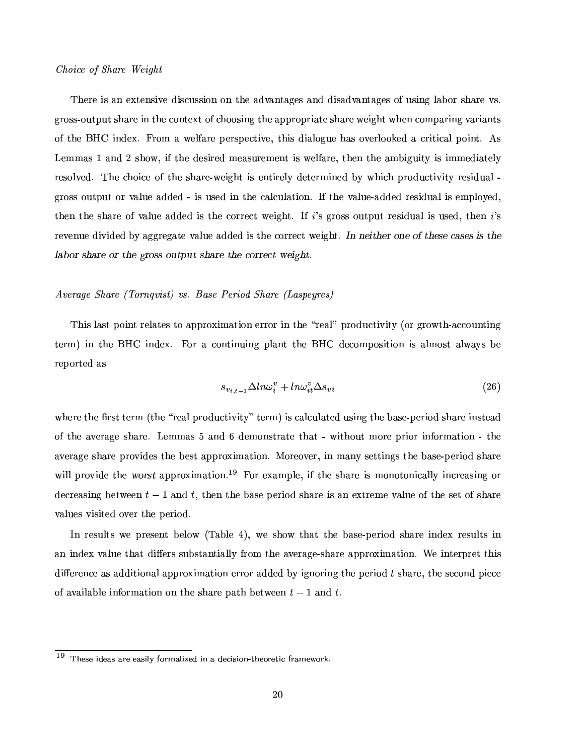*Choice of Share Weight*

There is an extensive discussion on the advantages and disadvantages of using labor share vs. gross-output share in the context of choosing the appropriate share weight when comparing variants of the BHC index. From a welfare perspective, this dialogue has overlooked a critical point. As Lemmas 1 and 2 show, if the desired measurement is welfare, then the ambiguity is immediately resolved. The choice of the share-weight is entirely determined by which productivity residual - gross output or value added - is used in the calculation. If the value-added residual is employed, then the share of value added is the correct weight. If $i$'s gross output residual is used, then $i$'s revenue divided by aggregate value added is the correct weight. *In neither one of these cases is the labor share or the gross output share the correct weight.*

*Average Share (Tornqvist) vs. Base Period Share (Laspeyres)*

This last point relates to approximation error in the "real" productivity (or growth-accounting term) in the BHC index. For a continuing plant the BHC decomposition is almost always be reported as

$$s_{v_{i,t-1}} \Delta ln\omega_i^v + ln\omega_{it}^v \Delta s_{vi} \tag{26}$$

where the first term (the "real productivity" term) is calculated using the base-period share instead of the average share. Lemmas 5 and 6 demonstrate that - without more prior information - the average share provides the best approximation. Moreover, in many settings the base-period share will provide the *worst* approximation.[19] For example, if the share is monotonically increasing or decreasing between $t-1$ and $t$, then the base period share is an extreme value of the set of share values visited over the period.

In results we present below (Table 4), we show that the base-period share index results in an index value that differs substantially from the average-share approximation. We interpret this difference as additional approximation error added by ignoring the period $t$ share, the second piece of available information on the share path between $t-1$ and $t$.

[19] These ideas are easily formalized in a decision-theoretic framework.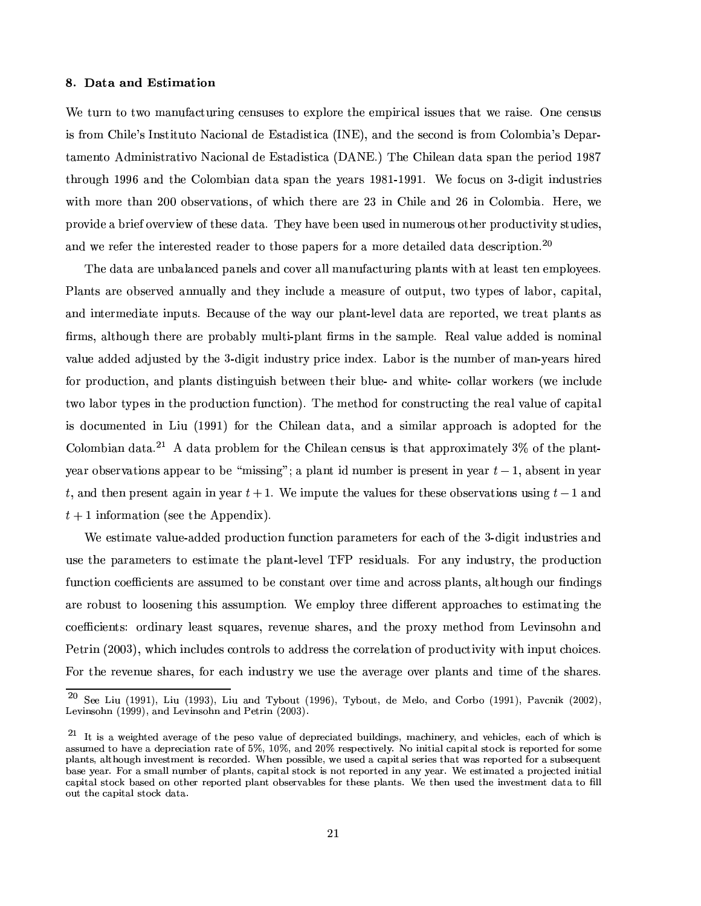### 8. Data and Estimation

We turn to two manufacturing censuses to explore the empirical issues that we raise. One census is from Chile's Instituto Nacional de Estadistica (INE), and the second is from Colombia's Departamento Administrativo Nacional de Estadistica (DANE.) The Chilean data span the period 1987 through 1996 and the Colombian data span the years 1981-1991. We focus on 3-digit industries with more than 200 observations, of which there are 23 in Chile and 26 in Colombia. Here, we provide a brief overview of these data. They have been used in numerous other productivity studies, and we refer the interested reader to those papers for a more detailed data description.[20]

The data are unbalanced panels and cover all manufacturing plants with at least ten employees. Plants are observed annually and they include a measure of output, two types of labor, capital, and intermediate inputs. Because of the way our plant-level data are reported, we treat plants as firms, although there are probably multi-plant firms in the sample. Real value added is nominal value added adjusted by the 3-digit industry price index. Labor is the number of man-years hired for production, and plants distinguish between their blue- and white- collar workers (we include two labor types in the production function). The method for constructing the real value of capital is documented in Liu (1991) for the Chilean data, and a similar approach is adopted for the Colombian data.[21] A data problem for the Chilean census is that approximately 3% of the plant-year observations appear to be "missing"; a plant id number is present in year $t-1$, absent in year $t$, and then present again in year $t+1$. We impute the values for these observations using $t-1$ and $t+1$ information (see the Appendix).

We estimate value-added production function parameters for each of the 3-digit industries and use the parameters to estimate the plant-level TFP residuals. For any industry, the production function coefficients are assumed to be constant over time and across plants, although our findings are robust to loosening this assumption. We employ three different approaches to estimating the coefficients: ordinary least squares, revenue shares, and the proxy method from Levinsohn and Petrin (2003), which includes controls to address the correlation of productivity with input choices. For the revenue shares, for each industry we use the average over plants and time of the shares.

---

[20] See Liu (1991), Liu (1993), Liu and Tybout (1996), Tybout, de Melo, and Corbo (1991), Pavcnik (2002), Levinsohn (1999), and Levinsohn and Petrin (2003).

[21] It is a weighted average of the peso value of depreciated buildings, machinery, and vehicles, each of which is assumed to have a depreciation rate of 5%, 10%, and 20% respectively. No initial capital stock is reported for some plants, although investment is recorded. When possible, we used a capital series that was reported for a subsequent base year. For a small number of plants, capital stock is not reported in any year. We estimated a projected initial capital stock based on other reported plant observables for these plants. We then used the investment data to fill out the capital stock data.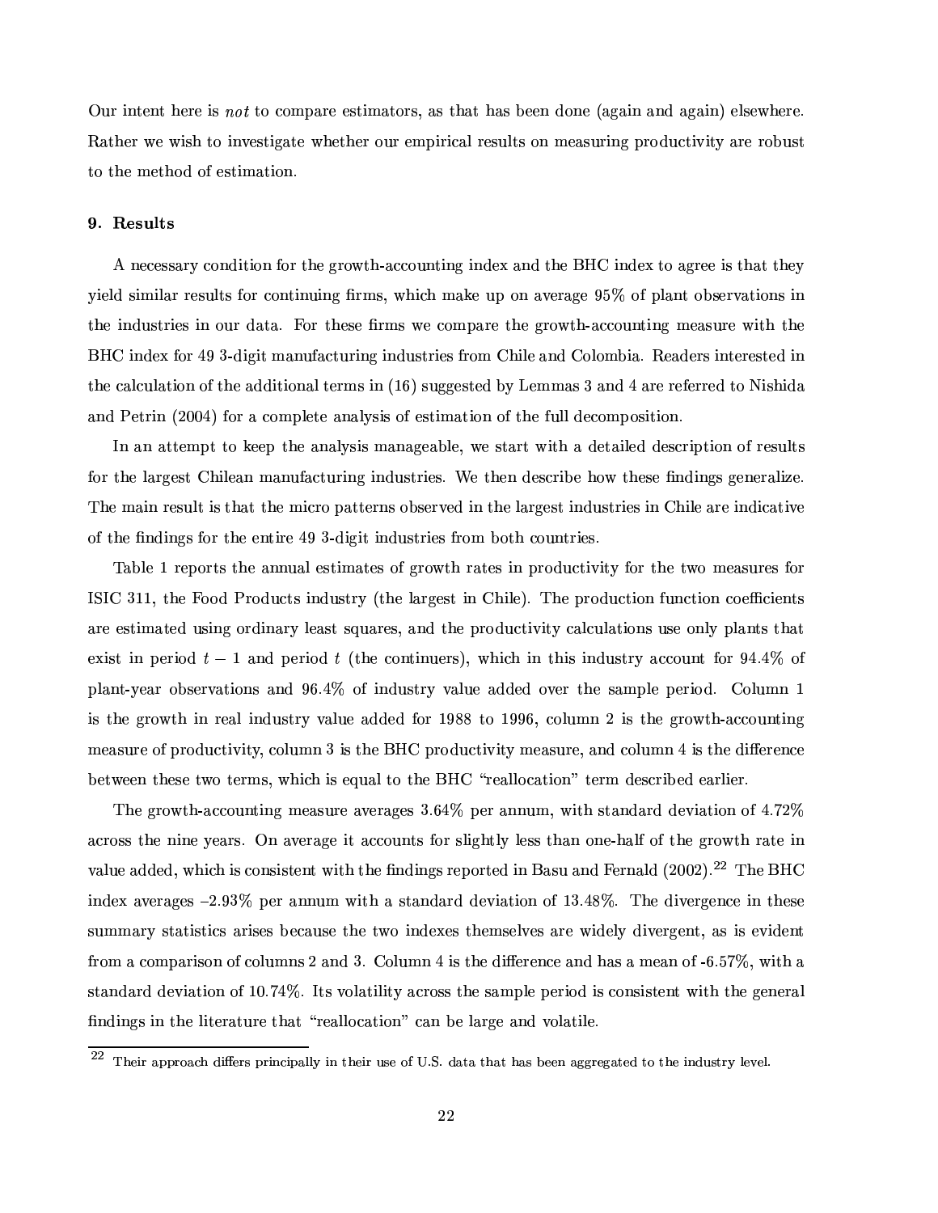Our intent here is *not* to compare estimators, as that has been done (again and again) elsewhere. Rather we wish to investigate whether our empirical results on measuring productivity are robust to the method of estimation.

## 9. Results

A necessary condition for the growth-accounting index and the BHC index to agree is that they yield similar results for continuing firms, which make up on average 95% of plant observations in the industries in our data. For these firms we compare the growth-accounting measure with the BHC index for 49 3-digit manufacturing industries from Chile and Colombia. Readers interested in the calculation of the additional terms in (16) suggested by Lemmas 3 and 4 are referred to Nishida and Petrin (2004) for a complete analysis of estimation of the full decomposition.

In an attempt to keep the analysis manageable, we start with a detailed description of results for the largest Chilean manufacturing industries. We then describe how these findings generalize. The main result is that the micro patterns observed in the largest industries in Chile are indicative of the findings for the entire 49 3-digit industries from both countries.

Table 1 reports the annual estimates of growth rates in productivity for the two measures for ISIC 311, the Food Products industry (the largest in Chile). The production function coefficients are estimated using ordinary least squares, and the productivity calculations use only plants that exist in period $t-1$ and period $t$ (the continuers), which in this industry account for 94.4% of plant-year observations and 96.4% of industry value added over the sample period. Column 1 is the growth in real industry value added for 1988 to 1996, column 2 is the growth-accounting measure of productivity, column 3 is the BHC productivity measure, and column 4 is the difference between these two terms, which is equal to the BHC "reallocation" term described earlier.

The growth-accounting measure averages 3.64% per annum, with standard deviation of 4.72% across the nine years. On average it accounts for slightly less than one-half of the growth rate in value added, which is consistent with the findings reported in Basu and Fernald (2002).[22] The BHC index averages –2.93% per annum with a standard deviation of 13.48%. The divergence in these summary statistics arises because the two indexes themselves are widely divergent, as is evident from a comparison of columns 2 and 3. Column 4 is the difference and has a mean of -6.57%, with a standard deviation of 10.74%. Its volatility across the sample period is consistent with the general findings in the literature that "reallocation" can be large and volatile.

[22] Their approach differs principally in their use of U.S. data that has been aggregated to the industry level.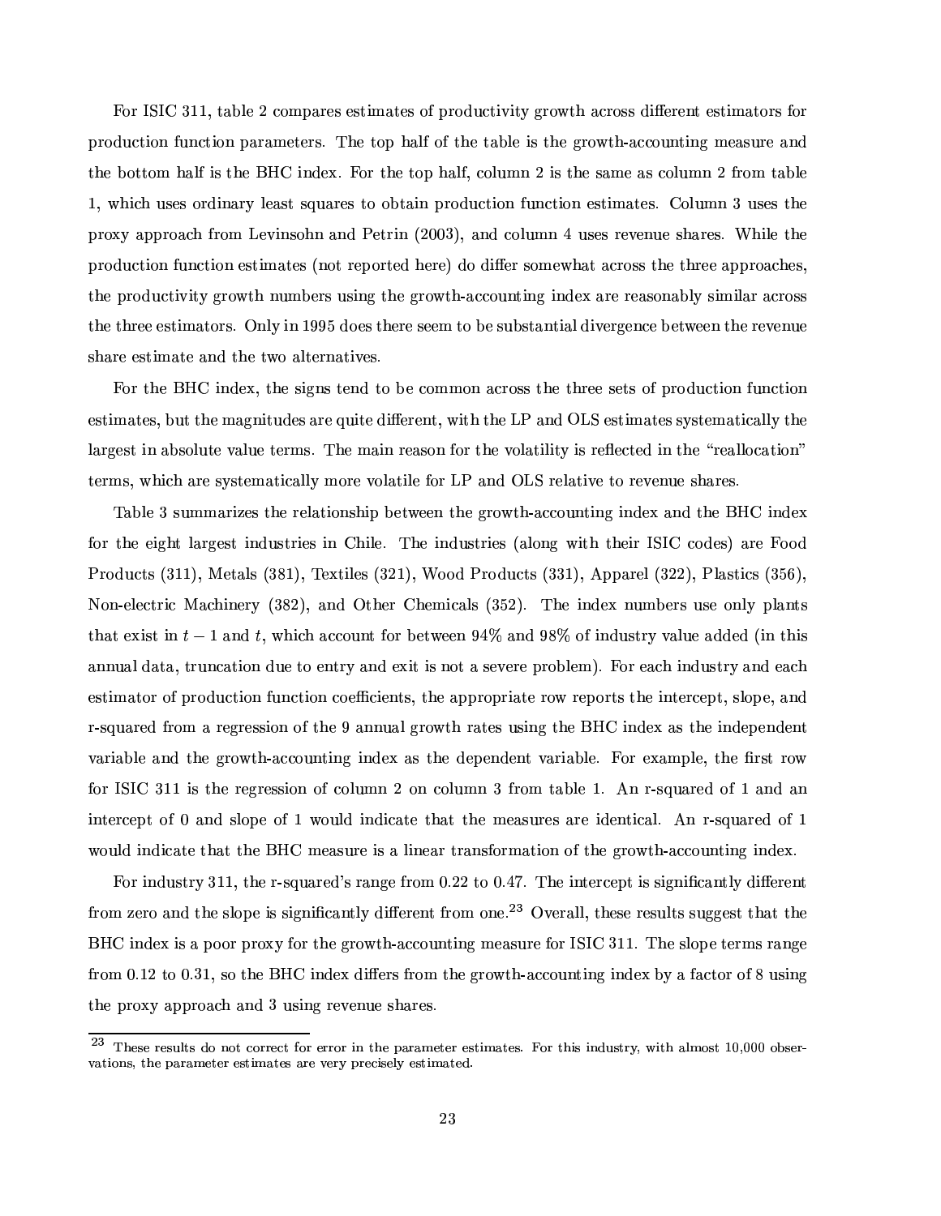For ISIC 311, table 2 compares estimates of productivity growth across different estimators for production function parameters. The top half of the table is the growth-accounting measure and the bottom half is the BHC index. For the top half, column 2 is the same as column 2 from table 1, which uses ordinary least squares to obtain production function estimates. Column 3 uses the proxy approach from Levinsohn and Petrin (2003), and column 4 uses revenue shares. While the production function estimates (not reported here) do differ somewhat across the three approaches, the productivity growth numbers using the growth-accounting index are reasonably similar across the three estimators. Only in 1995 does there seem to be substantial divergence between the revenue share estimate and the two alternatives.

For the BHC index, the signs tend to be common across the three sets of production function estimates, but the magnitudes are quite different, with the LP and OLS estimates systematically the largest in absolute value terms. The main reason for the volatility is reflected in the "reallocation" terms, which are systematically more volatile for LP and OLS relative to revenue shares.

Table 3 summarizes the relationship between the growth-accounting index and the BHC index for the eight largest industries in Chile. The industries (along with their ISIC codes) are Food Products (311), Metals (381), Textiles (321), Wood Products (331), Apparel (322), Plastics (356), Non-electric Machinery (382), and Other Chemicals (352). The index numbers use only plants that exist in $t-1$ and $t$, which account for between 94% and 98% of industry value added (in this annual data, truncation due to entry and exit is not a severe problem). For each industry and each estimator of production function coefficients, the appropriate row reports the intercept, slope, and r-squared from a regression of the 9 annual growth rates using the BHC index as the independent variable and the growth-accounting index as the dependent variable. For example, the first row for ISIC 311 is the regression of column 2 on column 3 from table 1. An r-squared of 1 and an intercept of 0 and slope of 1 would indicate that the measures are identical. An r-squared of 1 would indicate that the BHC measure is a linear transformation of the growth-accounting index.

For industry 311, the r-squared's range from 0.22 to 0.47. The intercept is significantly different from zero and the slope is significantly different from one.[23] Overall, these results suggest that the BHC index is a poor proxy for the growth-accounting measure for ISIC 311. The slope terms range from 0.12 to 0.31, so the BHC index differs from the growth-accounting index by a factor of 8 using the proxy approach and 3 using revenue shares.

[23] These results do not correct for error in the parameter estimates. For this industry, with almost 10,000 observations, the parameter estimates are very precisely estimated.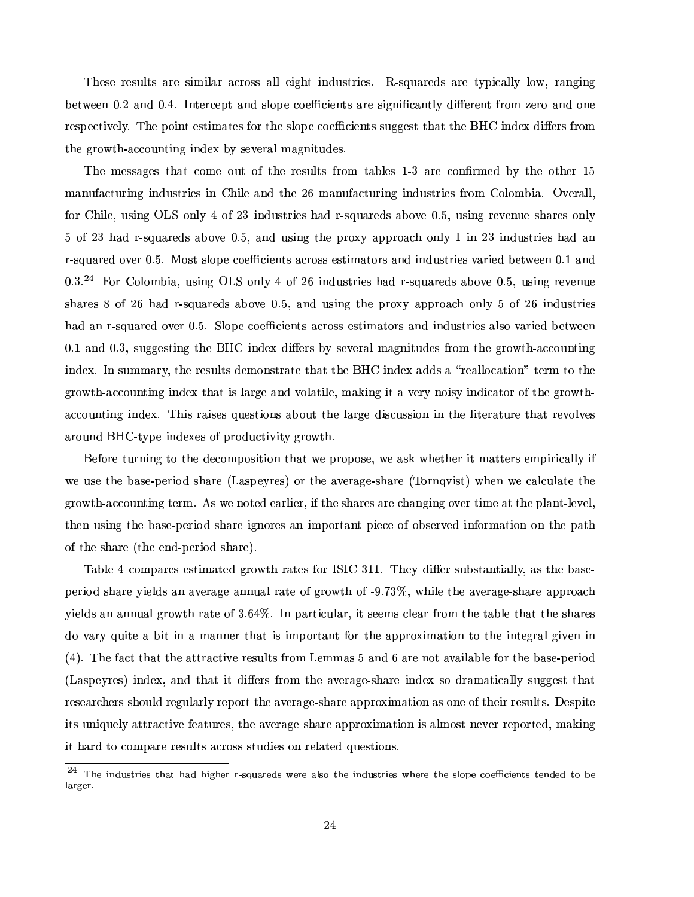These results are similar across all eight industries. R-squareds are typically low, ranging between 0.2 and 0.4. Intercept and slope coefficients are significantly different from zero and one respectively. The point estimates for the slope coefficients suggest that the BHC index differs from the growth-accounting index by several magnitudes.

The messages that come out of the results from tables 1-3 are confirmed by the other 15 manufacturing industries in Chile and the 26 manufacturing industries from Colombia. Overall, for Chile, using OLS only 4 of 23 industries had r-squareds above 0.5, using revenue shares only 5 of 23 had r-squareds above 0.5, and using the proxy approach only 1 in 23 industries had an r-squared over 0.5. Most slope coefficients across estimators and industries varied between 0.1 and 0.3.[24] For Colombia, using OLS only 4 of 26 industries had r-squareds above 0.5, using revenue shares 8 of 26 had r-squareds above 0.5, and using the proxy approach only 5 of 26 industries had an r-squared over 0.5. Slope coefficients across estimators and industries also varied between 0.1 and 0.3, suggesting the BHC index differs by several magnitudes from the growth-accounting index. In summary, the results demonstrate that the BHC index adds a "reallocation" term to the growth-accounting index that is large and volatile, making it a very noisy indicator of the growth-accounting index. This raises questions about the large discussion in the literature that revolves around BHC-type indexes of productivity growth.

Before turning to the decomposition that we propose, we ask whether it matters empirically if we use the base-period share (Laspeyres) or the average-share (Tornqvist) when we calculate the growth-accounting term. As we noted earlier, if the shares are changing over time at the plant-level, then using the base-period share ignores an important piece of observed information on the path of the share (the end-period share).

Table 4 compares estimated growth rates for ISIC 311. They differ substantially, as the base-period share yields an average annual rate of growth of -9.73%, while the average-share approach yields an annual growth rate of 3.64%. In particular, it seems clear from the table that the shares do vary quite a bit in a manner that is important for the approximation to the integral given in (4). The fact that the attractive results from Lemmas 5 and 6 are not available for the base-period (Laspeyres) index, and that it differs from the average-share index so dramatically suggest that researchers should regularly report the average-share approximation as one of their results. Despite its uniquely attractive features, the average share approximation is almost never reported, making it hard to compare results across studies on related questions.

[24] The industries that had higher r-squareds were also the industries where the slope coefficients tended to be larger.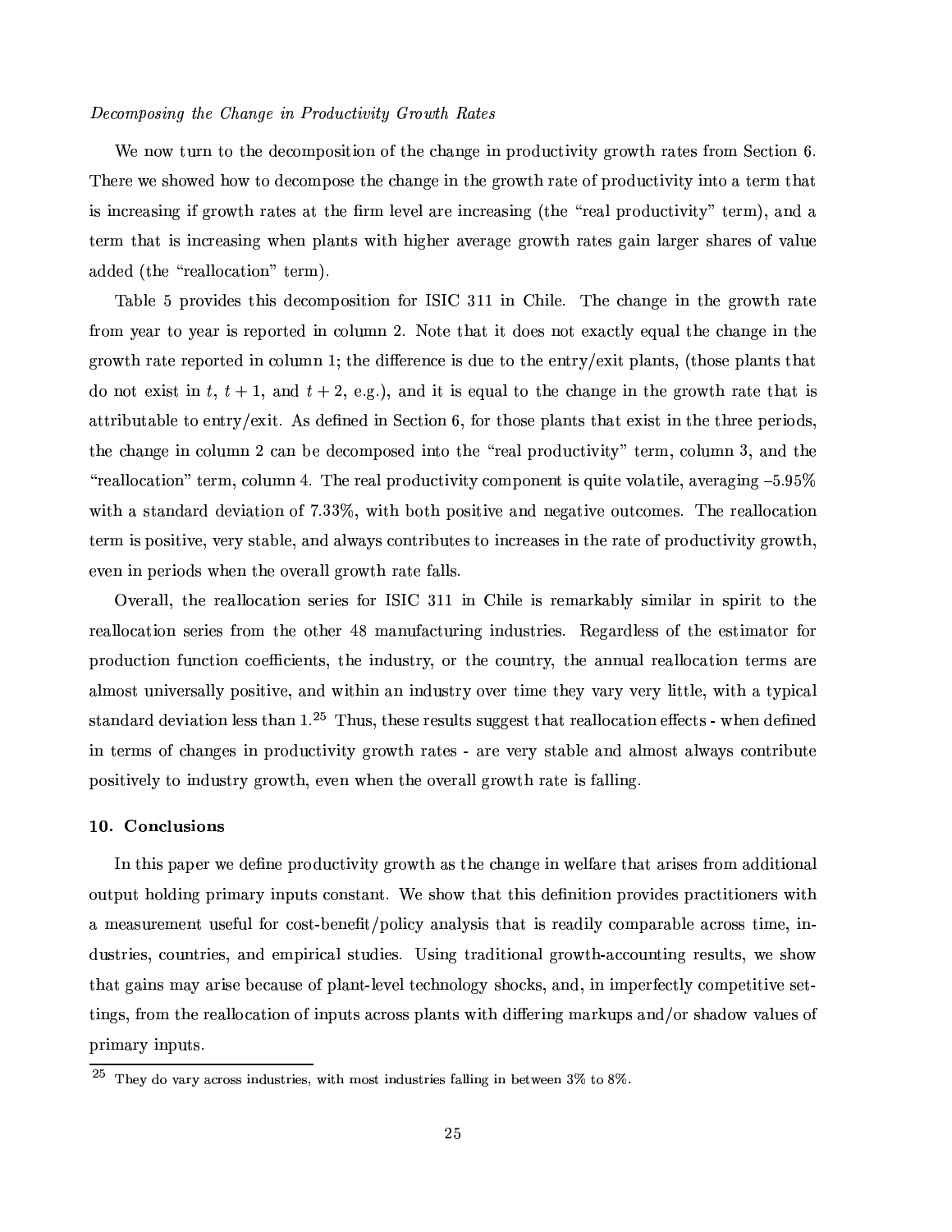*Decomposing the Change in Productivity Growth Rates*

We now turn to the decomposition of the change in productivity growth rates from Section 6. There we showed how to decompose the change in the growth rate of productivity into a term that is increasing if growth rates at the firm level are increasing (the "real productivity" term), and a term that is increasing when plants with higher average growth rates gain larger shares of value added (the "reallocation" term).

Table 5 provides this decomposition for ISIC 311 in Chile. The change in the growth rate from year to year is reported in column 2. Note that it does not exactly equal the change in the growth rate reported in column 1; the difference is due to the entry/exit plants, (those plants that do not exist in $t$, $t+1$, and $t+2$, e.g.), and it is equal to the change in the growth rate that is attributable to entry/exit. As defined in Section 6, for those plants that exist in the three periods, the change in column 2 can be decomposed into the "real productivity" term, column 3, and the "reallocation" term, column 4. The real productivity component is quite volatile, averaging –5.95% with a standard deviation of 7.33%, with both positive and negative outcomes. The reallocation term is positive, very stable, and always contributes to increases in the rate of productivity growth, even in periods when the overall growth rate falls.

Overall, the reallocation series for ISIC 311 in Chile is remarkably similar in spirit to the reallocation series from the other 48 manufacturing industries. Regardless of the estimator for production function coefficients, the industry, or the country, the annual reallocation terms are almost universally positive, and within an industry over time they vary very little, with a typical standard deviation less than 1.[25] Thus, these results suggest that reallocation effects - when defined in terms of changes in productivity growth rates - are very stable and almost always contribute positively to industry growth, even when the overall growth rate is falling.

## 10. Conclusions

In this paper we define productivity growth as the change in welfare that arises from additional output holding primary inputs constant. We show that this definition provides practitioners with a measurement useful for cost-benefit/policy analysis that is readily comparable across time, industries, countries, and empirical studies. Using traditional growth-accounting results, we show that gains may arise because of plant-level technology shocks, and, in imperfectly competitive settings, from the reallocation of inputs across plants with differing markups and/or shadow values of primary inputs.

[25] They do vary across industries, with most industries falling in between 3% to 8%.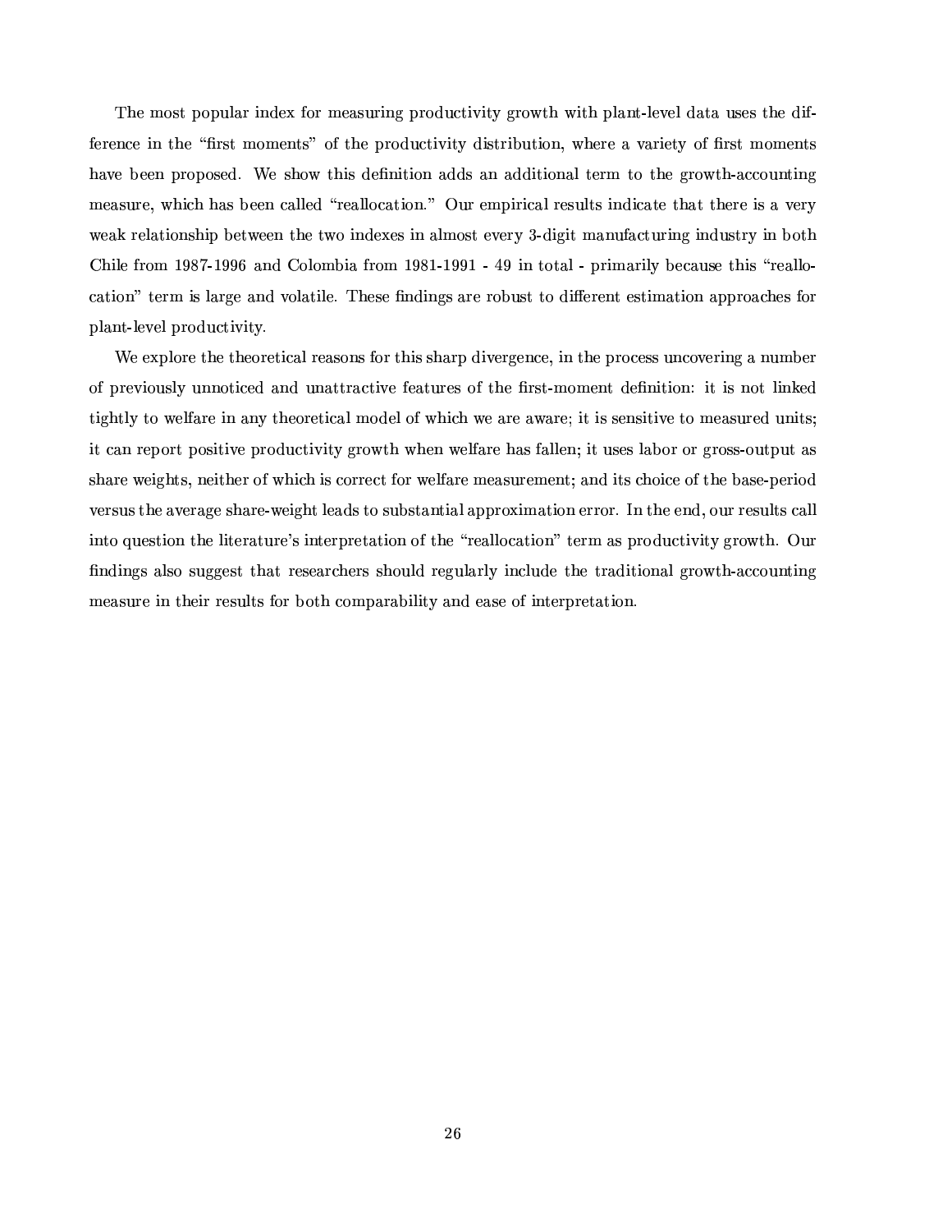The most popular index for measuring productivity growth with plant-level data uses the difference in the "first moments" of the productivity distribution, where a variety of first moments have been proposed. We show this definition adds an additional term to the growth-accounting measure, which has been called "reallocation." Our empirical results indicate that there is a very weak relationship between the two indexes in almost every 3-digit manufacturing industry in both Chile from 1987-1996 and Colombia from 1981-1991 - 49 in total - primarily because this "reallocation" term is large and volatile. These findings are robust to different estimation approaches for plant-level productivity.

We explore the theoretical reasons for this sharp divergence, in the process uncovering a number of previously unnoticed and unattractive features of the first-moment definition: it is not linked tightly to welfare in any theoretical model of which we are aware; it is sensitive to measured units; it can report positive productivity growth when welfare has fallen; it uses labor or gross-output as share weights, neither of which is correct for welfare measurement; and its choice of the base-period versus the average share-weight leads to substantial approximation error. In the end, our results call into question the literature's interpretation of the "reallocation" term as productivity growth. Our findings also suggest that researchers should regularly include the traditional growth-accounting measure in their results for both comparability and ease of interpretation.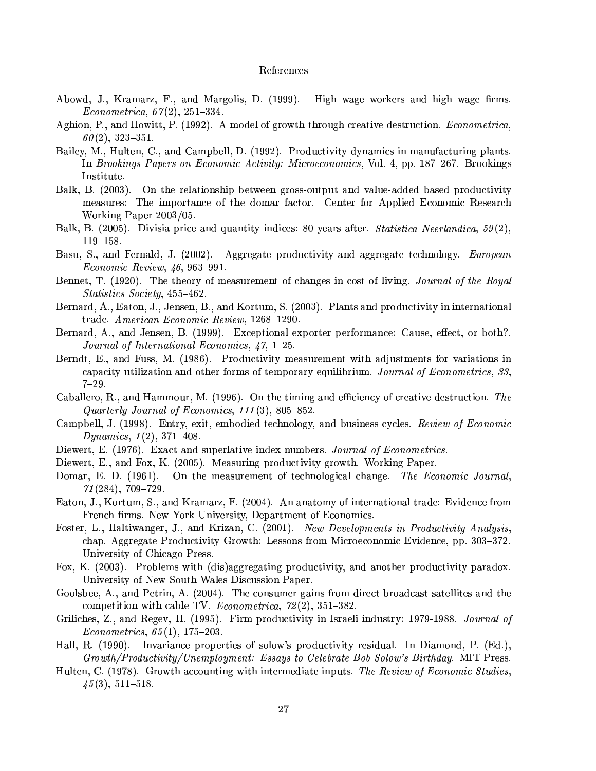# References

Abowd, J., Kramarz, F., and Margolis, D. (1999). High wage workers and high wage firms. *Econometrica*, *67*(2), 251–334.

Aghion, P., and Howitt, P. (1992). A model of growth through creative destruction. *Econometrica*, *60*(2), 323–351.

Bailey, M., Hulten, C., and Campbell, D. (1992). Productivity dynamics in manufacturing plants. In *Brookings Papers on Economic Activity: Microeconomics*, Vol. 4, pp. 187–267. Brookings Institute.

Balk, B. (2003). On the relationship between gross-output and value-added based productivity measures: The importance of the domar factor. Center for Applied Economic Research Working Paper 2003/05.

Balk, B. (2005). Divisia price and quantity indices: 80 years after. *Statistica Neerlandica*, *59*(2), 119–158.

Basu, S., and Fernald, J. (2002). Aggregate productivity and aggregate technology. *European Economic Review*, *46*, 963–991.

Bennet, T. (1920). The theory of measurement of changes in cost of living. *Journal of the Royal Statistics Society*, 455–462.

Bernard, A., Eaton, J., Jensen, B., and Kortum, S. (2003). Plants and productivity in international trade. *American Economic Review*, 1268–1290.

Bernard, A., and Jensen, B. (1999). Exceptional exporter performance: Cause, effect, or both?. *Journal of International Economics*, *47*, 1–25.

Berndt, E., and Fuss, M. (1986). Productivity measurement with adjustments for variations in capacity utilization and other forms of temporary equilibrium. *Journal of Econometrics*, *33*, 7–29.

Caballero, R., and Hammour, M. (1996). On the timing and efficiency of creative destruction. *The Quarterly Journal of Economics*, *111*(3), 805–852.

Campbell, J. (1998). Entry, exit, embodied technology, and business cycles. *Review of Economic Dynamics*, *1*(2), 371–408.

Diewert, E. (1976). Exact and superlative index numbers. *Journal of Econometrics.*

Diewert, E., and Fox, K. (2005). Measuring productivity growth. Working Paper.

Domar, E. D. (1961). On the measurement of technological change. *The Economic Journal*, *71*(284), 709–729.

Eaton, J., Kortum, S., and Kramarz, F. (2004). An anatomy of international trade: Evidence from French firms. New York University, Department of Economics.

Foster, L., Haltiwanger, J., and Krizan, C. (2001). *New Developments in Productivity Analysis*, chap. Aggregate Productivity Growth: Lessons from Microeconomic Evidence, pp. 303–372. University of Chicago Press.

Fox, K. (2003). Problems with (dis)aggregating productivity, and another productivity paradox. University of New South Wales Discussion Paper.

Goolsbee, A., and Petrin, A. (2004). The consumer gains from direct broadcast satellites and the competition with cable TV. *Econometrica*, *72*(2), 351–382.

Griliches, Z., and Regev, H. (1995). Firm productivity in Israeli industry: 1979-1988. *Journal of Econometrics*, *65*(1), 175–203.

Hall, R. (1990). Invariance properties of solow's productivity residual. In Diamond, P. (Ed.), *Growth/Productivity/Unemployment: Essays to Celebrate Bob Solow's Birthday.* MIT Press.

Hulten, C. (1978). Growth accounting with intermediate inputs. *The Review of Economic Studies*, *45*(3), 511–518.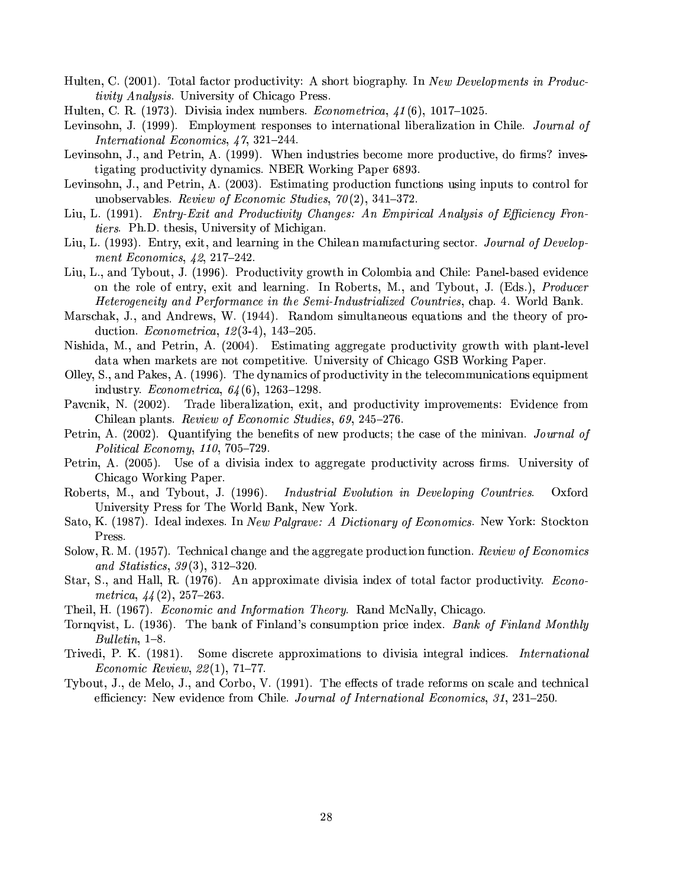Hulten, C. (2001). Total factor productivity: A short biography. In *New Developments in Productivity Analysis*. University of Chicago Press.

Hulten, C. R. (1973). Divisia index numbers. *Econometrica*, *41*(6), 1017–1025.

Levinsohn, J. (1999). Employment responses to international liberalization in Chile. *Journal of International Economics*, *47*, 321–244.

Levinsohn, J., and Petrin, A. (1999). When industries become more productive, do firms? investigating productivity dynamics. NBER Working Paper 6893.

Levinsohn, J., and Petrin, A. (2003). Estimating production functions using inputs to control for unobservables. *Review of Economic Studies*, *70*(2), 341–372.

Liu, L. (1991). *Entry-Exit and Productivity Changes: An Empirical Analysis of Efficiency Frontiers*. Ph.D. thesis, University of Michigan.

Liu, L. (1993). Entry, exit, and learning in the Chilean manufacturing sector. *Journal of Development Economics*, *42*, 217–242.

Liu, L., and Tybout, J. (1996). Productivity growth in Colombia and Chile: Panel-based evidence on the role of entry, exit and learning. In Roberts, M., and Tybout, J. (Eds.), *Producer Heterogeneity and Performance in the Semi-Industrialized Countries*, chap. 4. World Bank.

Marschak, J., and Andrews, W. (1944). Random simultaneous equations and the theory of production. *Econometrica*, *12*(3-4), 143–205.

Nishida, M., and Petrin, A. (2004). Estimating aggregate productivity growth with plant-level data when markets are not competitive. University of Chicago GSB Working Paper.

Olley, S., and Pakes, A. (1996). The dynamics of productivity in the telecommunications equipment industry. *Econometrica*, *64*(6), 1263–1298.

Pavcnik, N. (2002). Trade liberalization, exit, and productivity improvements: Evidence from Chilean plants. *Review of Economic Studies*, *69*, 245–276.

Petrin, A. (2002). Quantifying the benefits of new products; the case of the minivan. *Journal of Political Economy*, *110*, 705–729.

Petrin, A. (2005). Use of a divisia index to aggregate productivity across firms. University of Chicago Working Paper.

Roberts, M., and Tybout, J. (1996). *Industrial Evolution in Developing Countries*. Oxford University Press for The World Bank, New York.

Sato, K. (1987). Ideal indexes. In *New Palgrave: A Dictionary of Economics*. New York: Stockton Press.

Solow, R. M. (1957). Technical change and the aggregate production function. *Review of Economics and Statistics*, *39*(3), 312–320.

Star, S., and Hall, R. (1976). An approximate divisia index of total factor productivity. *Econometrica*, *44*(2), 257–263.

Theil, H. (1967). *Economic and Information Theory*. Rand McNally, Chicago.

Tornqvist, L. (1936). The bank of Finland's consumption price index. *Bank of Finland Monthly Bulletin*, 1–8.

Trivedi, P. K. (1981). Some discrete approximations to divisia integral indices. *International Economic Review*, *22*(1), 71–77.

Tybout, J., de Melo, J., and Corbo, V. (1991). The effects of trade reforms on scale and technical efficiency: New evidence from Chile. *Journal of International Economics*, *31*, 231–250.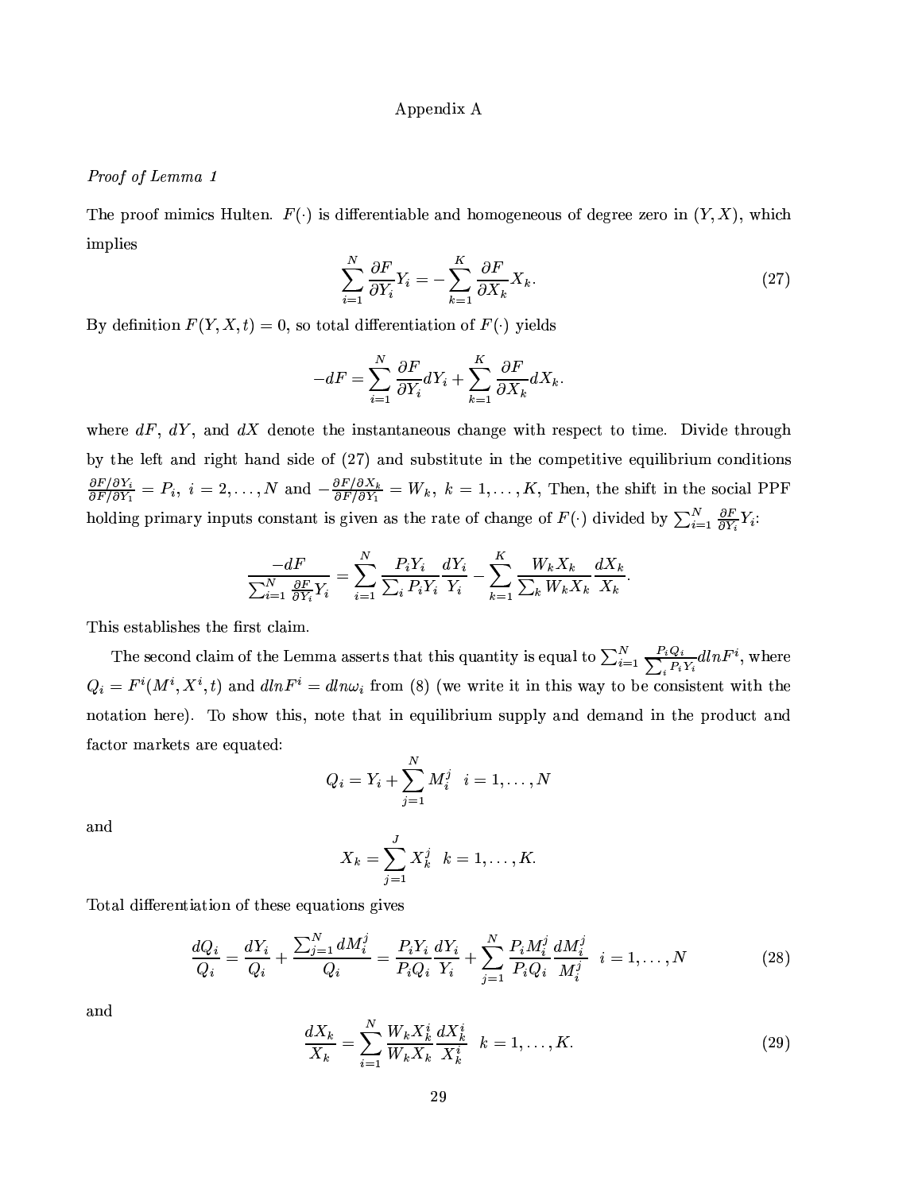Appendix A

*Proof of Lemma 1*

The proof mimics Hulten. $F(\cdot)$ is differentiable and homogeneous of degree zero in $(Y, X)$, which implies

$$\sum_{i=1}^{N} \frac{\partial F}{\partial Y_i} Y_i = -\sum_{k=1}^{K} \frac{\partial F}{\partial X_k} X_k. \tag{27}$$

By definition $F(Y, X, t) = 0$, so total differentiation of $F(\cdot)$ yields

$$-dF = \sum_{i=1}^{N} \frac{\partial F}{\partial Y_i} dY_i + \sum_{k=1}^{K} \frac{\partial F}{\partial X_k} dX_k.$$

where $dF$, $dY$, and $dX$ denote the instantaneous change with respect to time. Divide through by the left and right hand side of (27) and substitute in the competitive equilibrium conditions $\frac{\partial F/\partial Y_i}{\partial F/\partial Y_1} = P_i,\ i = 2, \ldots, N$ and $-\frac{\partial F/\partial X_k}{\partial F/\partial Y_1} = W_k,\ k = 1, \ldots, K$, Then, the shift in the social PPF holding primary inputs constant is given as the rate of change of $F(\cdot)$ divided by $\sum_{i=1}^{N} \frac{\partial F}{\partial Y_i} Y_i$:

$$\frac{-dF}{\sum_{i=1}^{N} \frac{\partial F}{\partial Y_i} Y_i} = \sum_{i=1}^{N} \frac{P_i Y_i}{\sum_i P_i Y_i} \frac{dY_i}{Y_i} - \sum_{k=1}^{K} \frac{W_k X_k}{\sum_k W_k X_k} \frac{dX_k}{X_k}.$$

This establishes the first claim.

The second claim of the Lemma asserts that this quantity is equal to $\sum_{i=1}^{N} \frac{P_i Q_i}{\sum_i P_i Y_i} dlnF^i$, where $Q_i = F^i(M^i, X^i, t)$ and $dlnF^i = dln\omega_i$ from (8) (we write it in this way to be consistent with the notation here). To show this, note that in equilibrium supply and demand in the product and factor markets are equated:

$$Q_i = Y_i + \sum_{j=1}^{N} M_i^j \quad i = 1, \ldots, N$$

and

$$X_k = \sum_{j=1}^{J} X_k^j \quad k = 1, \ldots, K.$$

Total differentiation of these equations gives

$$\frac{dQ_i}{Q_i} = \frac{dY_i}{Q_i} + \frac{\sum_{j=1}^{N} dM_i^j}{Q_i} = \frac{P_i Y_i}{P_i Q_i} \frac{dY_i}{Y_i} + \sum_{j=1}^{N} \frac{P_i M_i^j}{P_i Q_i} \frac{dM_i^j}{M_i^j} \quad i = 1, \ldots, N \tag{28}$$

and

$$\frac{dX_k}{X_k} = \sum_{i=1}^{N} \frac{W_k X_k^i}{W_k X_k} \frac{dX_k^i}{X_k^i} \quad k = 1, \ldots, K. \tag{29}$$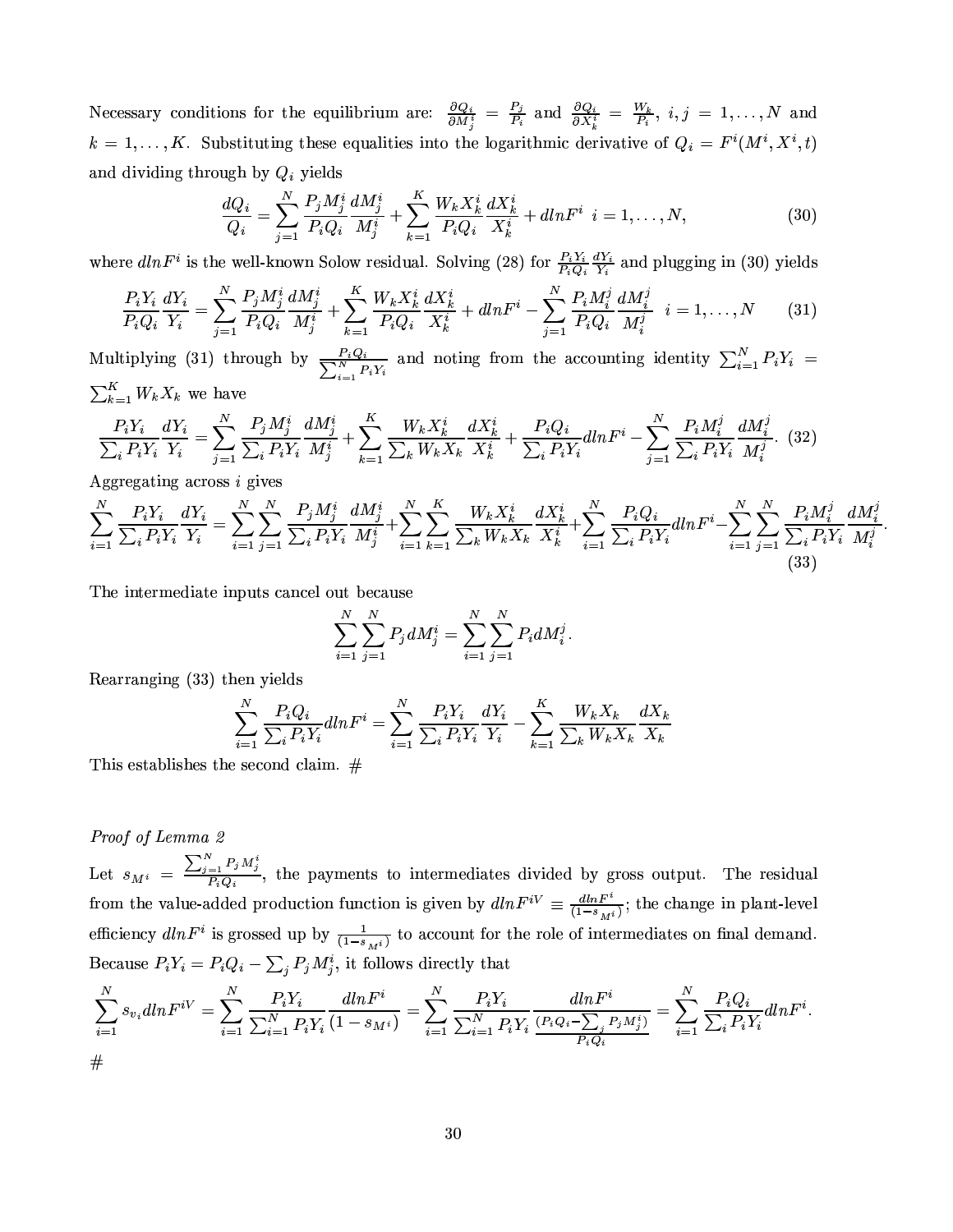Necessary conditions for the equilibrium are: $\frac{\partial Q_i}{\partial M_j^i} = \frac{P_j}{P_i}$ and $\frac{\partial Q_i}{\partial X_k^i} = \frac{W_k}{P_i}$, $i,j = 1,\ldots,N$ and $k = 1,\ldots,K$. Substituting these equalities into the logarithmic derivative of $Q_i = F^i(M^i, X^i, t)$ and dividing through by $Q_i$ yields

$$\frac{dQ_i}{Q_i} = \sum_{j=1}^{N} \frac{P_j M_j^i}{P_i Q_i} \frac{dM_j^i}{M_j^i} + \sum_{k=1}^{K} \frac{W_k X_k^i}{P_i Q_i} \frac{dX_k^i}{X_k^i} + dlnF^i \quad i = 1,\ldots,N, \tag{30}$$

where $dlnF^i$ is the well-known Solow residual. Solving (28) for $\frac{P_i Y_i}{P_i Q_i}\frac{dY_i}{Y_i}$ and plugging in (30) yields

$$\frac{P_i Y_i}{P_i Q_i}\frac{dY_i}{Y_i} = \sum_{j=1}^{N} \frac{P_j M_j^i}{P_i Q_i} \frac{dM_j^i}{M_j^i} + \sum_{k=1}^{K} \frac{W_k X_k^i}{P_i Q_i} \frac{dX_k^i}{X_k^i} + dlnF^i - \sum_{j=1}^{N} \frac{P_i M_i^j}{P_i Q_i} \frac{dM_i^j}{M_i^j} \quad i = 1,\ldots,N \tag{31}$$

Multiplying (31) through by $\frac{P_i Q_i}{\sum_{i=1}^{N} P_i Y_i}$ and noting from the accounting identity $\sum_{i=1}^{N} P_i Y_i = \sum_{k=1}^{K} W_k X_k$ we have

$$\frac{P_i Y_i}{\sum_i P_i Y_i}\frac{dY_i}{Y_i} = \sum_{j=1}^{N} \frac{P_j M_j^i}{\sum_i P_i Y_i} \frac{dM_j^i}{M_j^i} + \sum_{k=1}^{K} \frac{W_k X_k^i}{\sum_k W_k X_k} \frac{dX_k^i}{X_k^i} + \frac{P_i Q_i}{\sum_i P_i Y_i} dlnF^i - \sum_{j=1}^{N} \frac{P_i M_i^j}{\sum_i P_i Y_i} \frac{dM_i^j}{M_i^j}. \tag{32}$$

Aggregating across $i$ gives

$$\sum_{i=1}^{N}\frac{P_i Y_i}{\sum_i P_i Y_i}\frac{dY_i}{Y_i} = \sum_{i=1}^{N}\sum_{j=1}^{N} \frac{P_j M_j^i}{\sum_i P_i Y_i} \frac{dM_j^i}{M_j^i} + \sum_{i=1}^{N}\sum_{k=1}^{K} \frac{W_k X_k^i}{\sum_k W_k X_k} \frac{dX_k^i}{X_k^i} + \sum_{i=1}^{N}\frac{P_i Q_i}{\sum_i P_i Y_i} dlnF^i - \sum_{i=1}^{N}\sum_{j=1}^{N} \frac{P_i M_i^j}{\sum_i P_i Y_i} \frac{dM_i^j}{M_i^j}. \tag{33}$$

The intermediate inputs cancel out because

$$\sum_{i=1}^{N}\sum_{j=1}^{N} P_j dM_j^i = \sum_{i=1}^{N}\sum_{j=1}^{N} P_i dM_i^j.$$

Rearranging (33) then yields

$$\sum_{i=1}^{N}\frac{P_i Q_i}{\sum_i P_i Y_i} dlnF^i = \sum_{i=1}^{N}\frac{P_i Y_i}{\sum_i P_i Y_i}\frac{dY_i}{Y_i} - \sum_{k=1}^{K}\frac{W_k X_k}{\sum_k W_k X_k}\frac{dX_k}{X_k}$$

This establishes the second claim. #

*Proof of Lemma 2*

Let $s_{M^i} = \frac{\sum_{j=1}^{N} P_j M_j^i}{P_i Q_i}$, the payments to intermediates divided by gross output. The residual from the value-added production function is given by $dlnF^{iV} \equiv \frac{dlnF^i}{(1-s_{M^i})}$; the change in plant-level efficiency $dlnF^i$ is grossed up by $\frac{1}{(1-s_{M^i})}$ to account for the role of intermediates on final demand. Because $P_i Y_i = P_i Q_i - \sum_j P_j M_j^i$, it follows directly that

$$\sum_{i=1}^{N} s_{v_i} dlnF^{iV} = \sum_{i=1}^{N} \frac{P_i Y_i}{\sum_{i=1}^{N} P_i Y_i}\frac{dlnF^i}{(1-s_{M^i})} = \sum_{i=1}^{N} \frac{P_i Y_i}{\sum_{i=1}^{N} P_i Y_i}\frac{dlnF^i}{\frac{(P_i Q_i - \sum_j P_j M_j^i)}{P_i Q_i}} = \sum_{i=1}^{N}\frac{P_i Q_i}{\sum_i P_i Y_i} dlnF^i.$$

#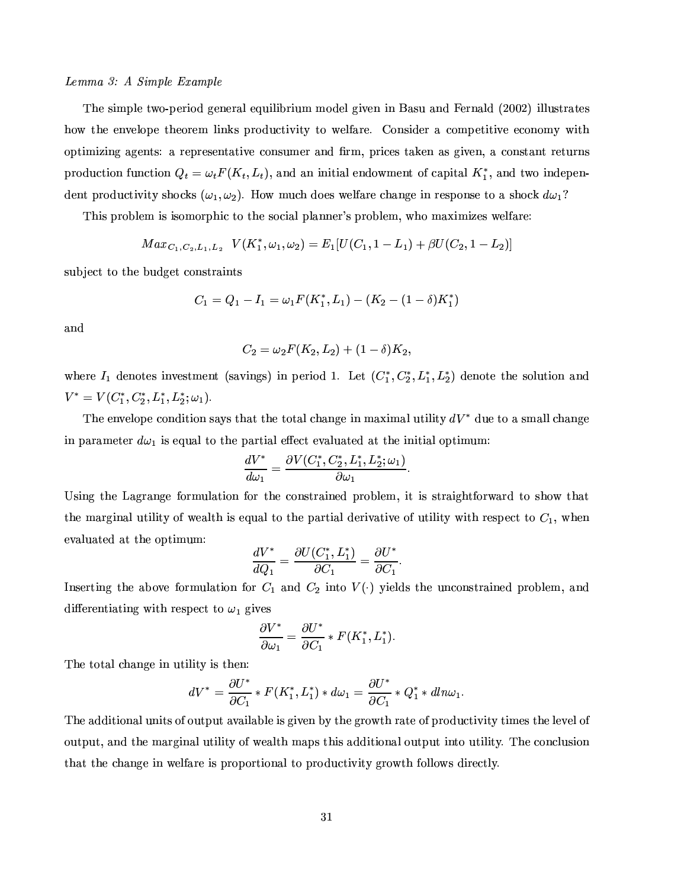*Lemma 3: A Simple Example*

The simple two-period general equilibrium model given in Basu and Fernald (2002) illustrates how the envelope theorem links productivity to welfare. Consider a competitive economy with optimizing agents: a representative consumer and firm, prices taken as given, a constant returns production function $Q_t = \omega_t F(K_t, L_t)$, and an initial endowment of capital $K_1^*$, and two independent productivity shocks $(\omega_1, \omega_2)$. How much does welfare change in response to a shock $d\omega_1$?

This problem is isomorphic to the social planner's problem, who maximizes welfare:

$$Max_{C_1, C_2, L_1, L_2} \;\; V(K_1^*, \omega_1, \omega_2) = E_1[U(C_1, 1 - L_1) + \beta U(C_2, 1 - L_2)]$$

subject to the budget constraints

$$C_1 = Q_1 - I_1 = \omega_1 F(K_1^*, L_1) - (K_2 - (1 - \delta)K_1^*)$$

and

$$C_2 = \omega_2 F(K_2, L_2) + (1 - \delta)K_2,$$

where $I_1$ denotes investment (savings) in period 1. Let $(C_1^*, C_2^*, L_1^*, L_2^*)$ denote the solution and $V^* = V(C_1^*, C_2^*, L_1^*, L_2^*; \omega_1)$.

The envelope condition says that the total change in maximal utility $dV^*$ due to a small change in parameter $d\omega_1$ is equal to the partial effect evaluated at the initial optimum:

$$\frac{dV^*}{d\omega_1} = \frac{\partial V(C_1^*, C_2^*, L_1^*, L_2^*; \omega_1)}{\partial \omega_1}.$$

Using the Lagrange formulation for the constrained problem, it is straightforward to show that the marginal utility of wealth is equal to the partial derivative of utility with respect to $C_1$, when evaluated at the optimum:

$$\frac{dV^*}{dQ_1} = \frac{\partial U(C_1^*, L_1^*)}{\partial C_1} = \frac{\partial U^*}{\partial C_1}.$$

Inserting the above formulation for $C_1$ and $C_2$ into $V(\cdot)$ yields the unconstrained problem, and differentiating with respect to $\omega_1$ gives

$$\frac{\partial V^*}{\partial \omega_1} = \frac{\partial U^*}{\partial C_1} * F(K_1^*, L_1^*).$$

The total change in utility is then:

$$dV^* = \frac{\partial U^*}{\partial C_1} * F(K_1^*, L_1^*) * d\omega_1 = \frac{\partial U^*}{\partial C_1} * Q_1^* * dln\omega_1.$$

The additional units of output available is given by the growth rate of productivity times the level of output, and the marginal utility of wealth maps this additional output into utility. The conclusion that the change in welfare is proportional to productivity growth follows directly.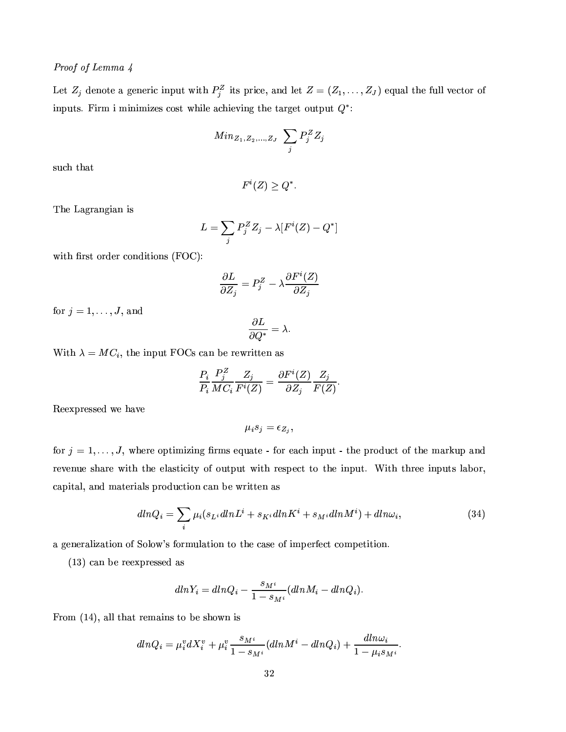*Proof of Lemma 4*

Let $Z_j$ denote a generic input with $P_j^Z$ its price, and let $Z = (Z_1, \ldots, Z_J)$ equal the full vector of inputs. Firm i minimizes cost while achieving the target output $Q^*$:

$$Min_{Z_1, Z_2, \ldots, Z_J} \; \sum_j P_j^Z Z_j$$

such that

$$F^i(Z) \geq Q^*.$$

The Lagrangian is

$$L = \sum_j P_j^Z Z_j - \lambda [F^i(Z) - Q^*]$$

with first order conditions (FOC):

$$\frac{\partial L}{\partial Z_j} = P_j^Z - \lambda \frac{\partial F^i(Z)}{\partial Z_j}$$

for $j = 1, \ldots, J$, and

$$\frac{\partial L}{\partial Q^*} = \lambda.$$

With $\lambda = MC_i$, the input FOCs can be rewritten as

$$\frac{P_i}{P_i} \frac{P_j^Z}{MC_i} \frac{Z_j}{F^i(Z)} = \frac{\partial F^i(Z)}{\partial Z_j} \frac{Z_j}{F(Z)}.$$

Reexpressed we have

$$\mu_i s_j = \epsilon_{Z_j},$$

for $j = 1, \ldots, J$, where optimizing firms equate - for each input - the product of the markup and revenue share with the elasticity of output with respect to the input. With three inputs labor, capital, and materials production can be written as

$$dlnQ_i = \sum_i \mu_i (s_{L^i} dlnL^i + s_{K^i} dlnK^i + s_{M^i} dlnM^i) + dln\omega_i, \tag{34}$$

a generalization of Solow's formulation to the case of imperfect competition.

(13) can be reexpressed as

$$dlnY_i = dlnQ_i - \frac{s_{M^i}}{1 - s_{M^i}} (dlnM_i - dlnQ_i).$$

From (14), all that remains to be shown is

$$dlnQ_i = \mu_i^v dX_i^v + \mu_i^v \frac{s_{M^i}}{1 - s_{M^i}} (dlnM^i - dlnQ_i) + \frac{dln\omega_i}{1 - \mu_i s_{M^i}}.$$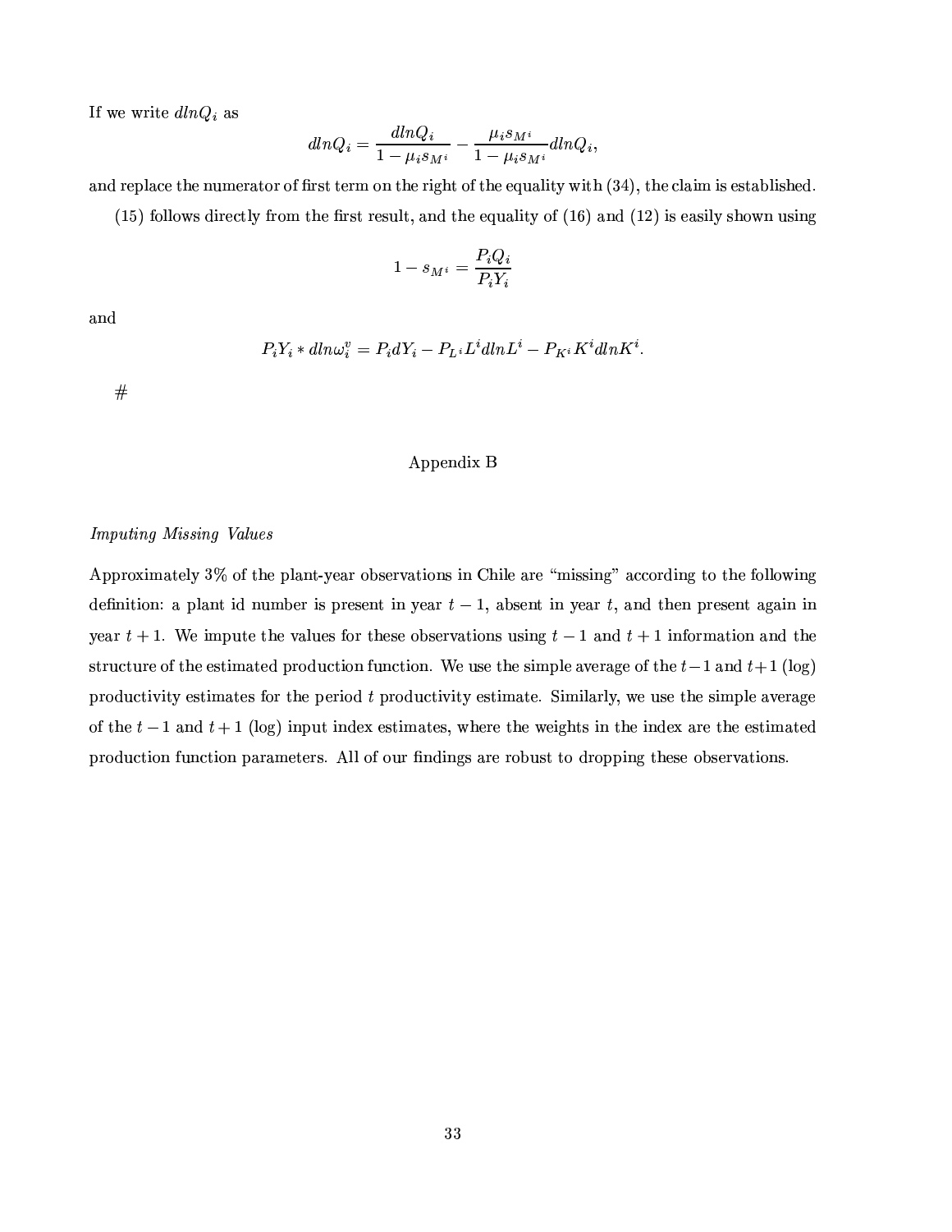If we write $dlnQ_i$ as

$$dlnQ_i = \frac{dlnQ_i}{1 - \mu_i s_{M^i}} - \frac{\mu_i s_{M^i}}{1 - \mu_i s_{M^i}} dlnQ_i,$$

and replace the numerator of first term on the right of the equality with (34), the claim is established.

(15) follows directly from the first result, and the equality of (16) and (12) is easily shown using

$$1 - s_{M^i} = \frac{P_i Q_i}{P_i Y_i}$$

and

$$P_i Y_i * dln\omega_i^v = P_i dY_i - P_{L^i} L^i dlnL^i - P_{K^i} K^i dlnK^i.$$

#

## Appendix B

*Imputing Missing Values*

Approximately 3% of the plant-year observations in Chile are "missing" according to the following definition: a plant id number is present in year $t-1$, absent in year $t$, and then present again in year $t+1$. We impute the values for these observations using $t-1$ and $t+1$ information and the structure of the estimated production function. We use the simple average of the $t-1$ and $t+1$ (log) productivity estimates for the period $t$ productivity estimate. Similarly, we use the simple average of the $t-1$ and $t+1$ (log) input index estimates, where the weights in the index are the estimated production function parameters. All of our findings are robust to dropping these observations.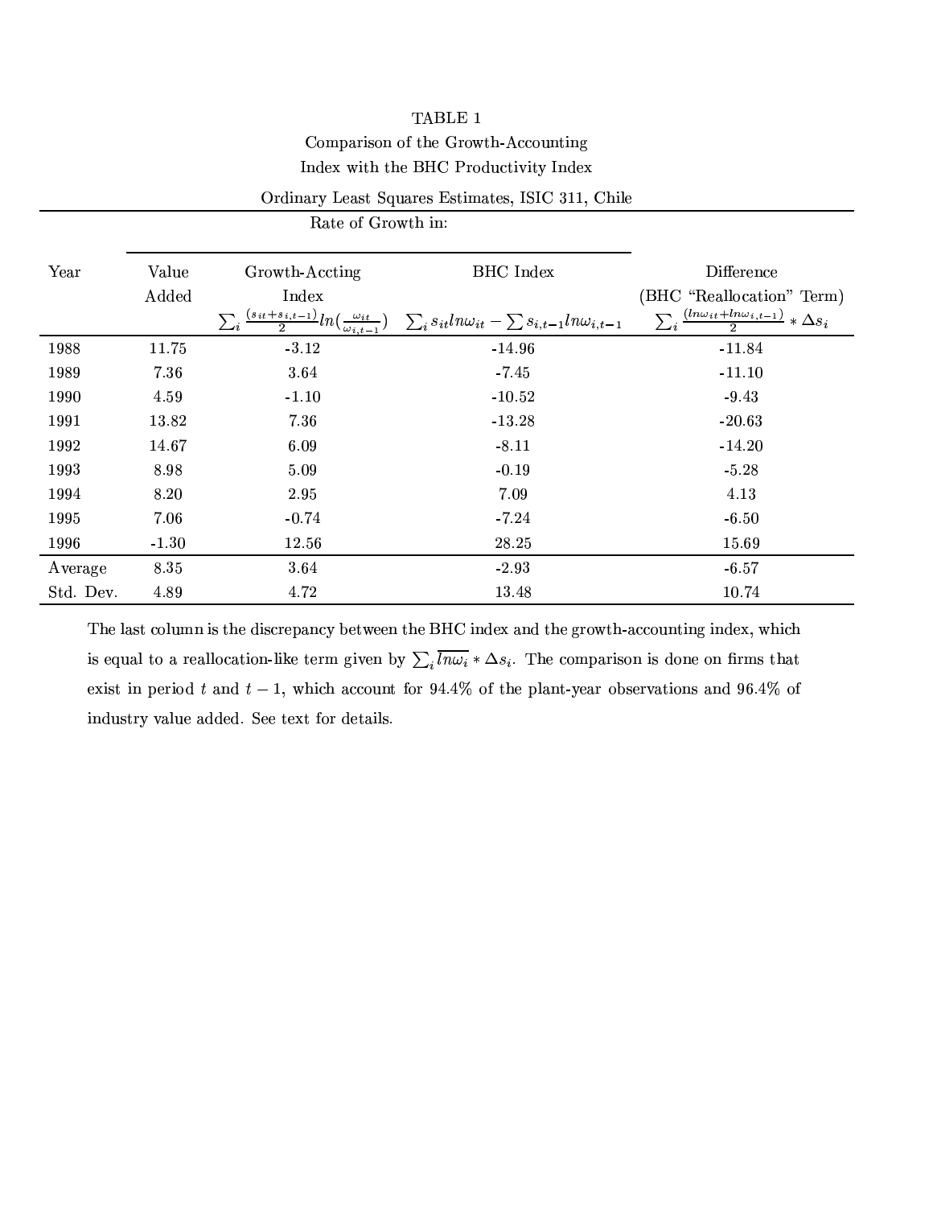TABLE 1

Comparison of the Growth-Accounting Index with the BHC Productivity Index

Ordinary Least Squares Estimates, ISIC 311, Chile

| Year | Rate of Growth in: Value Added | Growth-Accting Index $\sum_i \frac{(s_{it}+s_{i,t-1})}{2} ln(\frac{\omega_{it}}{\omega_{i,t-1}})$ | BHC Index $\sum_i s_{it} ln\omega_{it} - \sum s_{i,t-1} ln\omega_{i,t-1}$ | Difference (BHC "Reallocation" Term) $\sum_i \frac{(ln\omega_{it}+ln\omega_{i,t-1})}{2} * \Delta s_i$ |
|---|---|---|---|---|
| 1988 | 11.75 | -3.12 | -14.96 | -11.84 |
| 1989 | 7.36 | 3.64 | -7.45 | -11.10 |
| 1990 | 4.59 | -1.10 | -10.52 | -9.43 |
| 1991 | 13.82 | 7.36 | -13.28 | -20.63 |
| 1992 | 14.67 | 6.09 | -8.11 | -14.20 |
| 1993 | 8.98 | 5.09 | -0.19 | -5.28 |
| 1994 | 8.20 | 2.95 | 7.09 | 4.13 |
| 1995 | 7.06 | -0.74 | -7.24 | -6.50 |
| 1996 | -1.30 | 12.56 | 28.25 | 15.69 |
| Average | 8.35 | 3.64 | -2.93 | -6.57 |
| Std. Dev. | 4.89 | 4.72 | 13.48 | 10.74 |

The last column is the discrepancy between the BHC index and the growth-accounting index, which is equal to a reallocation-like term given by $\sum_i \overline{ln\omega_i} * \Delta s_i$. The comparison is done on firms that exist in period $t$ and $t-1$, which account for 94.4% of the plant-year observations and 96.4% of industry value added. See text for details.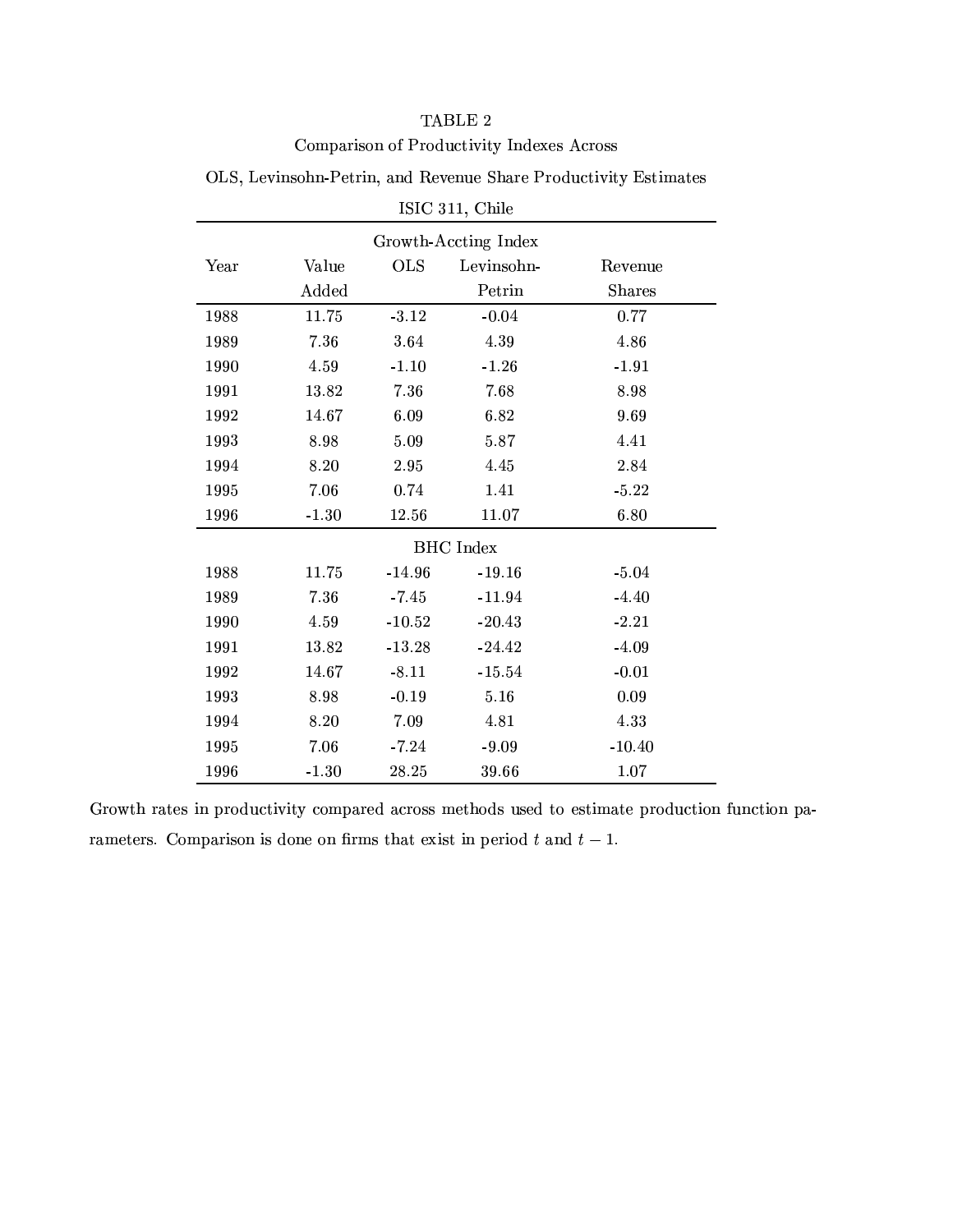TABLE 2

Comparison of Productivity Indexes Across

OLS, Levinsohn-Petrin, and Revenue Share Productivity Estimates

ISIC 311, Chile

| Year | Value Added | OLS | Levinsohn-Petrin | Revenue Shares |
|---|---|---|---|---|
| | | Growth-Accting Index | | |
| 1988 | 11.75 | -3.12 | -0.04 | 0.77 |
| 1989 | 7.36 | 3.64 | 4.39 | 4.86 |
| 1990 | 4.59 | -1.10 | -1.26 | -1.91 |
| 1991 | 13.82 | 7.36 | 7.68 | 8.98 |
| 1992 | 14.67 | 6.09 | 6.82 | 9.69 |
| 1993 | 8.98 | 5.09 | 5.87 | 4.41 |
| 1994 | 8.20 | 2.95 | 4.45 | 2.84 |
| 1995 | 7.06 | 0.74 | 1.41 | -5.22 |
| 1996 | -1.30 | 12.56 | 11.07 | 6.80 |
| | | BHC Index | | |
| 1988 | 11.75 | -14.96 | -19.16 | -5.04 |
| 1989 | 7.36 | -7.45 | -11.94 | -4.40 |
| 1990 | 4.59 | -10.52 | -20.43 | -2.21 |
| 1991 | 13.82 | -13.28 | -24.42 | -4.09 |
| 1992 | 14.67 | -8.11 | -15.54 | -0.01 |
| 1993 | 8.98 | -0.19 | 5.16 | 0.09 |
| 1994 | 8.20 | 7.09 | 4.81 | 4.33 |
| 1995 | 7.06 | -7.24 | -9.09 | -10.40 |
| 1996 | -1.30 | 28.25 | 39.66 | 1.07 |

Growth rates in productivity compared across methods used to estimate production function parameters. Comparison is done on firms that exist in period $t$ and $t-1$.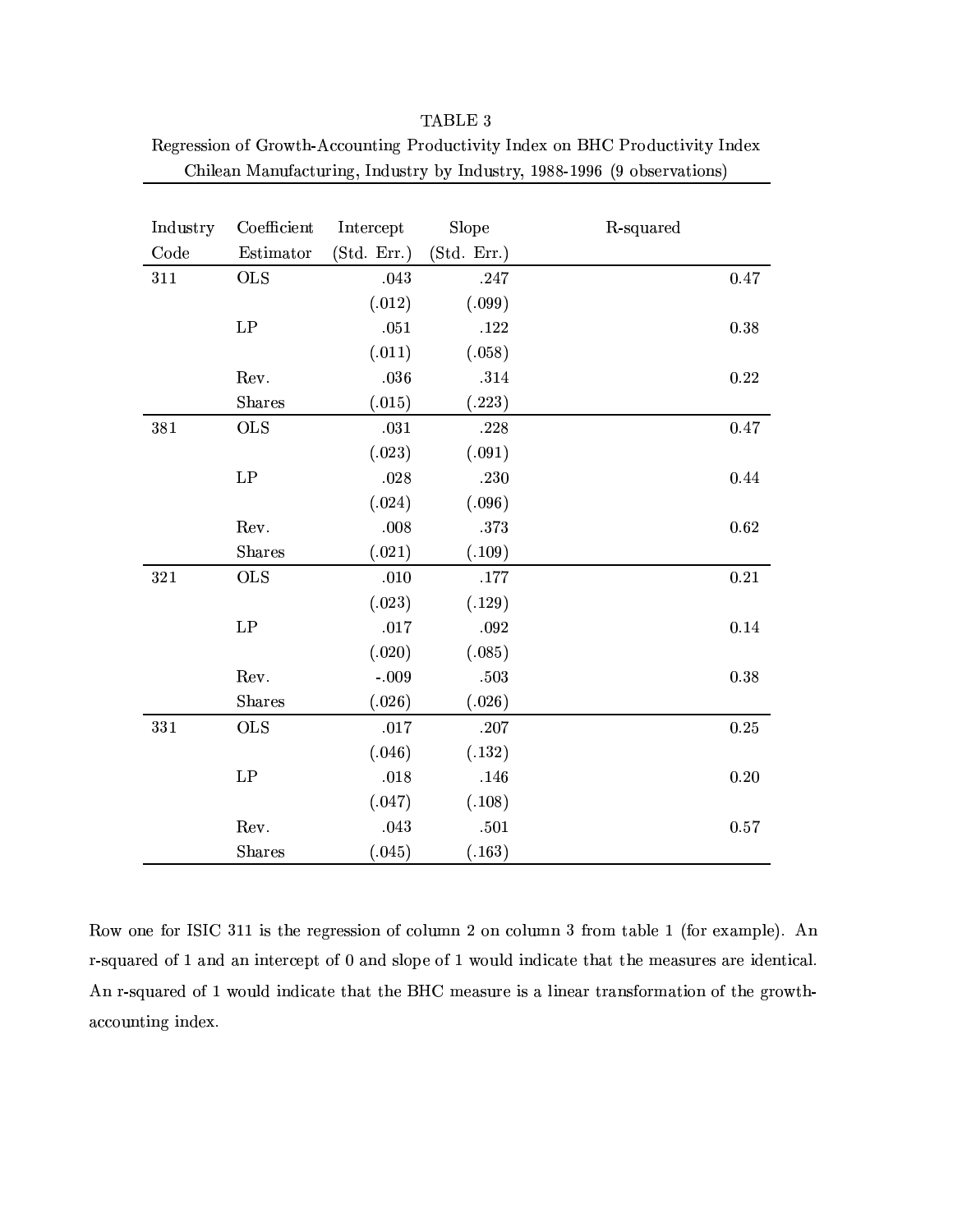TABLE 3

Regression of Growth-Accounting Productivity Index on BHC Productivity Index
Chilean Manufacturing, Industry by Industry, 1988-1996 (9 observations)

| Industry Code | Coefficient Estimator | Intercept (Std. Err.) | Slope (Std. Err.) | R-squared |
|---|---|---|---|---|
| 311 | OLS | .043 | .247 | 0.47 |
| | | (.012) | (.099) | |
| | LP | .051 | .122 | 0.38 |
| | | (.011) | (.058) | |
| | Rev. | .036 | .314 | 0.22 |
| | Shares | (.015) | (.223) | |
| 381 | OLS | .031 | .228 | 0.47 |
| | | (.023) | (.091) | |
| | LP | .028 | .230 | 0.44 |
| | | (.024) | (.096) | |
| | Rev. | .008 | .373 | 0.62 |
| | Shares | (.021) | (.109) | |
| 321 | OLS | .010 | .177 | 0.21 |
| | | (.023) | (.129) | |
| | LP | .017 | .092 | 0.14 |
| | | (.020) | (.085) | |
| | Rev. | -.009 | .503 | 0.38 |
| | Shares | (.026) | (.026) | |
| 331 | OLS | .017 | .207 | 0.25 |
| | | (.046) | (.132) | |
| | LP | .018 | .146 | 0.20 |
| | | (.047) | (.108) | |
| | Rev. | .043 | .501 | 0.57 |
| | Shares | (.045) | (.163) | |

Row one for ISIC 311 is the regression of column 2 on column 3 from table 1 (for example). An r-squared of 1 and an intercept of 0 and slope of 1 would indicate that the measures are identical. An r-squared of 1 would indicate that the BHC measure is a linear transformation of the growth-accounting index.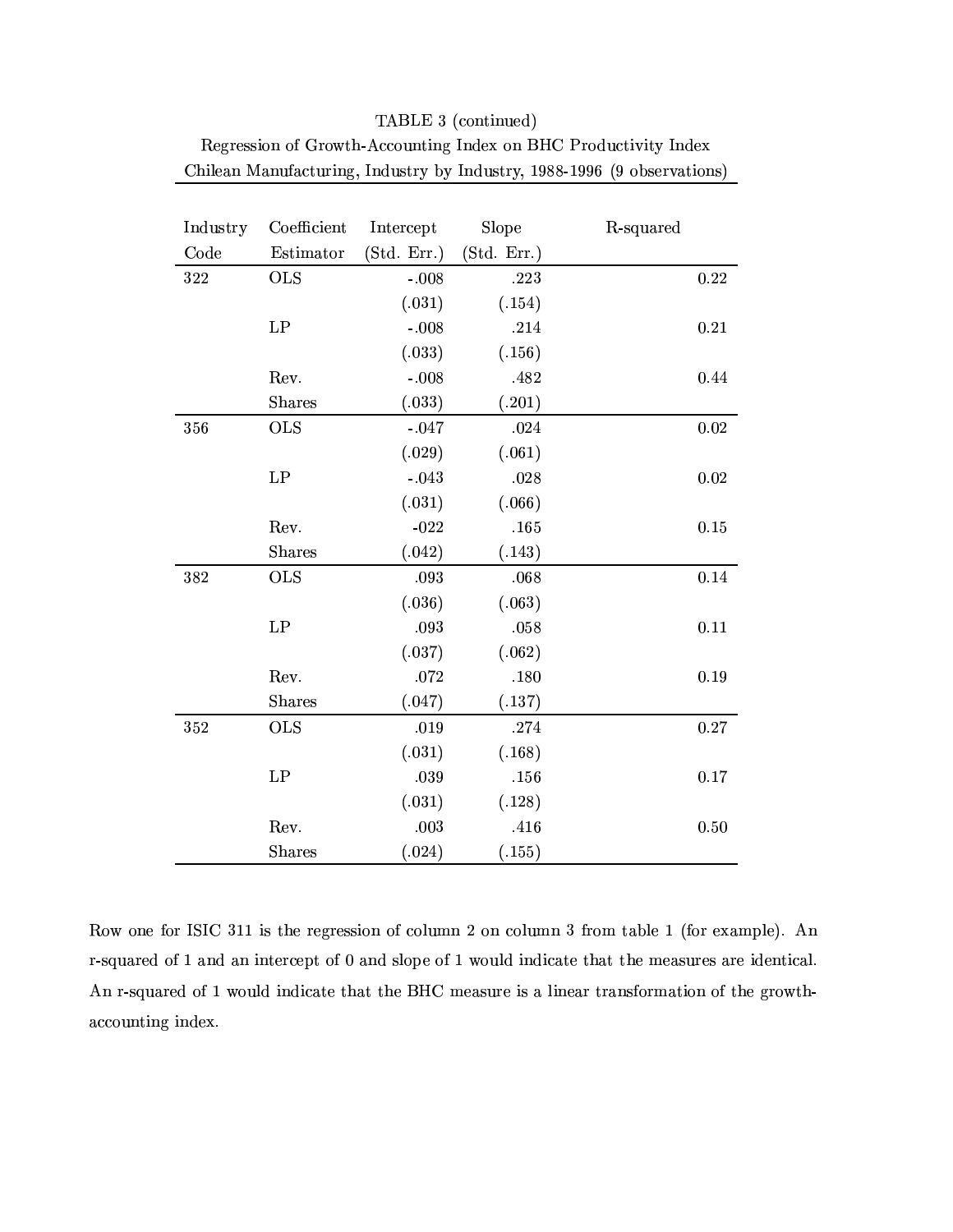TABLE 3 (continued)

Regression of Growth-Accounting Index on BHC Productivity Index

Chilean Manufacturing, Industry by Industry, 1988-1996 (9 observations)

| Industry Code | Coefficient Estimator | Intercept (Std. Err.) | Slope (Std. Err.) | R-squared |
|---|---|---|---|---|
| 322 | OLS | -.008 | .223 | 0.22 |
| | | (.031) | (.154) | |
| | LP | -.008 | .214 | 0.21 |
| | | (.033) | (.156) | |
| | Rev. | -.008 | .482 | 0.44 |
| | Shares | (.033) | (.201) | |
| 356 | OLS | -.047 | .024 | 0.02 |
| | | (.029) | (.061) | |
| | LP | -.043 | .028 | 0.02 |
| | | (.031) | (.066) | |
| | Rev. | -022 | .165 | 0.15 |
| | Shares | (.042) | (.143) | |
| 382 | OLS | .093 | .068 | 0.14 |
| | | (.036) | (.063) | |
| | LP | .093 | .058 | 0.11 |
| | | (.037) | (.062) | |
| | Rev. | .072 | .180 | 0.19 |
| | Shares | (.047) | (.137) | |
| 352 | OLS | .019 | .274 | 0.27 |
| | | (.031) | (.168) | |
| | LP | .039 | .156 | 0.17 |
| | | (.031) | (.128) | |
| | Rev. | .003 | .416 | 0.50 |
| | Shares | (.024) | (.155) | |

Row one for ISIC 311 is the regression of column 2 on column 3 from table 1 (for example). An r-squared of 1 and an intercept of 0 and slope of 1 would indicate that the measures are identical. An r-squared of 1 would indicate that the BHC measure is a linear transformation of the growth-accounting index.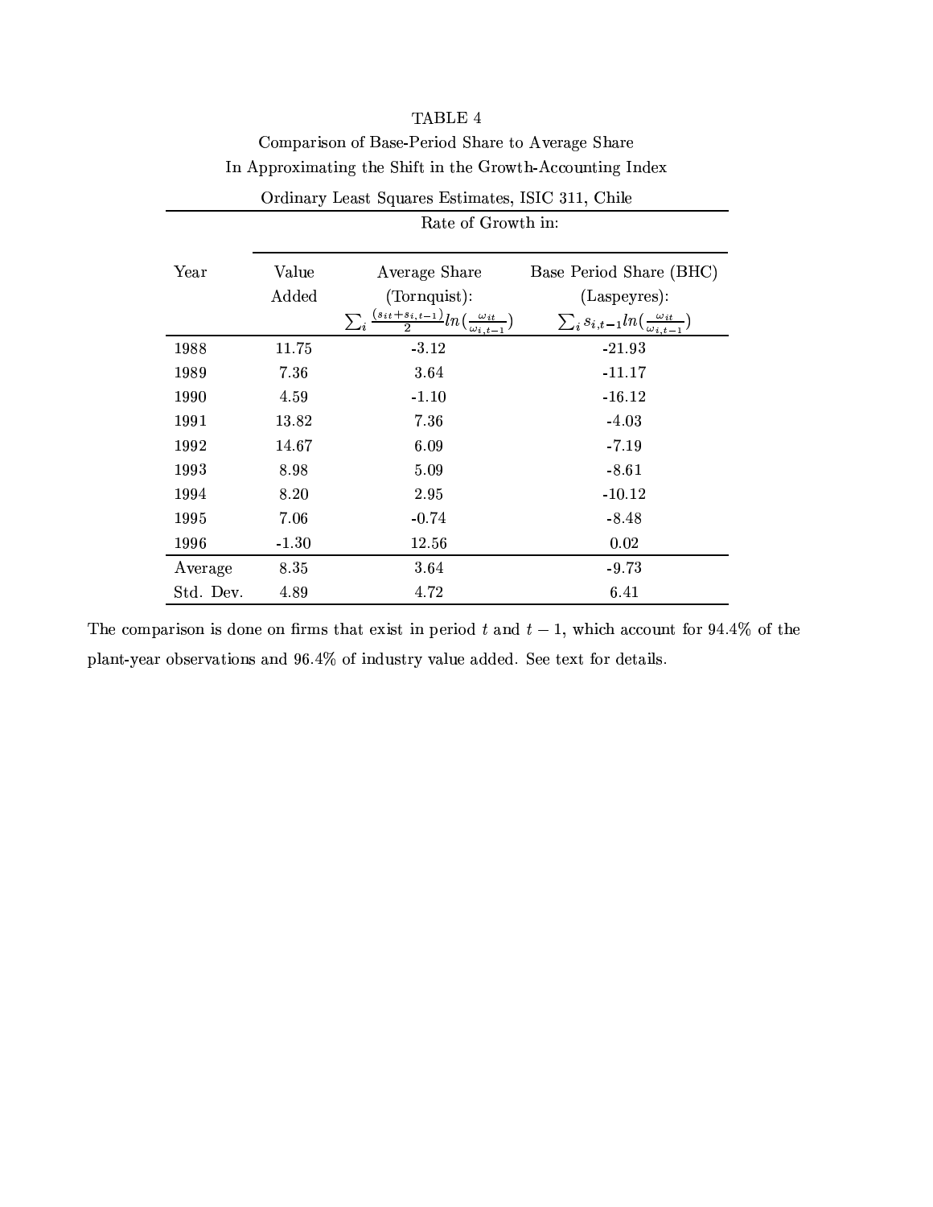TABLE 4

Comparison of Base-Period Share to Average Share

In Approximating the Shift in the Growth-Accounting Index

Ordinary Least Squares Estimates, ISIC 311, Chile

| Year | Rate of Growth in: | | |
|---|---|---|---|
| | Value Added | Average Share (Tornquist): $\sum_i \frac{(s_{it}+s_{i,t-1})}{2} ln(\frac{\omega_{it}}{\omega_{i,t-1}})$ | Base Period Share (BHC) (Laspeyres): $\sum_i s_{i,t-1} ln(\frac{\omega_{it}}{\omega_{i,t-1}})$ |
| 1988 | 11.75 | -3.12 | -21.93 |
| 1989 | 7.36 | 3.64 | -11.17 |
| 1990 | 4.59 | -1.10 | -16.12 |
| 1991 | 13.82 | 7.36 | -4.03 |
| 1992 | 14.67 | 6.09 | -7.19 |
| 1993 | 8.98 | 5.09 | -8.61 |
| 1994 | 8.20 | 2.95 | -10.12 |
| 1995 | 7.06 | -0.74 | -8.48 |
| 1996 | -1.30 | 12.56 | 0.02 |
| Average | 8.35 | 3.64 | -9.73 |
| Std. Dev. | 4.89 | 4.72 | 6.41 |

The comparison is done on firms that exist in period $t$ and $t-1$, which account for 94.4% of the plant-year observations and 96.4% of industry value added. See text for details.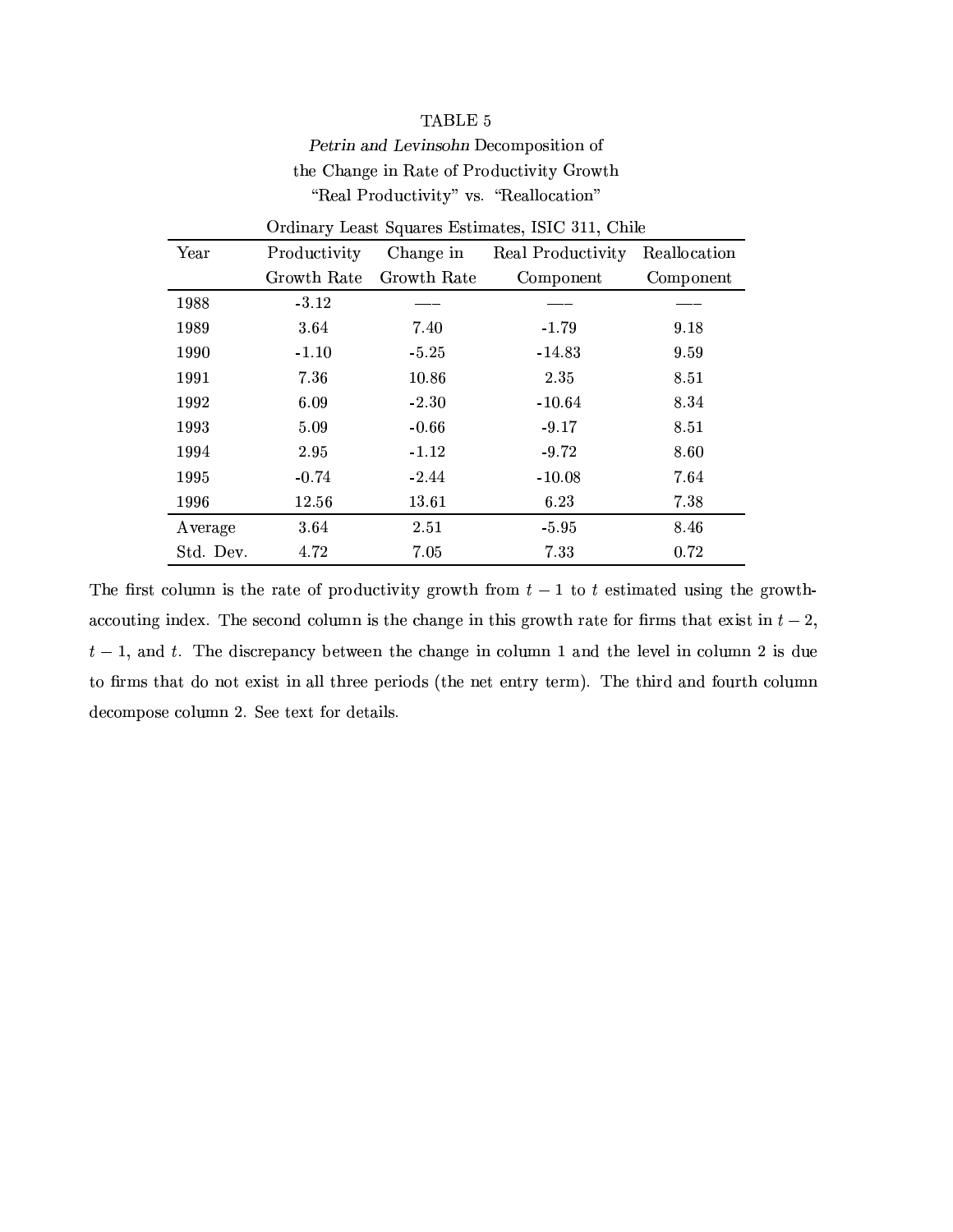TABLE 5

*Petrin and Levinsohn* Decomposition of the Change in Rate of Productivity Growth "Real Productivity" vs. "Reallocation"

Ordinary Least Squares Estimates, ISIC 311, Chile

| Year | Productivity Growth Rate | Change in Growth Rate | Real Productivity Component | Reallocation Component |
|---|---|---|---|---|
| 1988 | -3.12 | —– | —– | —– |
| 1989 | 3.64 | 7.40 | -1.79 | 9.18 |
| 1990 | -1.10 | -5.25 | -14.83 | 9.59 |
| 1991 | 7.36 | 10.86 | 2.35 | 8.51 |
| 1992 | 6.09 | -2.30 | -10.64 | 8.34 |
| 1993 | 5.09 | -0.66 | -9.17 | 8.51 |
| 1994 | 2.95 | -1.12 | -9.72 | 8.60 |
| 1995 | -0.74 | -2.44 | -10.08 | 7.64 |
| 1996 | 12.56 | 13.61 | 6.23 | 7.38 |
| Average | 3.64 | 2.51 | -5.95 | 8.46 |
| Std. Dev. | 4.72 | 7.05 | 7.33 | 0.72 |

The first column is the rate of productivity growth from $t-1$ to $t$ estimated using the growth-accouting index. The second column is the change in this growth rate for firms that exist in $t-2$, $t-1$, and $t$. The discrepancy between the change in column 1 and the level in column 2 is due to firms that do not exist in all three periods (the net entry term). The third and fourth column decompose column 2. See text for details.